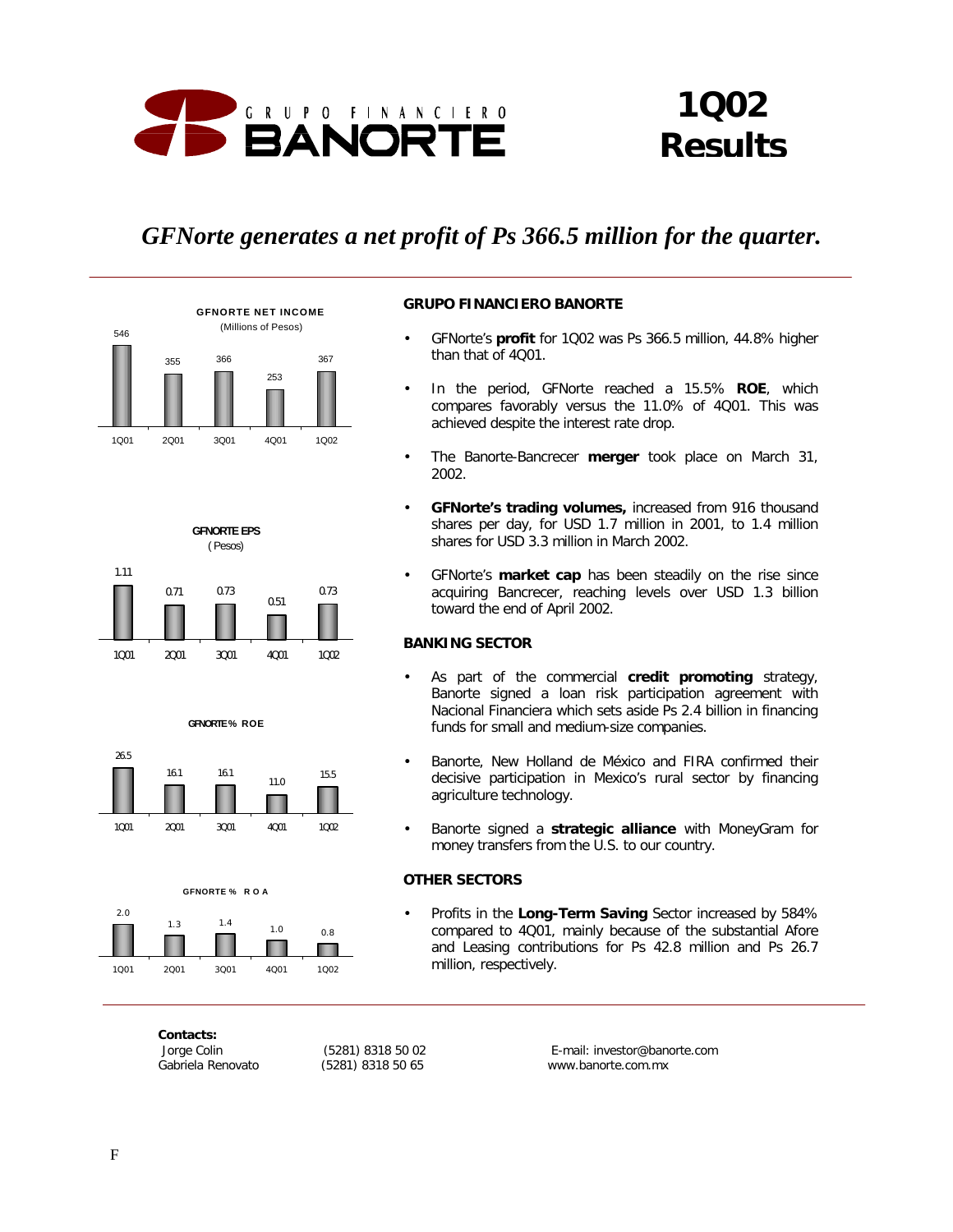# 1Q02 Results

## *GFNorte generates a net profit of Ps 366.5 million for the quarter.*

**GFNORTE NET INCOME** (Millions of Pesos)

| 1Q01 | 2Q01 | 3Q01 | 4Q01 | 1Q02 |
|---|---|---|---|---|
| 546 | 355 | 366 | 253 | 367 |

**GFNORTE EPS** (Pesos)

| 1Q01 | 2Q01 | 3Q01 | 4Q01 | 1Q02 |
|---|---|---|---|---|
| 1.11 | 0.71 | 0.73 | 0.51 | 0.73 |

**GFNORTE % ROE**

| 1Q01 | 2Q01 | 3Q01 | 4Q01 | 1Q02 |
|---|---|---|---|---|
| 26.5 | 16.1 | 16.1 | 11.0 | 15.5 |

**GFNORTE % ROA**

| 1Q01 | 2Q01 | 3Q01 | 4Q01 | 1Q02 |
|---|---|---|---|---|
| 2.0 | 1.3 | 1.4 | 1.0 | 0.8 |

### GRUPO FINANCIERO BANORTE

- GFNorte's **profit** for 1Q02 was Ps 366.5 million, 44.8% higher than that of 4Q01.
- In the period, GFNorte reached a 15.5% **ROE**, which compares favorably versus the 11.0% of 4Q01. This was achieved despite the interest rate drop.
- The Banorte-Bancrecer **merger** took place on March 31, 2002.
- **GFNorte's trading volumes,** increased from 916 thousand shares per day, for USD 1.7 million in 2001, to 1.4 million shares for USD 3.3 million in March 2002.
- GFNorte's **market cap** has been steadily on the rise since acquiring Bancrecer, reaching levels over USD 1.3 billion toward the end of April 2002.

### BANKING SECTOR

- As part of the commercial **credit promoting** strategy, Banorte signed a loan risk participation agreement with Nacional Financiera which sets aside Ps 2.4 billion in financing funds for small and medium-size companies.
- Banorte, New Holland de México and FIRA confirmed their decisive participation in Mexico's rural sector by financing agriculture technology.
- Banorte signed a **strategic alliance** with MoneyGram for money transfers from the U.S. to our country.

### OTHER SECTORS

- Profits in the **Long-Term Saving** Sector increased by 584% compared to 4Q01, mainly because of the substantial Afore and Leasing contributions for Ps 42.8 million and Ps 26.7 million, respectively.

**Contacts:**

| | | |
|---|---|---|
| Jorge Colin | (5281) 8318 50 02 | E-mail: investor@banorte.com |
| Gabriela Renovato | (5281) 8318 50 65 | www.banorte.com.mx |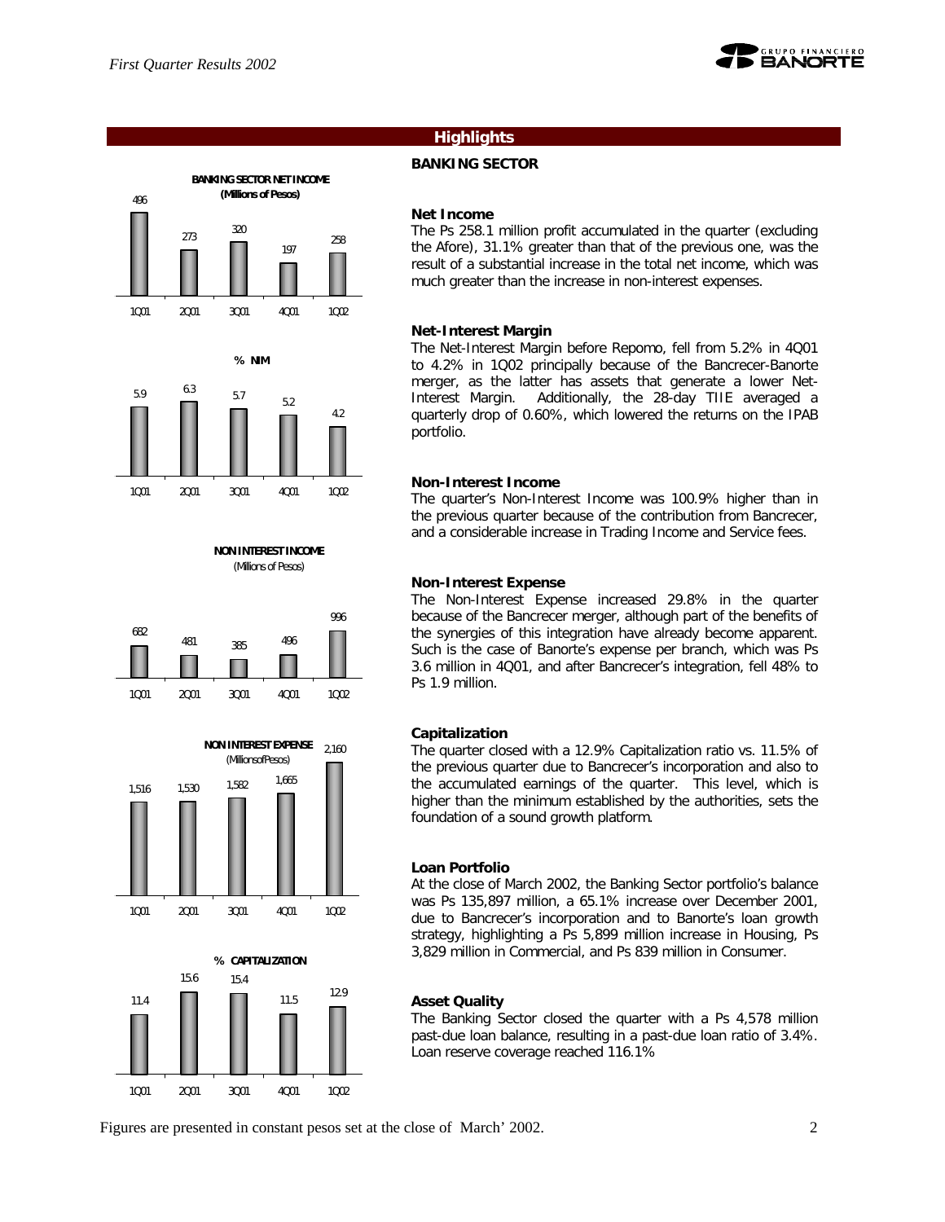## Highlights

### BANKING SECTOR

**BANKING SECTOR NET INCOME (Millions of Pesos)**

| 1Q01 | 2Q01 | 3Q01 | 4Q01 | 1Q02 |
|---|---|---|---|---|
| 496 | 273 | 320 | 197 | 258 |

**% NIM**

| 1Q01 | 2Q01 | 3Q01 | 4Q01 | 1Q02 |
|---|---|---|---|---|
| 5.9 | 6.3 | 5.7 | 5.2 | 4.2 |

**NON INTEREST INCOME (Millions of Pesos)**

| 1Q01 | 2Q01 | 3Q01 | 4Q01 | 1Q02 |
|---|---|---|---|---|
| 682 | 481 | 385 | 496 | 996 |

**NON INTEREST EXPENSE (Millions of Pesos)**

| 1Q01 | 2Q01 | 3Q01 | 4Q01 | 1Q02 |
|---|---|---|---|---|
| 1,516 | 1,530 | 1,582 | 1,665 | 2,160 |

**% CAPITALIZATION**

| 1Q01 | 2Q01 | 3Q01 | 4Q01 | 1Q02 |
|---|---|---|---|---|
| 11.4 | 15.6 | 15.4 | 11.5 | 12.9 |

**Net Income**

The Ps 258.1 million profit accumulated in the quarter (excluding the Afore), 31.1% greater than that of the previous one, was the result of a substantial increase in the total net income, which was much greater than the increase in non-interest expenses.

**Net-Interest Margin**

The Net-Interest Margin before Repomo, fell from 5.2% in 4Q01 to 4.2% in 1Q02 principally because of the Bancrecer-Banorte merger, as the latter has assets that generate a lower Net-Interest Margin. Additionally, the 28-day TIIE averaged a quarterly drop of 0.60%, which lowered the returns on the IPAB portfolio.

**Non-Interest Income**

The quarter's Non-Interest Income was 100.9% higher than in the previous quarter because of the contribution from Bancrecer, and a considerable increase in Trading Income and Service fees.

**Non-Interest Expense**

The Non-Interest Expense increased 29.8% in the quarter because of the Bancrecer merger, although part of the benefits of the synergies of this integration have already become apparent. Such is the case of Banorte's expense per branch, which was Ps 3.6 million in 4Q01, and after Bancrecer's integration, fell 48% to Ps 1.9 million.

**Capitalization**

The quarter closed with a 12.9% Capitalization ratio vs. 11.5% of the previous quarter due to Bancrecer's incorporation and also to the accumulated earnings of the quarter. This level, which is higher than the minimum established by the authorities, sets the foundation of a sound growth platform.

**Loan Portfolio**

At the close of March 2002, the Banking Sector portfolio's balance was Ps 135,897 million, a 65.1% increase over December 2001, due to Bancrecer's incorporation and to Banorte's loan growth strategy, highlighting a Ps 5,899 million increase in Housing, Ps 3,829 million in Commercial, and Ps 839 million in Consumer.

**Asset Quality**

The Banking Sector closed the quarter with a Ps 4,578 million past-due loan balance, resulting in a past-due loan ratio of 3.4%. Loan reserve coverage reached 116.1%

Figures are presented in constant pesos set at the close of March' 2002.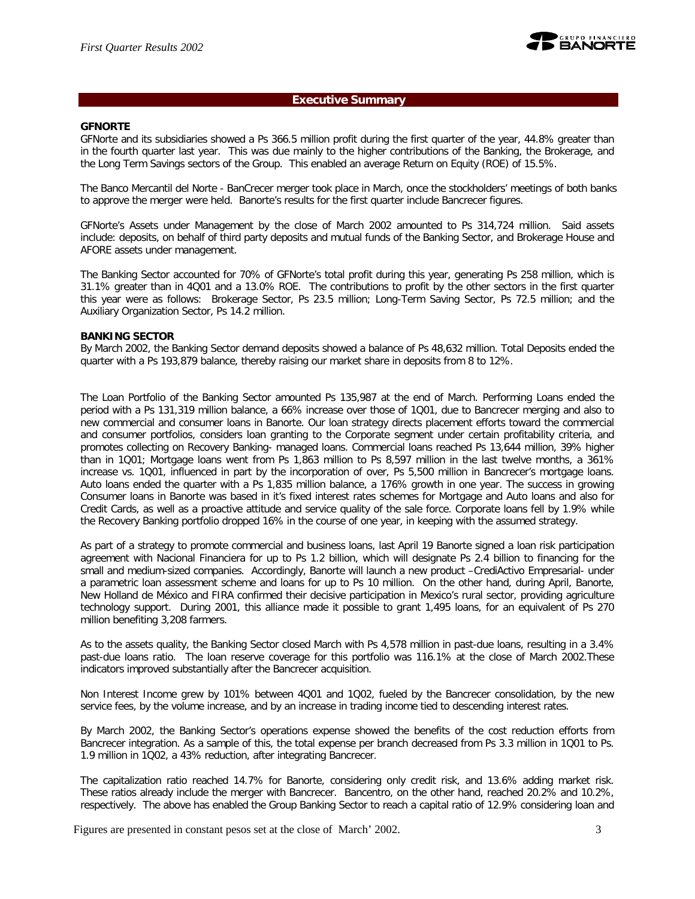## Executive Summary

**GFNORTE**

GFNorte and its subsidiaries showed a Ps 366.5 million profit during the first quarter of the year, 44.8% greater than in the fourth quarter last year. This was due mainly to the higher contributions of the Banking, the Brokerage, and the Long Term Savings sectors of the Group. This enabled an average Return on Equity (ROE) of 15.5%.

The Banco Mercantil del Norte - BanCrecer merger took place in March, once the stockholders' meetings of both banks to approve the merger were held. Banorte's results for the first quarter include Bancrecer figures.

GFNorte's Assets under Management by the close of March 2002 amounted to Ps 314,724 million. Said assets include: deposits, on behalf of third party deposits and mutual funds of the Banking Sector, and Brokerage House and AFORE assets under management.

The Banking Sector accounted for 70% of GFNorte's total profit during this year, generating Ps 258 million, which is 31.1% greater than in 4Q01 and a 13.0% ROE. The contributions to profit by the other sectors in the first quarter this year were as follows: Brokerage Sector, Ps 23.5 million; Long-Term Saving Sector, Ps 72.5 million; and the Auxiliary Organization Sector, Ps 14.2 million.

**BANKING SECTOR**

By March 2002, the Banking Sector demand deposits showed a balance of Ps 48,632 million. Total Deposits ended the quarter with a Ps 193,879 balance, thereby raising our market share in deposits from 8 to 12%.

The Loan Portfolio of the Banking Sector amounted Ps 135,987 at the end of March. Performing Loans ended the period with a Ps 131,319 million balance, a 66% increase over those of 1Q01, due to Bancrecer merging and also to new commercial and consumer loans in Banorte. Our loan strategy directs placement efforts toward the commercial and consumer portfolios, considers loan granting to the Corporate segment under certain profitability criteria, and promotes collecting on Recovery Banking- managed loans. Commercial loans reached Ps 13,644 million, 39% higher than in 1Q01; Mortgage loans went from Ps 1,863 million to Ps 8,597 million in the last twelve months, a 361% increase vs. 1Q01, influenced in part by the incorporation of over, Ps 5,500 million in Bancrecer's mortgage loans. Auto loans ended the quarter with a Ps 1,835 million balance, a 176% growth in one year. The success in growing Consumer loans in Banorte was based in it's fixed interest rates schemes for Mortgage and Auto loans and also for Credit Cards, as well as a proactive attitude and service quality of the sale force. Corporate loans fell by 1.9% while the Recovery Banking portfolio dropped 16% in the course of one year, in keeping with the assumed strategy.

As part of a strategy to promote commercial and business loans, last April 19 Banorte signed a loan risk participation agreement with Nacional Financiera for up to Ps 1.2 billion, which will designate Ps 2.4 billion to financing for the small and medium-sized companies. Accordingly, Banorte will launch a new product –CrediActivo Empresarial- under a parametric loan assessment scheme and loans for up to Ps 10 million. On the other hand, during April, Banorte, New Holland de México and FIRA confirmed their decisive participation in Mexico's rural sector, providing agriculture technology support. During 2001, this alliance made it possible to grant 1,495 loans, for an equivalent of Ps 270 million benefiting 3,208 farmers.

As to the assets quality, the Banking Sector closed March with Ps 4,578 million in past-due loans, resulting in a 3.4% past-due loans ratio. The loan reserve coverage for this portfolio was 116.1% at the close of March 2002.These indicators improved substantially after the Bancrecer acquisition.

Non Interest Income grew by 101% between 4Q01 and 1Q02, fueled by the Bancrecer consolidation, by the new service fees, by the volume increase, and by an increase in trading income tied to descending interest rates.

By March 2002, the Banking Sector's operations expense showed the benefits of the cost reduction efforts from Bancrecer integration. As a sample of this, the total expense per branch decreased from Ps 3.3 million in 1Q01 to Ps. 1.9 million in 1Q02, a 43% reduction, after integrating Bancrecer.

The capitalization ratio reached 14.7% for Banorte, considering only credit risk, and 13.6% adding market risk. These ratios already include the merger with Bancrecer. Bancentro, on the other hand, reached 20.2% and 10.2%, respectively. The above has enabled the Group Banking Sector to reach a capital ratio of 12.9% considering loan and

Figures are presented in constant pesos set at the close of March' 2002.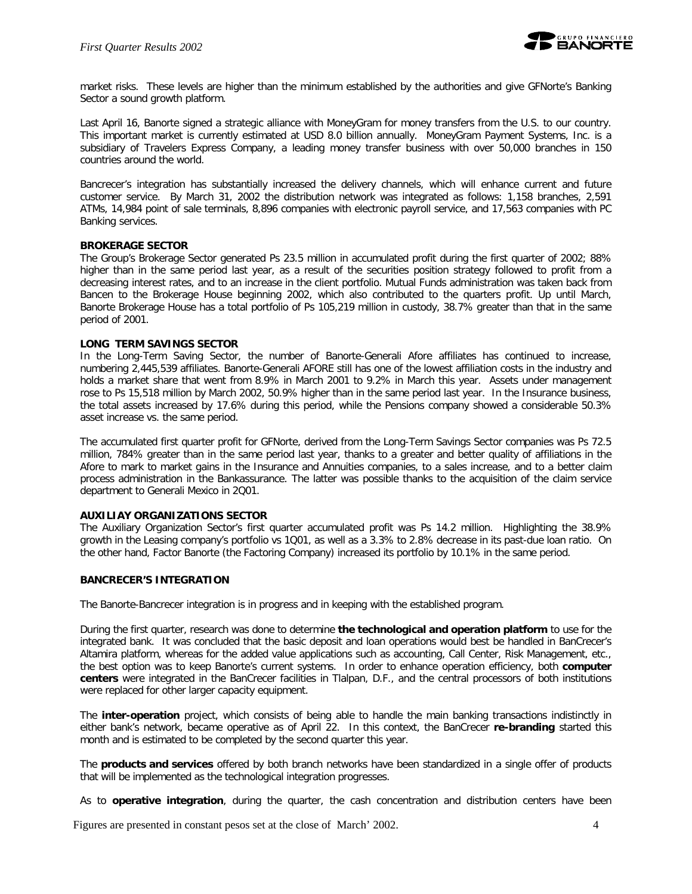market risks. These levels are higher than the minimum established by the authorities and give GFNorte's Banking Sector a sound growth platform.

Last April 16, Banorte signed a strategic alliance with MoneyGram for money transfers from the U.S. to our country. This important market is currently estimated at USD 8.0 billion annually. MoneyGram Payment Systems, Inc. is a subsidiary of Travelers Express Company, a leading money transfer business with over 50,000 branches in 150 countries around the world.

Bancrecer's integration has substantially increased the delivery channels, which will enhance current and future customer service. By March 31, 2002 the distribution network was integrated as follows: 1,158 branches, 2,591 ATMs, 14,984 point of sale terminals, 8,896 companies with electronic payroll service, and 17,563 companies with PC Banking services.

**BROKERAGE SECTOR**

The Group's Brokerage Sector generated Ps 23.5 million in accumulated profit during the first quarter of 2002; 88% higher than in the same period last year, as a result of the securities position strategy followed to profit from a decreasing interest rates, and to an increase in the client portfolio. Mutual Funds administration was taken back from Bancen to the Brokerage House beginning 2002, which also contributed to the quarters profit. Up until March, Banorte Brokerage House has a total portfolio of Ps 105,219 million in custody, 38.7% greater than that in the same period of 2001.

**LONG TERM SAVINGS SECTOR**

In the Long-Term Saving Sector, the number of Banorte-Generali Afore affiliates has continued to increase, numbering 2,445,539 affiliates. Banorte-Generali AFORE still has one of the lowest affiliation costs in the industry and holds a market share that went from 8.9% in March 2001 to 9.2% in March this year. Assets under management rose to Ps 15,518 million by March 2002, 50.9% higher than in the same period last year. In the Insurance business, the total assets increased by 17.6% during this period, while the Pensions company showed a considerable 50.3% asset increase vs. the same period.

The accumulated first quarter profit for GFNorte, derived from the Long-Term Savings Sector companies was Ps 72.5 million, 784% greater than in the same period last year, thanks to a greater and better quality of affiliations in the Afore to mark to market gains in the Insurance and Annuities companies, to a sales increase, and to a better claim process administration in the Bankassurance. The latter was possible thanks to the acquisition of the claim service department to Generali Mexico in 2Q01.

**AUXILIAY ORGANIZATIONS SECTOR**

The Auxiliary Organization Sector's first quarter accumulated profit was Ps 14.2 million. Highlighting the 38.9% growth in the Leasing company's portfolio vs 1Q01, as well as a 3.3% to 2.8% decrease in its past-due loan ratio. On the other hand, Factor Banorte (the Factoring Company) increased its portfolio by 10.1% in the same period.

**BANCRECER'S INTEGRATION**

The Banorte-Bancrecer integration is in progress and in keeping with the established program.

During the first quarter, research was done to determine **the technological and operation platform** to use for the integrated bank. It was concluded that the basic deposit and loan operations would best be handled in BanCrecer's Altamira platform, whereas for the added value applications such as accounting, Call Center, Risk Management, etc., the best option was to keep Banorte's current systems. In order to enhance operation efficiency, both **computer centers** were integrated in the BanCrecer facilities in Tlalpan, D.F., and the central processors of both institutions were replaced for other larger capacity equipment.

The **inter-operation** project, which consists of being able to handle the main banking transactions indistinctly in either bank's network, became operative as of April 22. In this context, the BanCrecer **re-branding** started this month and is estimated to be completed by the second quarter this year.

The **products and services** offered by both branch networks have been standardized in a single offer of products that will be implemented as the technological integration progresses.

As to **operative integration**, during the quarter, the cash concentration and distribution centers have been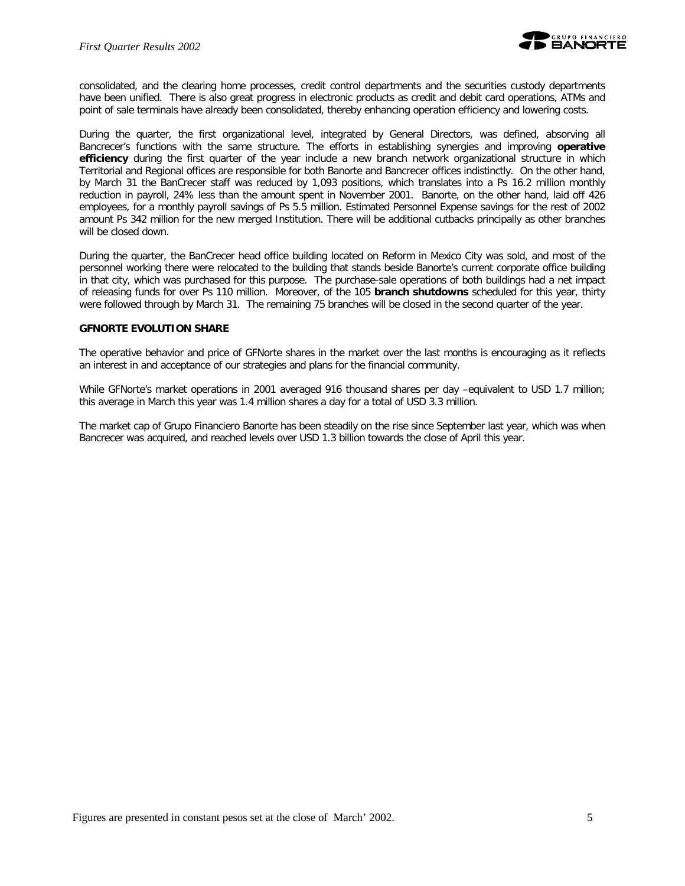consolidated, and the clearing home processes, credit control departments and the securities custody departments have been unified. There is also great progress in electronic products as credit and debit card operations, ATMs and point of sale terminals have already been consolidated, thereby enhancing operation efficiency and lowering costs.

During the quarter, the first organizational level, integrated by General Directors, was defined, absorving all Bancrecer's functions with the same structure. The efforts in establishing synergies and improving **operative efficiency** during the first quarter of the year include a new branch network organizational structure in which Territorial and Regional offices are responsible for both Banorte and Bancrecer offices indistinctly. On the other hand, by March 31 the BanCrecer staff was reduced by 1,093 positions, which translates into a Ps 16.2 million monthly reduction in payroll, 24% less than the amount spent in November 2001. Banorte, on the other hand, laid off 426 employees, for a monthly payroll savings of Ps 5.5 million. Estimated Personnel Expense savings for the rest of 2002 amount Ps 342 million for the new merged Institution. There will be additional cutbacks principally as other branches will be closed down.

During the quarter, the BanCrecer head office building located on Reform in Mexico City was sold, and most of the personnel working there were relocated to the building that stands beside Banorte's current corporate office building in that city, which was purchased for this purpose. The purchase-sale operations of both buildings had a net impact of releasing funds for over Ps 110 million. Moreover, of the 105 **branch shutdowns** scheduled for this year, thirty were followed through by March 31. The remaining 75 branches will be closed in the second quarter of the year.

**GFNORTE EVOLUTION SHARE**

The operative behavior and price of GFNorte shares in the market over the last months is encouraging as it reflects an interest in and acceptance of our strategies and plans for the financial community.

While GFNorte's market operations in 2001 averaged 916 thousand shares per day –equivalent to USD 1.7 million; this average in March this year was 1.4 million shares a day for a total of USD 3.3 million.

The market cap of Grupo Financiero Banorte has been steadily on the rise since September last year, which was when Bancrecer was acquired, and reached levels over USD 1.3 billion towards the close of April this year.

Figures are presented in constant pesos set at the close of March' 2002.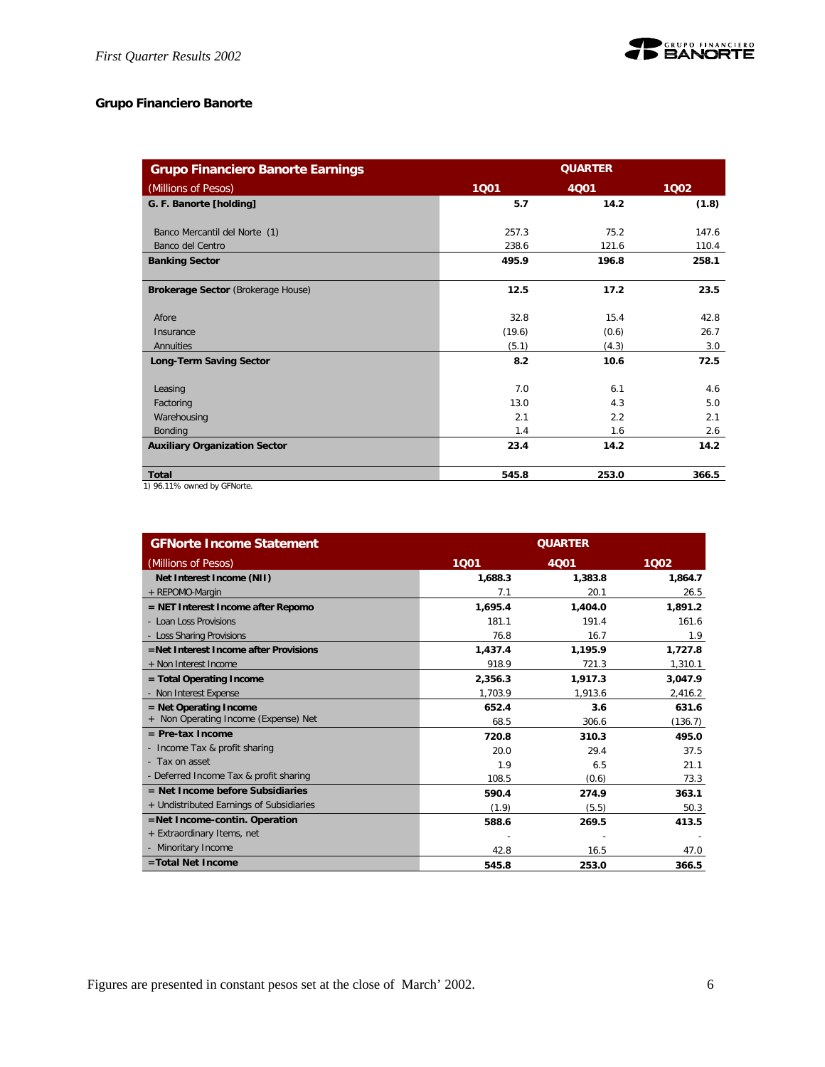## Grupo Financiero Banorte

| Grupo Financiero Banorte Earnings | QUARTER | | |
|---|---|---|---|
| (Millions of Pesos) | 1Q01 | 4Q01 | 1Q02 |
| **G. F. Banorte [holding]** | **5.7** | **14.2** | **(1.8)** |
| Banco Mercantil del Norte (1) | 257.3 | 75.2 | 147.6 |
| Banco del Centro | 238.6 | 121.6 | 110.4 |
| **Banking Sector** | **495.9** | **196.8** | **258.1** |
| **Brokerage Sector** (Brokerage House) | **12.5** | **17.2** | **23.5** |
| Afore | 32.8 | 15.4 | 42.8 |
| Insurance | (19.6) | (0.6) | 26.7 |
| Annuities | (5.1) | (4.3) | 3.0 |
| **Long-Term Saving Sector** | **8.2** | **10.6** | **72.5** |
| Leasing | 7.0 | 6.1 | 4.6 |
| Factoring | 13.0 | 4.3 | 5.0 |
| Warehousing | 2.1 | 2.2 | 2.1 |
| Bonding | 1.4 | 1.6 | 2.6 |
| **Auxiliary Organization Sector** | **23.4** | **14.2** | **14.2** |
| **Total** | **545.8** | **253.0** | **366.5** |

1) 96.11% owned by GFNorte.

| GFNorte Income Statement | QUARTER | | |
|---|---|---|---|
| (Millions of Pesos) | 1Q01 | 4Q01 | 1Q02 |
| **Net Interest Income (NII)** | **1,688.3** | **1,383.8** | **1,864.7** |
| + REPOMO-Margin | 7.1 | 20.1 | 26.5 |
| **= NET Interest Income after Repomo** | **1,695.4** | **1,404.0** | **1,891.2** |
| - Loan Loss Provisions | 181.1 | 191.4 | 161.6 |
| - Loss Sharing Provisions | 76.8 | 16.7 | 1.9 |
| **=Net Interest Income after Provisions** | **1,437.4** | **1,195.9** | **1,727.8** |
| + Non Interest Income | 918.9 | 721.3 | 1,310.1 |
| **= Total Operating Income** | **2,356.3** | **1,917.3** | **3,047.9** |
| - Non Interest Expense | 1,703.9 | 1,913.6 | 2,416.2 |
| **= Net Operating Income** | **652.4** | **3.6** | **631.6** |
| + Non Operating Income (Expense) Net | 68.5 | 306.6 | (136.7) |
| **= Pre-tax Income** | **720.8** | **310.3** | **495.0** |
| - Income Tax & profit sharing | 20.0 | 29.4 | 37.5 |
| - Tax on asset | 1.9 | 6.5 | 21.1 |
| - Deferred Income Tax & profit sharing | 108.5 | (0.6) | 73.3 |
| **= Net Income before Subsidiaries** | **590.4** | **274.9** | **363.1** |
| + Undistributed Earnings of Subsidiaries | (1.9) | (5.5) | 50.3 |
| **=Net Income-contin. Operation** | **588.6** | **269.5** | **413.5** |
| + Extraordinary Items, net | - | - | - |
| - Minoritary Income | 42.8 | 16.5 | 47.0 |
| **=Total Net Income** | **545.8** | **253.0** | **366.5** |

Figures are presented in constant pesos set at the close of March' 2002.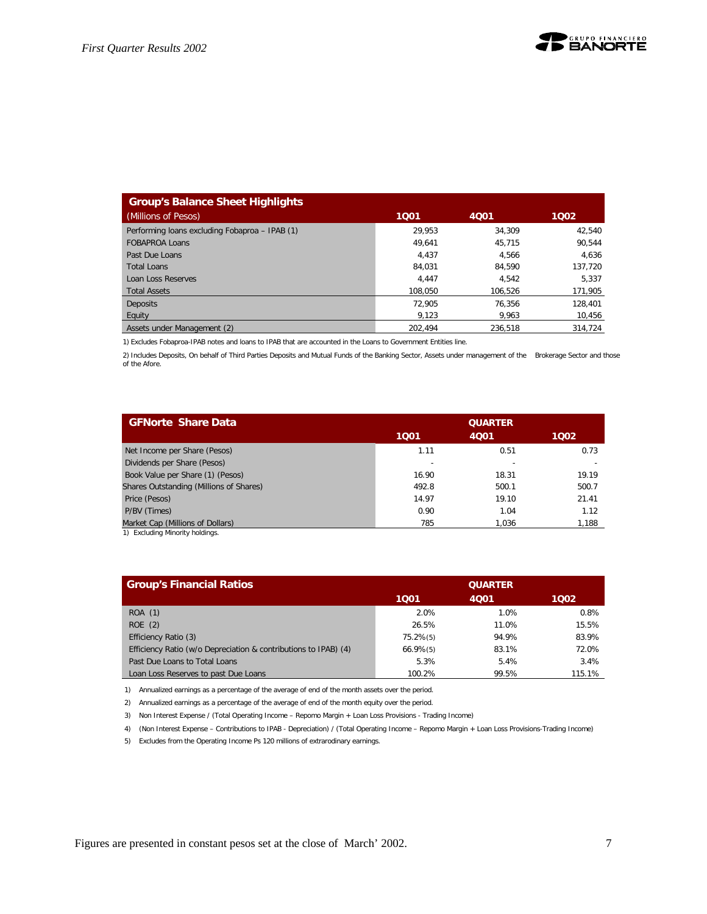| Group's Balance Sheet Highlights | | | |
|---|---|---|---|
| (Millions of Pesos) | 1Q01 | 4Q01 | 1Q02 |
| Performing loans excluding Fobaproa – IPAB (1) | 29,953 | 34,309 | 42,540 |
| FOBAPROA Loans | 49,641 | 45,715 | 90,544 |
| Past Due Loans | 4,437 | 4,566 | 4,636 |
| Total Loans | 84,031 | 84,590 | 137,720 |
| Loan Loss Reserves | 4,447 | 4,542 | 5,337 |
| Total Assets | 108,050 | 106,526 | 171,905 |
| Deposits | 72,905 | 76,356 | 128,401 |
| Equity | 9,123 | 9,963 | 10,456 |
| Assets under Management (2) | 202,494 | 236,518 | 314,724 |

1) Excludes Fobaproa-IPAB notes and loans to IPAB that are accounted in the Loans to Government Entities line.

2) Includes Deposits, On behalf of Third Parties Deposits and Mutual Funds of the Banking Sector, Assets under management of the Brokerage Sector and those of the Afore.

| GFNorte Share Data | QUARTER | | |
|---|---|---|---|
| | 1Q01 | 4Q01 | 1Q02 |
| Net Income per Share (Pesos) | 1.11 | 0.51 | 0.73 |
| Dividends per Share (Pesos) | - | - | - |
| Book Value per Share (1) (Pesos) | 16.90 | 18.31 | 19.19 |
| Shares Outstanding (Millions of Shares) | 492.8 | 500.1 | 500.7 |
| Price (Pesos) | 14.97 | 19.10 | 21.41 |
| P/BV (Times) | 0.90 | 1.04 | 1.12 |
| Market Cap (Millions of Dollars) | 785 | 1,036 | 1,188 |

1) Excluding Minority holdings.

| Group's Financial Ratios | QUARTER | | |
|---|---|---|---|
| | 1Q01 | 4Q01 | 1Q02 |
| ROA (1) | 2.0% | 1.0% | 0.8% |
| ROE (2) | 26.5% | 11.0% | 15.5% |
| Efficiency Ratio (3) | 75.2%(5) | 94.9% | 83.9% |
| Efficiency Ratio (w/o Depreciation & contributions to IPAB) (4) | 66.9%(5) | 83.1% | 72.0% |
| Past Due Loans to Total Loans | 5.3% | 5.4% | 3.4% |
| Loan Loss Reserves to past Due Loans | 100.2% | 99.5% | 115.1% |

1) Annualized earnings as a percentage of the average of end of the month assets over the period.

2) Annualized earnings as a percentage of the average of end of the month equity over the period.

3) Non Interest Expense / (Total Operating Income – Repomo Margin + Loan Loss Provisions - Trading Income)

4) (Non Interest Expense – Contributions to IPAB - Depreciation) / (Total Operating Income – Repomo Margin + Loan Loss Provisions-Trading Income)

5) Excludes from the Operating Income Ps 120 millions of extraordinary earnings.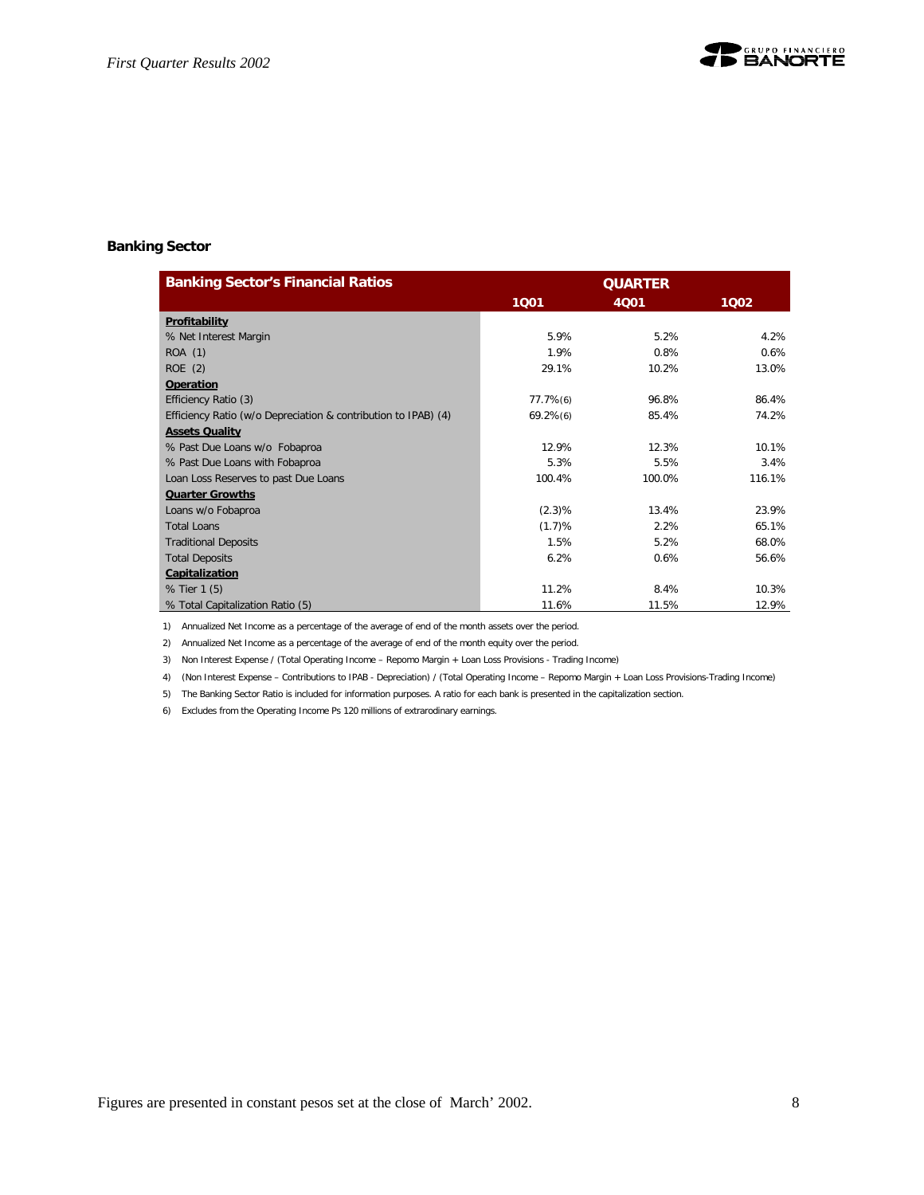## Banking Sector

| Banking Sector's Financial Ratios | QUARTER | | |
|---|---|---|---|
| | 1Q01 | 4Q01 | 1Q02 |
| **Profitability** | | | |
| % Net Interest Margin | 5.9% | 5.2% | 4.2% |
| ROA (1) | 1.9% | 0.8% | 0.6% |
| ROE (2) | 29.1% | 10.2% | 13.0% |
| **Operation** | | | |
| Efficiency Ratio (3) | 77.7%(6) | 96.8% | 86.4% |
| Efficiency Ratio (w/o Depreciation & contribution to IPAB) (4) | 69.2%(6) | 85.4% | 74.2% |
| **Assets Quality** | | | |
| % Past Due Loans w/o Fobaproa | 12.9% | 12.3% | 10.1% |
| % Past Due Loans with Fobaproa | 5.3% | 5.5% | 3.4% |
| Loan Loss Reserves to past Due Loans | 100.4% | 100.0% | 116.1% |
| **Quarter Growths** | | | |
| Loans w/o Fobaproa | (2.3)% | 13.4% | 23.9% |
| Total Loans | (1.7)% | 2.2% | 65.1% |
| Traditional Deposits | 1.5% | 5.2% | 68.0% |
| Total Deposits | 6.2% | 0.6% | 56.6% |
| **Capitalization** | | | |
| % Tier 1 (5) | 11.2% | 8.4% | 10.3% |
| % Total Capitalization Ratio (5) | 11.6% | 11.5% | 12.9% |

1) Annualized Net Income as a percentage of the average of end of the month assets over the period.

2) Annualized Net Income as a percentage of the average of end of the month equity over the period.

3) Non Interest Expense / (Total Operating Income – Repomo Margin + Loan Loss Provisions - Trading Income)

4) (Non Interest Expense – Contributions to IPAB - Depreciation) / (Total Operating Income – Repomo Margin + Loan Loss Provisions-Trading Income)

5) The Banking Sector Ratio is included for information purposes. A ratio for each bank is presented in the capitalization section.

6) Excludes from the Operating Income Ps 120 millions of extraordinary earnings.

Figures are presented in constant pesos set at the close of March' 2002.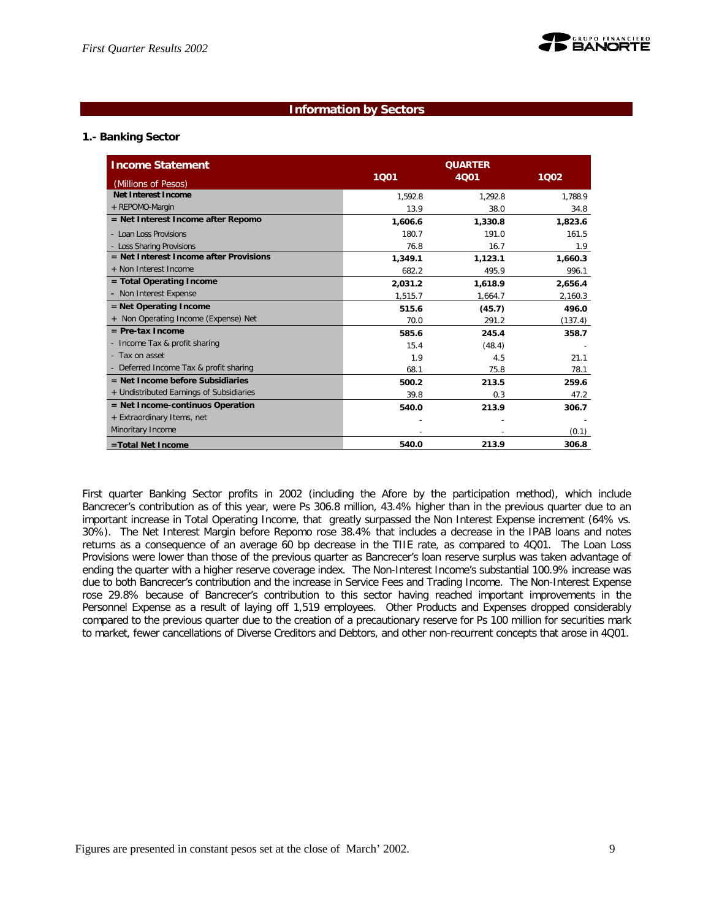## Information by Sectors

### 1.- Banking Sector

| Income Statement (Millions of Pesos) | QUARTER 1Q01 | 4Q01 | 1Q02 |
|---|---|---|---|
| **Net Interest Income** | 1,592.8 | 1,292.8 | 1,788.9 |
| + REPOMO-Margin | 13.9 | 38.0 | 34.8 |
| **= Net Interest Income after Repomo** | **1,606.6** | **1,330.8** | **1,823.6** |
| - Loan Loss Provisions | 180.7 | 191.0 | 161.5 |
| - Loss Sharing Provisions | 76.8 | 16.7 | 1.9 |
| **= Net Interest Income after Provisions** | **1,349.1** | **1,123.1** | **1,660.3** |
| + Non Interest Income | 682.2 | 495.9 | 996.1 |
| **= Total Operating Income** | **2,031.2** | **1,618.9** | **2,656.4** |
| - Non Interest Expense | 1,515.7 | 1,664.7 | 2,160.3 |
| **= Net Operating Income** | **515.6** | **(45.7)** | **496.0** |
| + Non Operating Income (Expense) Net | 70.0 | 291.2 | (137.4) |
| **= Pre-tax Income** | **585.6** | **245.4** | **358.7** |
| - Income Tax & profit sharing | 15.4 | (48.4) | - |
| - Tax on asset | 1.9 | 4.5 | 21.1 |
| - Deferred Income Tax & profit sharing | 68.1 | 75.8 | 78.1 |
| **= Net Income before Subsidiaries** | **500.2** | **213.5** | **259.6** |
| + Undistributed Earnings of Subsidiaries | 39.8 | 0.3 | 47.2 |
| **= Net Income-continuos Operation** | **540.0** | **213.9** | **306.7** |
| + Extraordinary Items, net | - | - | - |
| Minoritary Income | - | - | (0.1) |
| **=Total Net Income** | **540.0** | **213.9** | **306.8** |

First quarter Banking Sector profits in 2002 (including the Afore by the participation method), which include Bancrecer's contribution as of this year, were Ps 306.8 million, 43.4% higher than in the previous quarter due to an important increase in Total Operating Income, that greatly surpassed the Non Interest Expense increment (64% vs. 30%). The Net Interest Margin before Repomo rose 38.4% that includes a decrease in the IPAB loans and notes returns as a consequence of an average 60 bp decrease in the TIIE rate, as compared to 4Q01. The Loan Loss Provisions were lower than those of the previous quarter as Bancrecer's loan reserve surplus was taken advantage of ending the quarter with a higher reserve coverage index. The Non-Interest Income's substantial 100.9% increase was due to both Bancrecer's contribution and the increase in Service Fees and Trading Income. The Non-Interest Expense rose 29.8% because of Bancrecer's contribution to this sector having reached important improvements in the Personnel Expense as a result of laying off 1,519 employees. Other Products and Expenses dropped considerably compared to the previous quarter due to the creation of a precautionary reserve for Ps 100 million for securities mark to market, fewer cancellations of Diverse Creditors and Debtors, and other non-recurrent concepts that arose in 4Q01.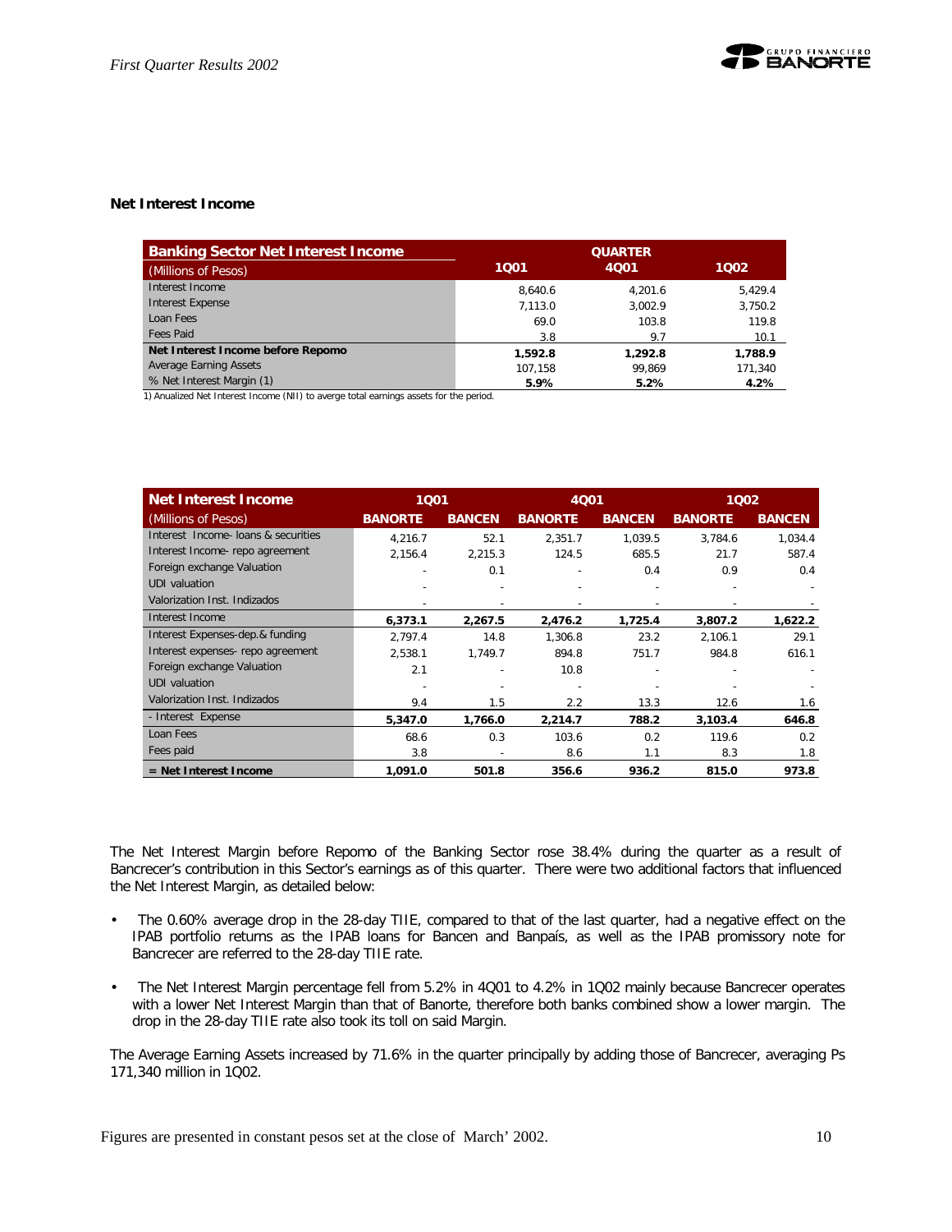## Net Interest Income

| Banking Sector Net Interest Income | QUARTER | | |
|---|---|---|---|
| (Millions of Pesos) | 1Q01 | 4Q01 | 1Q02 |
| Interest Income | 8,640.6 | 4,201.6 | 5,429.4 |
| Interest Expense | 7,113.0 | 3,002.9 | 3,750.2 |
| Loan Fees | 69.0 | 103.8 | 119.8 |
| Fees Paid | 3.8 | 9.7 | 10.1 |
| **Net Interest Income before Repomo** | **1,592.8** | **1,292.8** | **1,788.9** |
| Average Earning Assets | 107,158 | 99,869 | 171,340 |
| % Net Interest Margin (1) | **5.9%** | **5.2%** | **4.2%** |

1) Anualized Net Interest Income (NII) to averge total earnings assets for the period.

| Net Interest Income | 1Q01 | | 4Q01 | | 1Q02 | |
|---|---|---|---|---|---|---|
| (Millions of Pesos) | BANORTE | BANCEN | BANORTE | BANCEN | BANORTE | BANCEN |
| Interest Income- loans & securities | 4,216.7 | 52.1 | 2,351.7 | 1,039.5 | 3,784.6 | 1,034.4 |
| Interest Income- repo agreement | 2,156.4 | 2,215.3 | 124.5 | 685.5 | 21.7 | 587.4 |
| Foreign exchange Valuation | - | 0.1 | - | 0.4 | 0.9 | 0.4 |
| UDI valuation | - | - | - | - | - | - |
| Valorization Inst. Indizados | - | - | - | - | - | - |
| Interest Income | **6,373.1** | **2,267.5** | **2,476.2** | **1,725.4** | **3,807.2** | **1,622.2** |
| Interest Expenses-dep.& funding | 2,797.4 | 14.8 | 1,306.8 | 23.2 | 2,106.1 | 29.1 |
| Interest expenses- repo agreement | 2,538.1 | 1,749.7 | 894.8 | 751.7 | 984.8 | 616.1 |
| Foreign exchange Valuation | 2.1 | - | 10.8 | - | - | - |
| UDI valuation | - | - | - | - | - | - |
| Valorization Inst. Indizados | 9.4 | 1.5 | 2.2 | 13.3 | 12.6 | 1.6 |
| - Interest Expense | **5,347.0** | **1,766.0** | **2,214.7** | **788.2** | **3,103.4** | **646.8** |
| Loan Fees | 68.6 | 0.3 | 103.6 | 0.2 | 119.6 | 0.2 |
| Fees paid | 3.8 | - | 8.6 | 1.1 | 8.3 | 1.8 |
| **= Net Interest Income** | **1,091.0** | **501.8** | **356.6** | **936.2** | **815.0** | **973.8** |

The Net Interest Margin before Repomo of the Banking Sector rose 38.4% during the quarter as a result of Bancrecer's contribution in this Sector's earnings as of this quarter. There were two additional factors that influenced the Net Interest Margin, as detailed below:

- The 0.60% average drop in the 28-day TIIE, compared to that of the last quarter, had a negative effect on the IPAB portfolio returns as the IPAB loans for Bancen and Banpaís, as well as the IPAB promissory note for Bancrecer are referred to the 28-day TIIE rate.
- The Net Interest Margin percentage fell from 5.2% in 4Q01 to 4.2% in 1Q02 mainly because Bancrecer operates with a lower Net Interest Margin than that of Banorte, therefore both banks combined show a lower margin. The drop in the 28-day TIIE rate also took its toll on said Margin.

The Average Earning Assets increased by 71.6% in the quarter principally by adding those of Bancrecer, averaging Ps 171,340 million in 1Q02.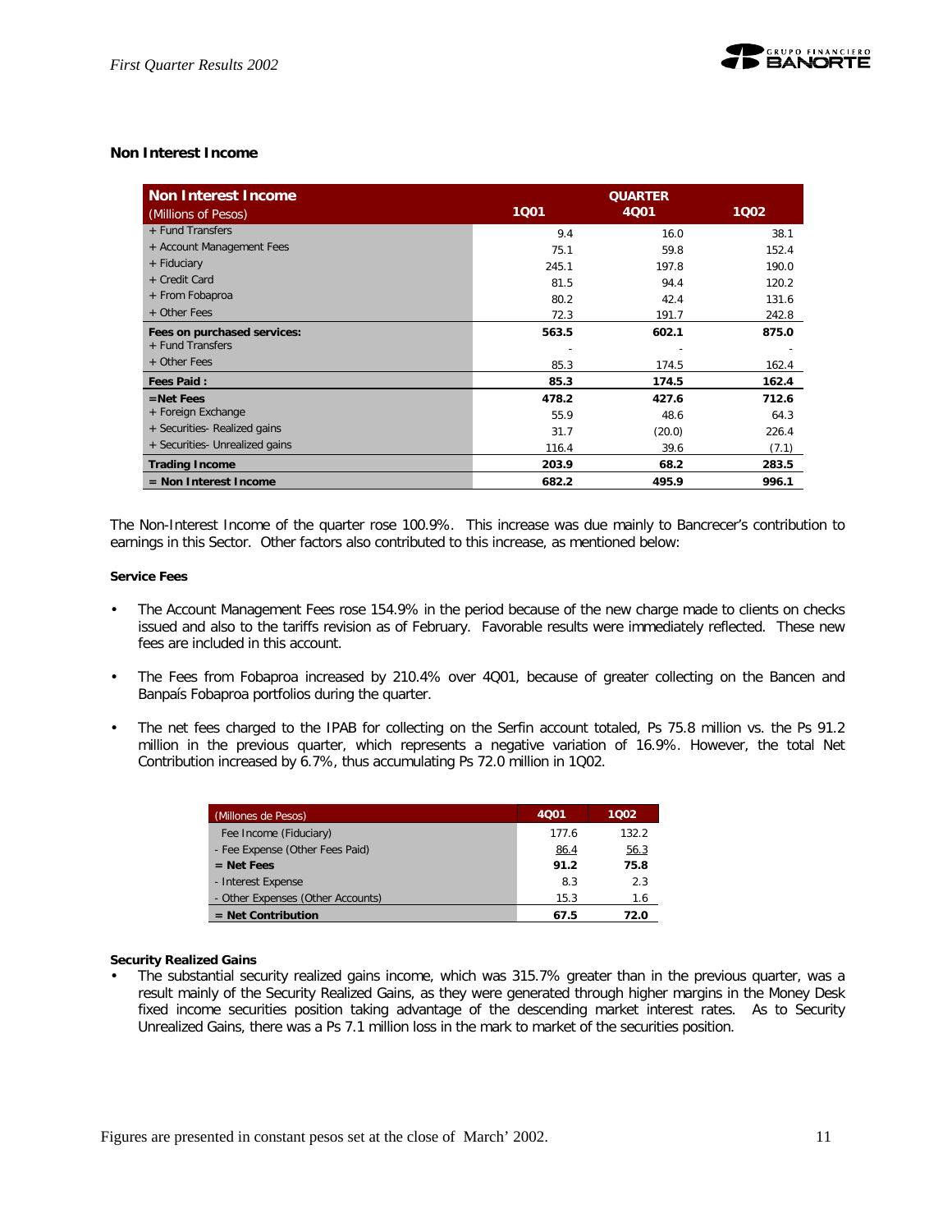### Non Interest Income

| Non Interest Income<br>(Millions of Pesos) | QUARTER<br>1Q01 | <br>4Q01 | <br>1Q02 |
|---|---|---|---|
| + Fund Transfers | 9.4 | 16.0 | 38.1 |
| + Account Management Fees | 75.1 | 59.8 | 152.4 |
| + Fiduciary | 245.1 | 197.8 | 190.0 |
| + Credit Card | 81.5 | 94.4 | 120.2 |
| + From Fobaproa | 80.2 | 42.4 | 131.6 |
| + Other Fees | 72.3 | 191.7 | 242.8 |
| **Fees on purchased services:** | **563.5** | **602.1** | **875.0** |
| + Fund Transfers | - | - | - |
| + Other Fees | 85.3 | 174.5 | 162.4 |
| **Fees Paid :** | **85.3** | **174.5** | **162.4** |
| **=Net Fees** | **478.2** | **427.6** | **712.6** |
| + Foreign Exchange | 55.9 | 48.6 | 64.3 |
| + Securities- Realized gains | 31.7 | (20.0) | 226.4 |
| + Securities- Unrealized gains | 116.4 | 39.6 | (7.1) |
| **Trading Income** | **203.9** | **68.2** | **283.5** |
| **= Non Interest Income** | **682.2** | **495.9** | **996.1** |

The Non-Interest Income of the quarter rose 100.9%. This increase was due mainly to Bancrecer's contribution to earnings in this Sector. Other factors also contributed to this increase, as mentioned below:

**Service Fees**

- The Account Management Fees rose 154.9% in the period because of the new charge made to clients on checks issued and also to the tariffs revision as of February. Favorable results were immediately reflected. These new fees are included in this account.
- The Fees from Fobaproa increased by 210.4% over 4Q01, because of greater collecting on the Bancen and Banpaís Fobaproa portfolios during the quarter.
- The net fees charged to the IPAB for collecting on the Serfin account totaled, Ps 75.8 million vs. the Ps 91.2 million in the previous quarter, which represents a negative variation of 16.9%. However, the total Net Contribution increased by 6.7%, thus accumulating Ps 72.0 million in 1Q02.

| (Millones de Pesos) | 4Q01 | 1Q02 |
|---|---|---|
| Fee Income (Fiduciary) | 177.6 | 132.2 |
| - Fee Expense (Other Fees Paid) | 86.4 | 56.3 |
| **= Net Fees** | **91.2** | **75.8** |
| - Interest Expense | 8.3 | 2.3 |
| - Other Expenses (Other Accounts) | 15.3 | 1.6 |
| **= Net Contribution** | **67.5** | **72.0** |

**Security Realized Gains**

- The substantial security realized gains income, which was 315.7% greater than in the previous quarter, was a result mainly of the Security Realized Gains, as they were generated through higher margins in the Money Desk fixed income securities position taking advantage of the descending market interest rates. As to Security Unrealized Gains, there was a Ps 7.1 million loss in the mark to market of the securities position.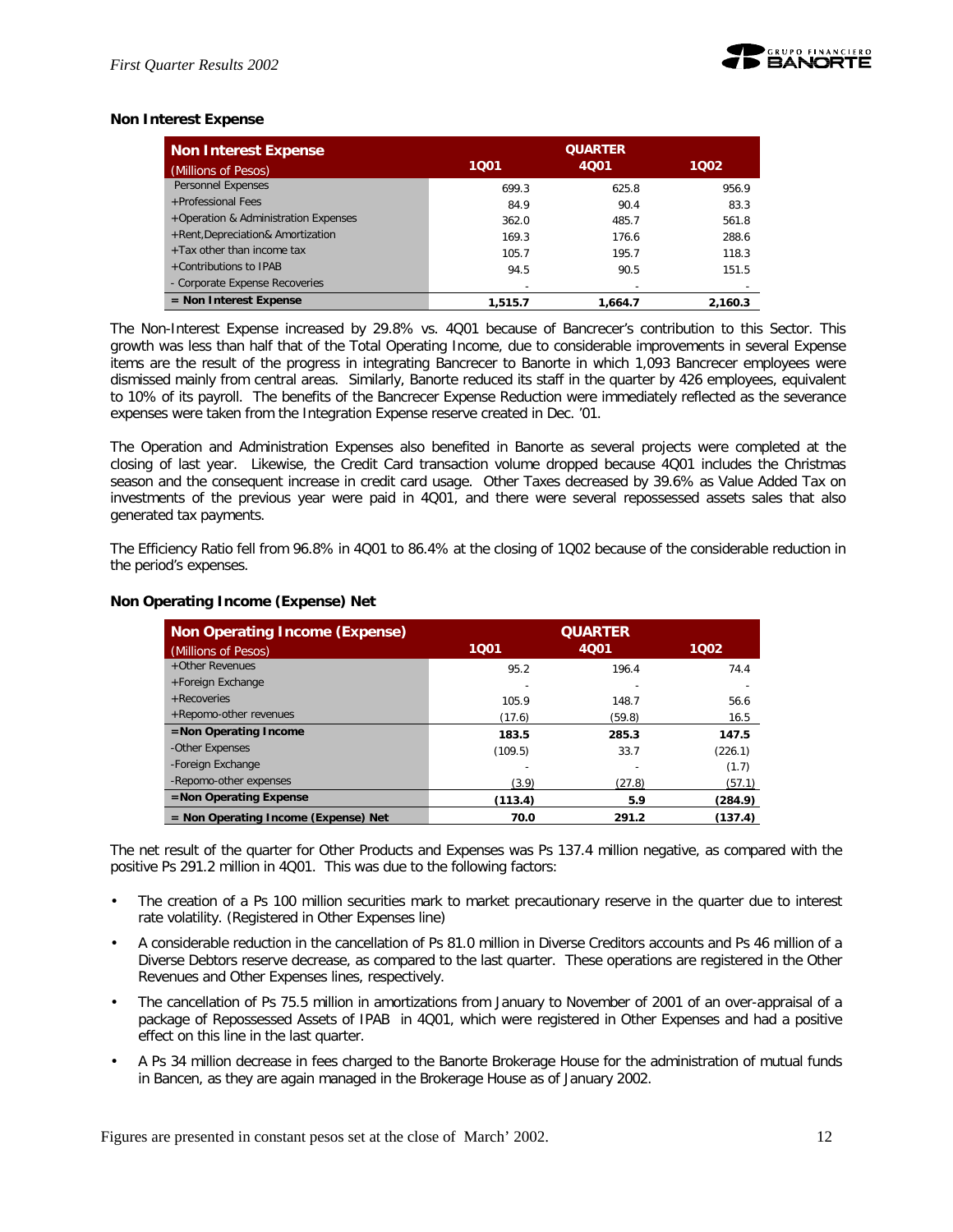### Non Interest Expense

| Non Interest Expense (Millions of Pesos) | QUARTER 1Q01 | 4Q01 | 1Q02 |
|---|---|---|---|
| Personnel Expenses | 699.3 | 625.8 | 956.9 |
| +Professional Fees | 84.9 | 90.4 | 83.3 |
| +Operation & Administration Expenses | 362.0 | 485.7 | 561.8 |
| +Rent,Depreciation& Amortization | 169.3 | 176.6 | 288.6 |
| +Tax other than income tax | 105.7 | 195.7 | 118.3 |
| +Contributions to IPAB | 94.5 | 90.5 | 151.5 |
| - Corporate Expense Recoveries | - | - | - |
| **= Non Interest Expense** | **1,515.7** | **1,664.7** | **2,160.3** |

The Non-Interest Expense increased by 29.8% vs. 4Q01 because of Bancrecer's contribution to this Sector. This growth was less than half that of the Total Operating Income, due to considerable improvements in several Expense items are the result of the progress in integrating Bancrecer to Banorte in which 1,093 Bancrecer employees were dismissed mainly from central areas. Similarly, Banorte reduced its staff in the quarter by 426 employees, equivalent to 10% of its payroll. The benefits of the Bancrecer Expense Reduction were immediately reflected as the severance expenses were taken from the Integration Expense reserve created in Dec. '01.

The Operation and Administration Expenses also benefited in Banorte as several projects were completed at the closing of last year. Likewise, the Credit Card transaction volume dropped because 4Q01 includes the Christmas season and the consequent increase in credit card usage. Other Taxes decreased by 39.6% as Value Added Tax on investments of the previous year were paid in 4Q01, and there were several repossessed assets sales that also generated tax payments.

The Efficiency Ratio fell from 96.8% in 4Q01 to 86.4% at the closing of 1Q02 because of the considerable reduction in the period's expenses.

### Non Operating Income (Expense) Net

| Non Operating Income (Expense) (Millions of Pesos) | QUARTER 1Q01 | 4Q01 | 1Q02 |
|---|---|---|---|
| +Other Revenues | 95.2 | 196.4 | 74.4 |
| +Foreign Exchange | - | - | - |
| +Recoveries | 105.9 | 148.7 | 56.6 |
| +Repomo-other revenues | (17.6) | (59.8) | 16.5 |
| **=Non Operating Income** | **183.5** | **285.3** | **147.5** |
| -Other Expenses | (109.5) | 33.7 | (226.1) |
| -Foreign Exchange | - | - | (1.7) |
| -Repomo-other expenses | (3.9) | (27.8) | (57.1) |
| **=Non Operating Expense** | **(113.4)** | **5.9** | **(284.9)** |
| **= Non Operating Income (Expense) Net** | **70.0** | **291.2** | **(137.4)** |

The net result of the quarter for Other Products and Expenses was Ps 137.4 million negative, as compared with the positive Ps 291.2 million in 4Q01. This was due to the following factors:

- The creation of a Ps 100 million securities mark to market precautionary reserve in the quarter due to interest rate volatility. (Registered in Other Expenses line)
- A considerable reduction in the cancellation of Ps 81.0 million in Diverse Creditors accounts and Ps 46 million of a Diverse Debtors reserve decrease, as compared to the last quarter. These operations are registered in the Other Revenues and Other Expenses lines, respectively.
- The cancellation of Ps 75.5 million in amortizations from January to November of 2001 of an over-appraisal of a package of Repossessed Assets of IPAB in 4Q01, which were registered in Other Expenses and had a positive effect on this line in the last quarter.
- A Ps 34 million decrease in fees charged to the Banorte Brokerage House for the administration of mutual funds in Bancen, as they are again managed in the Brokerage House as of January 2002.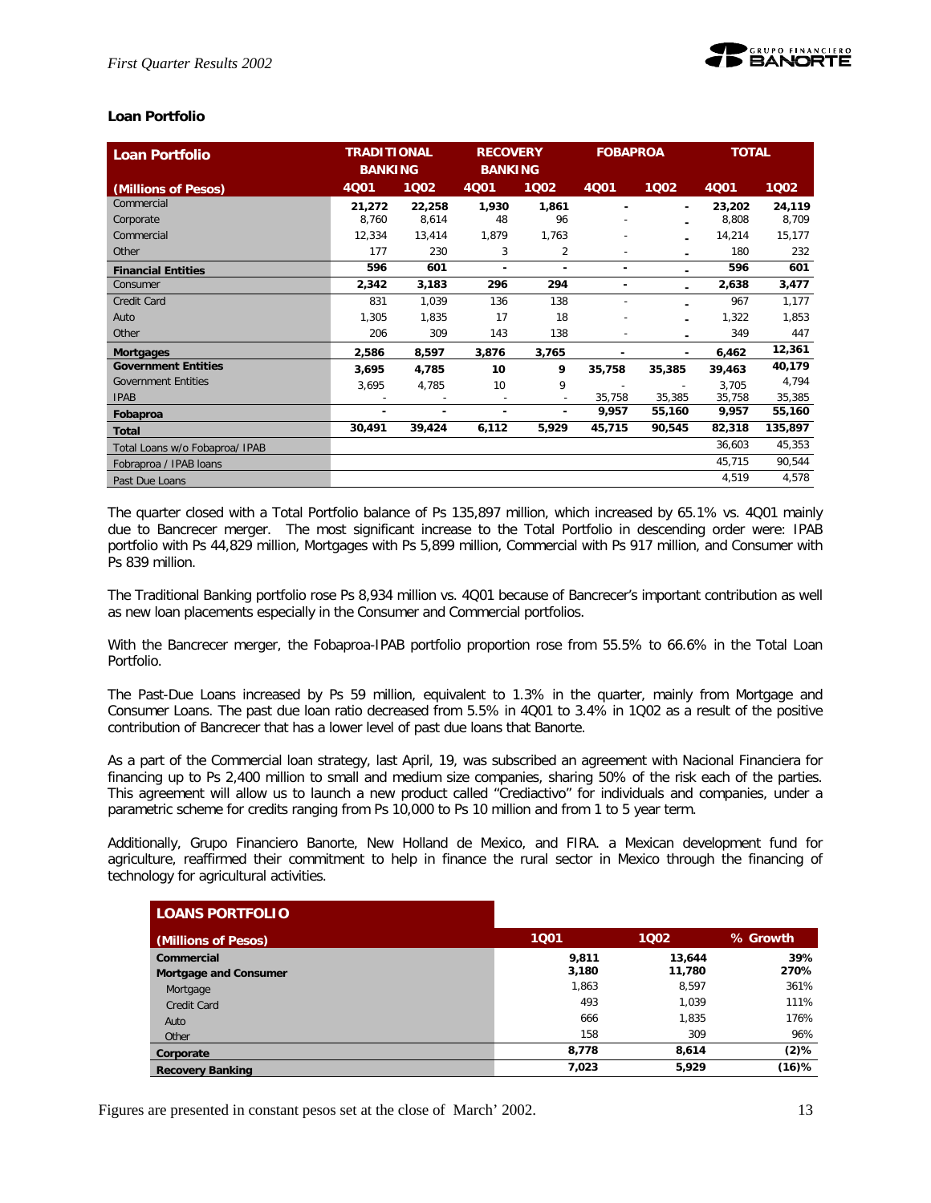### Loan Portfolio

| Loan Portfolio (Millions of Pesos) | TRADITIONAL BANKING 4Q01 | TRADITIONAL BANKING 1Q02 | RECOVERY BANKING 4Q01 | RECOVERY BANKING 1Q02 | FOBAPROA 4Q01 | FOBAPROA 1Q02 | TOTAL 4Q01 | TOTAL 1Q02 |
|---|---|---|---|---|---|---|---|---|
| Commercial | **21,272** | **22,258** | **1,930** | **1,861** | **-** | **-** | **23,202** | **24,119** |
| Corporate | 8,760 | 8,614 | 48 | 96 | - | - | 8,808 | 8,709 |
| Commercial | 12,334 | 13,414 | 1,879 | 1,763 | - | - | 14,214 | 15,177 |
| Other | 177 | 230 | 3 | 2 | - | - | 180 | 232 |
| **Financial Entities** | **596** | **601** | **-** | **-** | **-** | **-** | **596** | **601** |
| Consumer | **2,342** | **3,183** | **296** | **294** | **-** | **-** | **2,638** | **3,477** |
| Credit Card | 831 | 1,039 | 136 | 138 | - | - | 967 | 1,177 |
| Auto | 1,305 | 1,835 | 17 | 18 | - | - | 1,322 | 1,853 |
| Other | 206 | 309 | 143 | 138 | - | - | 349 | 447 |
| **Mortgages** | **2,586** | **8,597** | **3,876** | **3,765** | **-** | **-** | **6,462** | **12,361** |
| **Government Entities** | **3,695** | **4,785** | **10** | **9** | **35,758** | **35,385** | **39,463** | **40,179** |
| Government Entities | 3,695 | 4,785 | 10 | 9 | - | - | 3,705 | 4,794 |
| IPAB | - | - | - | - | 35,758 | 35,385 | 35,758 | 35,385 |
| **Fobaproa** | **-** | **-** | **-** | **-** | **9,957** | **55,160** | **9,957** | **55,160** |
| **Total** | **30,491** | **39,424** | **6,112** | **5,929** | **45,715** | **90,545** | **82,318** | **135,897** |
| Total Loans w/o Fobaproa/ IPAB | | | | | | | 36,603 | 45,353 |
| Fobraproa / IPAB loans | | | | | | | 45,715 | 90,544 |
| Past Due Loans | | | | | | | 4,519 | 4,578 |

The quarter closed with a Total Portfolio balance of Ps 135,897 million, which increased by 65.1% vs. 4Q01 mainly due to Bancrecer merger. The most significant increase to the Total Portfolio in descending order were: IPAB portfolio with Ps 44,829 million, Mortgages with Ps 5,899 million, Commercial with Ps 917 million, and Consumer with Ps 839 million.

The Traditional Banking portfolio rose Ps 8,934 million vs. 4Q01 because of Bancrecer's important contribution as well as new loan placements especially in the Consumer and Commercial portfolios.

With the Bancrecer merger, the Fobaproa-IPAB portfolio proportion rose from 55.5% to 66.6% in the Total Loan Portfolio.

The Past-Due Loans increased by Ps 59 million, equivalent to 1.3% in the quarter, mainly from Mortgage and Consumer Loans. The past due loan ratio decreased from 5.5% in 4Q01 to 3.4% in 1Q02 as a result of the positive contribution of Bancrecer that has a lower level of past due loans that Banorte.

As a part of the Commercial loan strategy, last April, 19, was subscribed an agreement with Nacional Financiera for financing up to Ps 2,400 million to small and medium size companies, sharing 50% of the risk each of the parties. This agreement will allow us to launch a new product called "Crediactivo" for individuals and companies, under a parametric scheme for credits ranging from Ps 10,000 to Ps 10 million and from 1 to 5 year term.

Additionally, Grupo Financiero Banorte, New Holland de Mexico, and FIRA. a Mexican development fund for agriculture, reaffirmed their commitment to help in finance the rural sector in Mexico through the financing of technology for agricultural activities.

| LOANS PORTFOLIO (Millions of Pesos) | 1Q01 | 1Q02 | % Growth |
|---|---|---|---|
| **Commercial** | **9,811** | **13,644** | **39%** |
| **Mortgage and Consumer** | **3,180** | **11,780** | **270%** |
| Mortgage | 1,863 | 8,597 | 361% |
| Credit Card | 493 | 1,039 | 111% |
| Auto | 666 | 1,835 | 176% |
| Other | 158 | 309 | 96% |
| **Corporate** | **8,778** | **8,614** | **(2)%** |
| **Recovery Banking** | **7,023** | **5,929** | **(16)%** |

Figures are presented in constant pesos set at the close of March' 2002.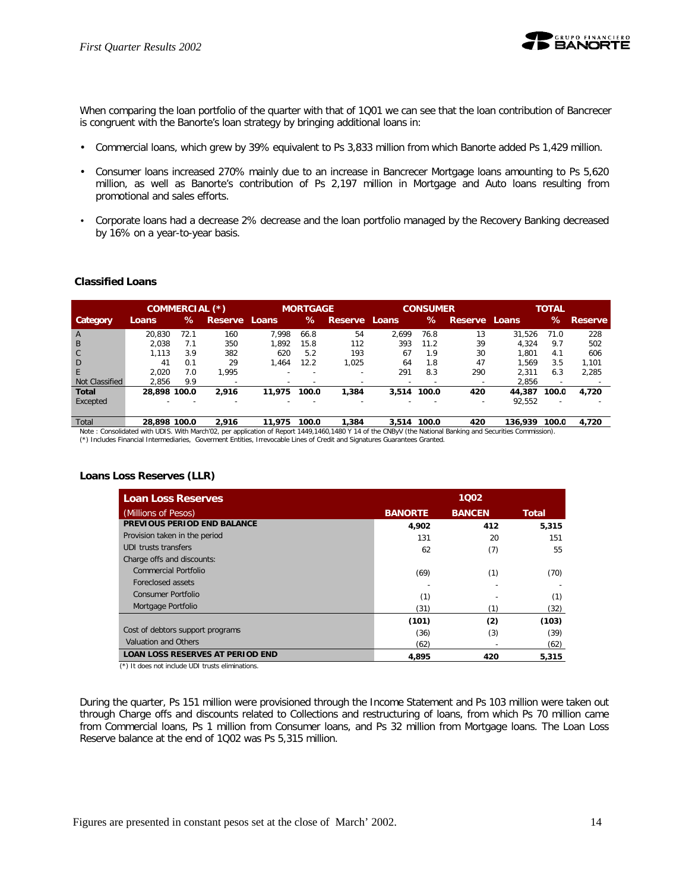When comparing the loan portfolio of the quarter with that of 1Q01 we can see that the loan contribution of Bancrecer is congruent with the Banorte's loan strategy by bringing additional loans in:

- Commercial loans, which grew by 39% equivalent to Ps 3,833 million from which Banorte added Ps 1,429 million.
- Consumer loans increased 270% mainly due to an increase in Bancrecer Mortgage loans amounting to Ps 5,620 million, as well as Banorte's contribution of Ps 2,197 million in Mortgage and Auto loans resulting from promotional and sales efforts.
- Corporate loans had a decrease 2% decrease and the loan portfolio managed by the Recovery Banking decreased by 16% on a year-to-year basis.

### Classified Loans

| | COMMERCIAL (*) | | | MORTGAGE | | | CONSUMER | | | TOTAL | | |
|---|---|---|---|---|---|---|---|---|---|---|---|---|
| **Category** | **Loans** | **%** | **Reserve** | **Loans** | **%** | **Reserve** | **Loans** | **%** | **Reserve** | **Loans** | **%** | **Reserve** |
| A | 20,830 | 72.1 | 160 | 7,998 | 66.8 | 54 | 2,699 | 76.8 | 13 | 31,526 | 71.0 | 228 |
| B | 2,038 | 7.1 | 350 | 1,892 | 15.8 | 112 | 393 | 11.2 | 39 | 4,324 | 9.7 | 502 |
| C | 1,113 | 3.9 | 382 | 620 | 5.2 | 193 | 67 | 1.9 | 30 | 1,801 | 4.1 | 606 |
| D | 41 | 0.1 | 29 | 1,464 | 12.2 | 1,025 | 64 | 1.8 | 47 | 1,569 | 3.5 | 1,101 |
| E | 2,020 | 7.0 | 1,995 | - | - | - | 291 | 8.3 | 290 | 2,311 | 6.3 | 2,285 |
| Not Classified | 2,856 | 9.9 | - | - | - | - | - | - | - | 2,856 | - | - |
| **Total** | **28,898** | **100.0** | **2,916** | **11,975** | **100.0** | **1,384** | **3,514** | **100.0** | **420** | **44,387** | **100.0** | **4,720** |
| Excepted | - | - | - | - | - | - | - | - | - | 92,552 | - | - |
| Total | **28,898** | **100.0** | **2,916** | **11,975** | **100.0** | **1,384** | **3,514** | **100.0** | **420** | **136,939** | **100.0** | **4,720** |

Note : Consolidated with UDIS. With March'02, per application of Report 1449,1460,1480 Y 14 of the CNByV (the National Banking and Securities Commission).
(*) Includes Financial Intermediaries, Goverment Entities, Irrevocable Lines of Credit and Signatures Guarantees Granted.

### Loans Loss Reserves (LLR)

| Loan Loss Reserves | 1Q02 | | |
|---|---|---|---|
| (Millions of Pesos) | **BANORTE** | **BANCEN** | **Total** |
| **PREVIOUS PERIOD END BALANCE** | **4,902** | **412** | **5,315** |
| Provision taken in the period | 131 | 20 | 151 |
| UDI trusts transfers | 62 | (7) | 55 |
| Charge offs and discounts: | | | |
| Commercial Portfolio | (69) | (1) | (70) |
| Foreclosed assets | - | - | - |
| Consumer Portfolio | (1) | - | (1) |
| Mortgage Portfolio | (31) | (1) | (32) |
| | **(101)** | **(2)** | **(103)** |
| Cost of debtors support programs | (36) | (3) | (39) |
| Valuation and Others | (62) | - | (62) |
| **LOAN LOSS RESERVES AT PERIOD END** | **4,895** | **420** | **5,315** |

(*) It does not include UDI trusts eliminations.

During the quarter, Ps 151 million were provisioned through the Income Statement and Ps 103 million were taken out through Charge offs and discounts related to Collections and restructuring of loans, from which Ps 70 million came from Commercial loans, Ps 1 million from Consumer loans, and Ps 32 million from Mortgage loans. The Loan Loss Reserve balance at the end of 1Q02 was Ps 5,315 million.

Figures are presented in constant pesos set at the close of March' 2002.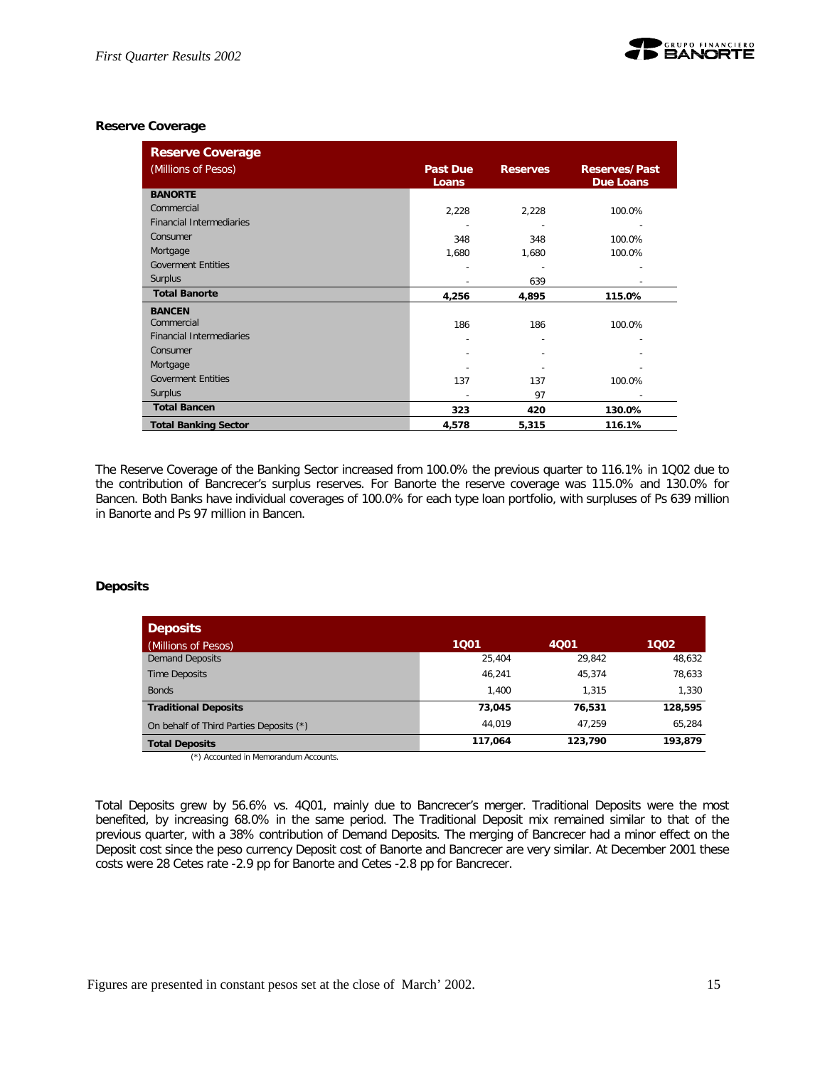### Reserve Coverage

| Reserve Coverage (Millions of Pesos) | Past Due Loans | Reserves | Reserves/Past Due Loans |
|---|---|---|---|
| **BANORTE** | | | |
| Commercial | 2,228 | 2,228 | 100.0% |
| Financial Intermediaries | - | - | - |
| Consumer | 348 | 348 | 100.0% |
| Mortgage | 1,680 | 1,680 | 100.0% |
| Goverment Entities | - | - | - |
| Surplus | - | 639 | - |
| **Total Banorte** | **4,256** | **4,895** | **115.0%** |
| **BANCEN** | | | |
| Commercial | 186 | 186 | 100.0% |
| Financial Intermediaries | - | - | - |
| Consumer | - | - | - |
| Mortgage | - | - | - |
| Goverment Entities | 137 | 137 | 100.0% |
| Surplus | - | 97 | - |
| **Total Bancen** | **323** | **420** | **130.0%** |
| **Total Banking Sector** | **4,578** | **5,315** | **116.1%** |

The Reserve Coverage of the Banking Sector increased from 100.0% the previous quarter to 116.1% in 1Q02 due to the contribution of Bancrecer's surplus reserves. For Banorte the reserve coverage was 115.0% and 130.0% for Bancen. Both Banks have individual coverages of 100.0% for each type loan portfolio, with surpluses of Ps 639 million in Banorte and Ps 97 million in Bancen.

### Deposits

| Deposits (Millions of Pesos) | 1Q01 | 4Q01 | 1Q02 |
|---|---|---|---|
| Demand Deposits | 25,404 | 29,842 | 48,632 |
| Time Deposits | 46,241 | 45,374 | 78,633 |
| Bonds | 1,400 | 1,315 | 1,330 |
| **Traditional Deposits** | **73,045** | **76,531** | **128,595** |
| On behalf of Third Parties Deposits (*) | 44,019 | 47,259 | 65,284 |
| **Total Deposits** | **117,064** | **123,790** | **193,879** |

(*) Accounted in Memorandum Accounts.

Total Deposits grew by 56.6% vs. 4Q01, mainly due to Bancrecer's merger. Traditional Deposits were the most benefited, by increasing 68.0% in the same period. The Traditional Deposit mix remained similar to that of the previous quarter, with a 38% contribution of Demand Deposits. The merging of Bancrecer had a minor effect on the Deposit cost since the peso currency Deposit cost of Banorte and Bancrecer are very similar. At December 2001 these costs were 28 Cetes rate -2.9 pp for Banorte and Cetes -2.8 pp for Bancrecer.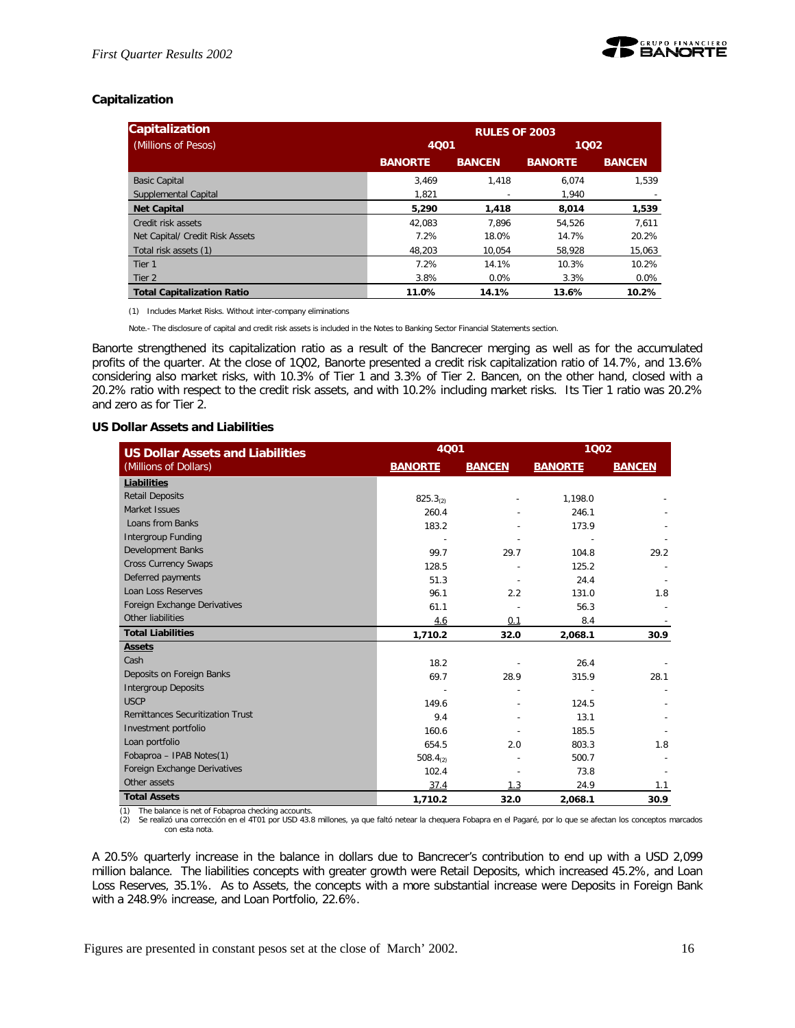### Capitalization

| Capitalization (Millions of Pesos) | RULES OF 2003 | | | |
|---|---|---|---|---|
| | 4Q01 | | 1Q02 | |
| | BANORTE | BANCEN | BANORTE | BANCEN |
| Basic Capital | 3,469 | 1,418 | 6,074 | 1,539 |
| Supplemental Capital | 1,821 | - | 1,940 | - |
| **Net Capital** | **5,290** | **1,418** | **8,014** | **1,539** |
| Credit risk assets | 42,083 | 7,896 | 54,526 | 7,611 |
| Net Capital/ Credit Risk Assets | 7.2% | 18.0% | 14.7% | 20.2% |
| Total risk assets (1) | 48,203 | 10,054 | 58,928 | 15,063 |
| Tier 1 | 7.2% | 14.1% | 10.3% | 10.2% |
| Tier 2 | 3.8% | 0.0% | 3.3% | 0.0% |
| **Total Capitalization Ratio** | **11.0%** | **14.1%** | **13.6%** | **10.2%** |

(1) Includes Market Risks. Without inter-company eliminations

Note.- The disclosure of capital and credit risk assets is included in the Notes to Banking Sector Financial Statements section.

Banorte strengthened its capitalization ratio as a result of the Bancrecer merging as well as for the accumulated profits of the quarter. At the close of 1Q02, Banorte presented a credit risk capitalization ratio of 14.7%, and 13.6% considering also market risks, with 10.3% of Tier 1 and 3.3% of Tier 2. Bancen, on the other hand, closed with a 20.2% ratio with respect to the credit risk assets, and with 10.2% including market risks. Its Tier 1 ratio was 20.2% and zero as for Tier 2.

### US Dollar Assets and Liabilities

| US Dollar Assets and Liabilities (Millions of Dollars) | 4Q01 | | 1Q02 | |
|---|---|---|---|---|
| | BANORTE | BANCEN | BANORTE | BANCEN |
| **Liabilities** | | | | |
| Retail Deposits | 825.3 (2) | - | 1,198.0 | - |
| Market Issues | 260.4 | - | 246.1 | - |
| Loans from Banks | 183.2 | - | 173.9 | - |
| Intergroup Funding | - | - | - | - |
| Development Banks | 99.7 | 29.7 | 104.8 | 29.2 |
| Cross Currency Swaps | 128.5 | - | 125.2 | - |
| Deferred payments | 51.3 | - | 24.4 | - |
| Loan Loss Reserves | 96.1 | 2.2 | 131.0 | 1.8 |
| Foreign Exchange Derivatives | 61.1 | - | 56.3 | - |
| Other liabilities | 4.6 | 0.1 | 8.4 | - |
| **Total Liabilities** | **1,710.2** | **32.0** | **2,068.1** | **30.9** |
| **Assets** | | | | |
| Cash | 18.2 | - | 26.4 | - |
| Deposits on Foreign Banks | 69.7 | 28.9 | 315.9 | 28.1 |
| Intergroup Deposits | - | - | - | - |
| USCP | 149.6 | - | 124.5 | - |
| Remittances Securitization Trust | 9.4 | - | 13.1 | - |
| Investment portfolio | 160.6 | - | 185.5 | - |
| Loan portfolio | 654.5 | 2.0 | 803.3 | 1.8 |
| Fobaproa – IPAB Notes(1) | 508.4 (2) | - | 500.7 | - |
| Foreign Exchange Derivatives | 102.4 | - | 73.8 | - |
| Other assets | 37.4 | 1.3 | 24.9 | 1.1 |
| **Total Assets** | **1,710.2** | **32.0** | **2,068.1** | **30.9** |

(1) The balance is net of Fobaproa checking accounts.
(2) Se realizó una corrección en el 4T01 por USD 43.8 millones, ya que faltó netear la chequera Fobapra en el Pagaré, por lo que se afectan los conceptos marcados con esta nota.

A 20.5% quarterly increase in the balance in dollars due to Bancrecer's contribution to end up with a USD 2,099 million balance. The liabilities concepts with greater growth were Retail Deposits, which increased 45.2%, and Loan Loss Reserves, 35.1%. As to Assets, the concepts with a more substantial increase were Deposits in Foreign Bank with a 248.9% increase, and Loan Portfolio, 22.6%.

Figures are presented in constant pesos set at the close of March' 2002.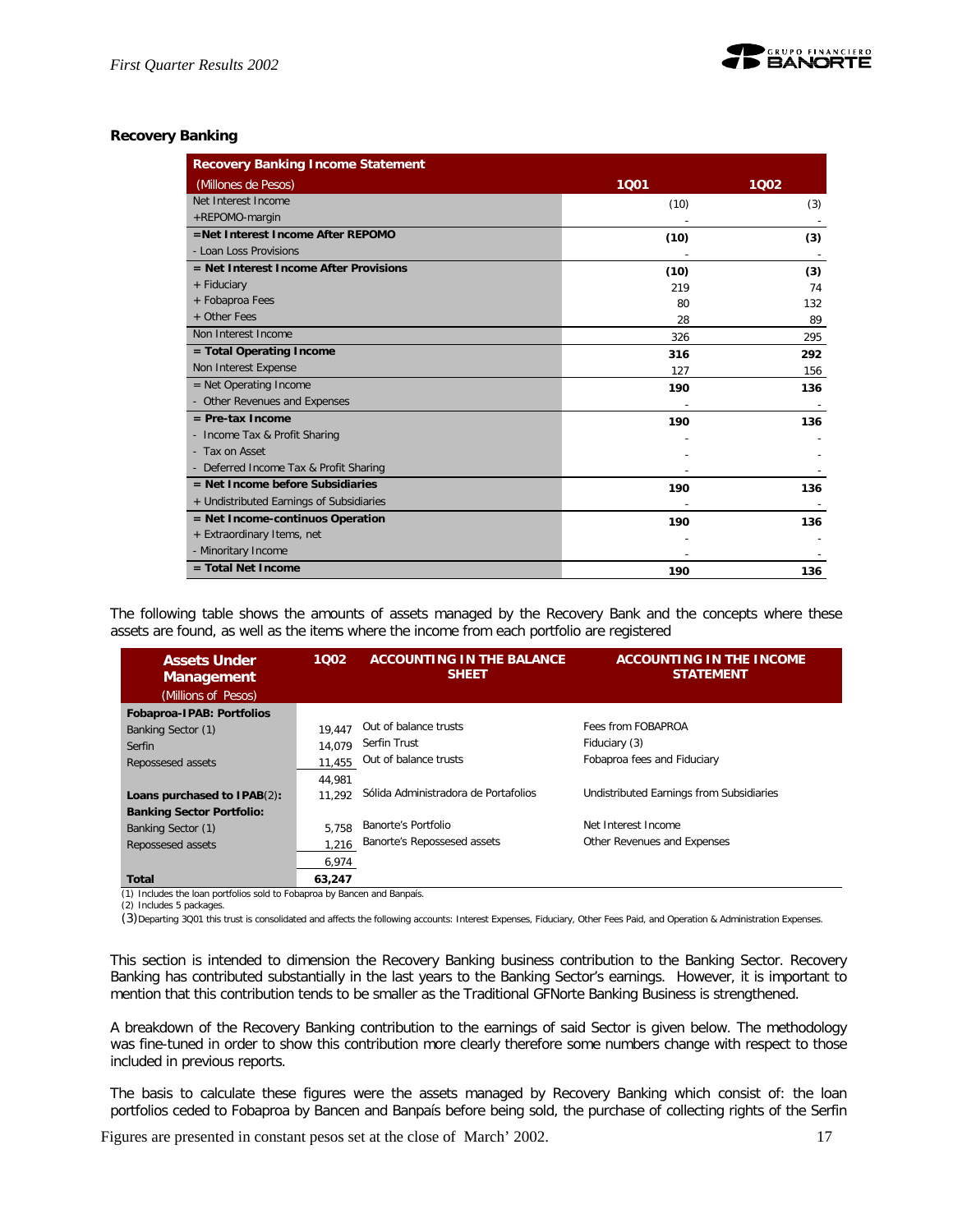**Recovery Banking**

| Recovery Banking Income Statement (Millones de Pesos) | 1Q01 | 1Q02 |
|---|---|---|
| Net Interest Income | (10) | (3) |
| +REPOMO-margin | - | - |
| **=Net Interest Income After REPOMO** | **(10)** | **(3)** |
| - Loan Loss Provisions | - | - |
| **= Net Interest Income After Provisions** | **(10)** | **(3)** |
| + Fiduciary | 219 | 74 |
| + Fobaproa Fees | 80 | 132 |
| + Other Fees | 28 | 89 |
| Non Interest Income | 326 | 295 |
| **= Total Operating Income** | **316** | **292** |
| Non Interest Expense | 127 | 156 |
| = Net Operating Income | **190** | **136** |
| - Other Revenues and Expenses | - | - |
| **= Pre-tax Income** | **190** | **136** |
| - Income Tax & Profit Sharing | - | - |
| - Tax on Asset | - | - |
| - Deferred Income Tax & Profit Sharing | - | - |
| **= Net Income before Subsidiaries** | **190** | **136** |
| + Undistributed Earnings of Subsidiaries | - | - |
| **= Net Income-continuos Operation** | **190** | **136** |
| + Extraordinary Items, net | - | - |
| - Minoritary Income | - | - |
| **= Total Net Income** | **190** | **136** |

The following table shows the amounts of assets managed by the Recovery Bank and the concepts where these assets are found, as well as the items where the income from each portfolio are registered

| Assets Under Management (Millions of Pesos) | 1Q02 | ACCOUNTING IN THE BALANCE SHEET | ACCOUNTING IN THE INCOME STATEMENT |
|---|---|---|---|
| **Fobaproa-IPAB: Portfolios** | | | |
| Banking Sector (1) | 19,447 | Out of balance trusts | Fees from FOBAPROA |
| Serfin | 14,079 | Serfin Trust | Fiduciary (3) |
| Repossesed assets | 11,455 | Out of balance trusts | Fobaproa fees and Fiduciary |
| | 44,981 | | |
| **Loans purchased to IPAB**(2): | 11,292 | Sólida Administradora de Portafolios | Undistributed Earnings from Subsidiaries |
| **Banking Sector Portfolio:** | | | |
| Banking Sector (1) | 5,758 | Banorte's Portfolio | Net Interest Income |
| Repossesed assets | 1,216 | Banorte's Repossesed assets | Other Revenues and Expenses |
| | 6,974 | | |
| **Total** | **63,247** | | |

(1) Includes the loan portfolios sold to Fobaproa by Bancen and Banpaís.
(2) Includes 5 packages.
(3) Departing 3Q01 this trust is consolidated and affects the following accounts: Interest Expenses, Fiduciary, Other Fees Paid, and Operation & Administration Expenses.

This section is intended to dimension the Recovery Banking business contribution to the Banking Sector. Recovery Banking has contributed substantially in the last years to the Banking Sector's earnings. However, it is important to mention that this contribution tends to be smaller as the Traditional GFNorte Banking Business is strengthened.

A breakdown of the Recovery Banking contribution to the earnings of said Sector is given below. The methodology was fine-tuned in order to show this contribution more clearly therefore some numbers change with respect to those included in previous reports.

The basis to calculate these figures were the assets managed by Recovery Banking which consist of: the loan portfolios ceded to Fobaproa by Bancen and Banpaís before being sold, the purchase of collecting rights of the Serfin

Figures are presented in constant pesos set at the close of March' 2002.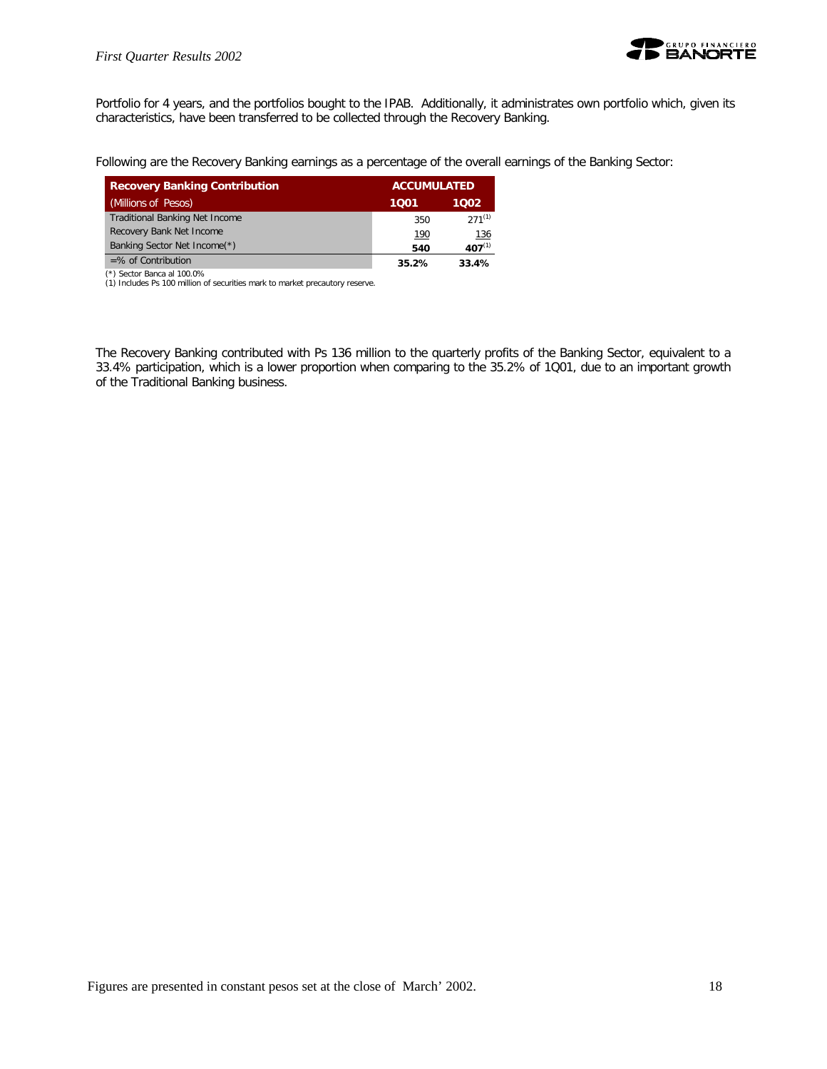Portfolio for 4 years, and the portfolios bought to the IPAB. Additionally, it administrates own portfolio which, given its characteristics, have been transferred to be collected through the Recovery Banking.

Following are the Recovery Banking earnings as a percentage of the overall earnings of the Banking Sector:

| **Recovery Banking Contribution** | **ACCUMULATED** | |
|---|---|---|
| (Millions of Pesos) | **1Q01** | **1Q02** |
| Traditional Banking Net Income | 350 | 271[1] |
| Recovery Bank Net Income | 190 | 136 |
| Banking Sector Net Income(*) | **540** | **407**[1] |
| =% of Contribution | **35.2%** | **33.4%** |

(*) Sector Banca al 100.0%
(1) Includes Ps 100 million of securities mark to market precautory reserve.

The Recovery Banking contributed with Ps 136 million to the quarterly profits of the Banking Sector, equivalent to a 33.4% participation, which is a lower proportion when comparing to the 35.2% of 1Q01, due to an important growth of the Traditional Banking business.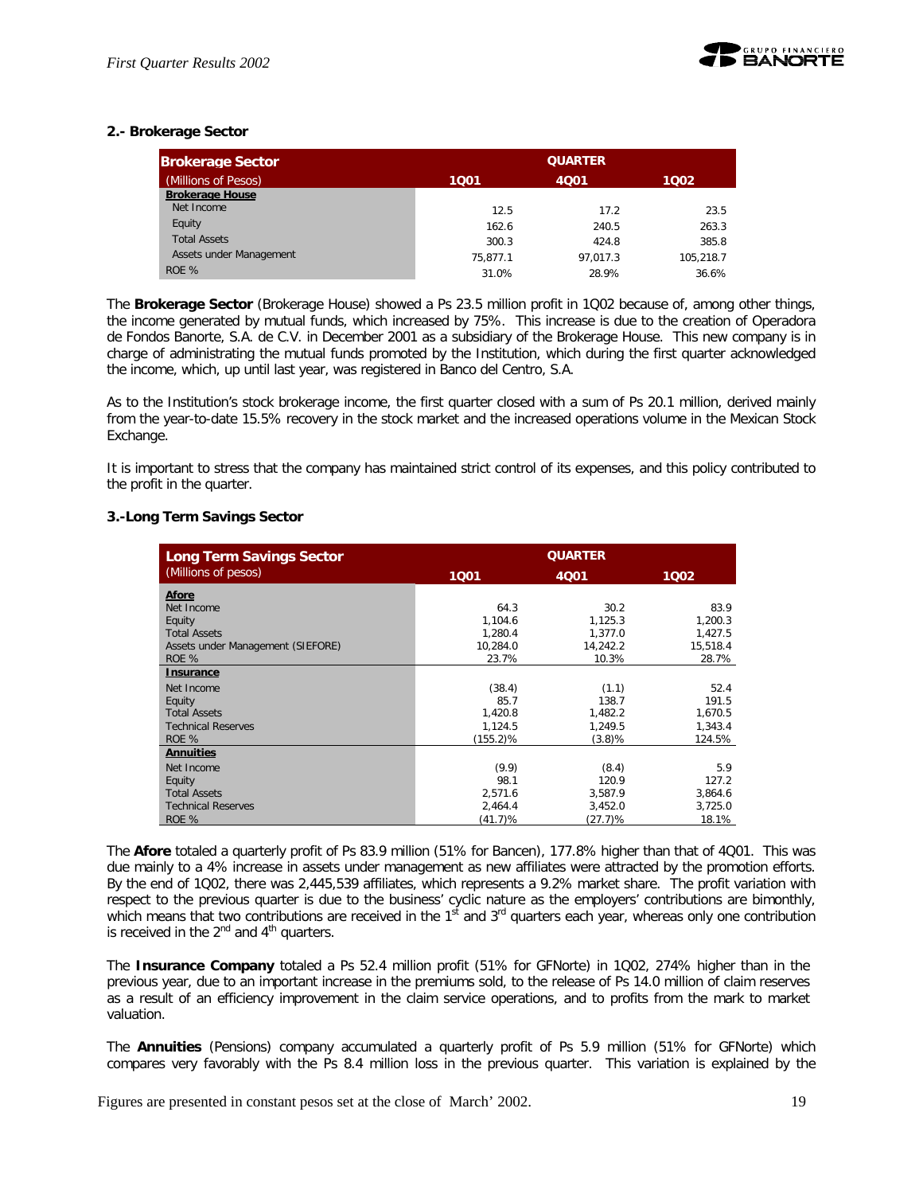### 2.- Brokerage Sector

| Brokerage Sector | QUARTER | | |
|---|---|---|---|
| (Millions of Pesos) | 1Q01 | 4Q01 | 1Q02 |
| **Brokerage House** | | | |
| Net Income | 12.5 | 17.2 | 23.5 |
| Equity | 162.6 | 240.5 | 263.3 |
| Total Assets | 300.3 | 424.8 | 385.8 |
| Assets under Management | 75,877.1 | 97,017.3 | 105,218.7 |
| ROE % | 31.0% | 28.9% | 36.6% |

The **Brokerage Sector** (Brokerage House) showed a Ps 23.5 million profit in 1Q02 because of, among other things, the income generated by mutual funds, which increased by 75%. This increase is due to the creation of Operadora de Fondos Banorte, S.A. de C.V. in December 2001 as a subsidiary of the Brokerage House. This new company is in charge of administrating the mutual funds promoted by the Institution, which during the first quarter acknowledged the income, which, up until last year, was registered in Banco del Centro, S.A.

As to the Institution's stock brokerage income, the first quarter closed with a sum of Ps 20.1 million, derived mainly from the year-to-date 15.5% recovery in the stock market and the increased operations volume in the Mexican Stock Exchange.

It is important to stress that the company has maintained strict control of its expenses, and this policy contributed to the profit in the quarter.

### 3.-Long Term Savings Sector

| Long Term Savings Sector | QUARTER | | |
|---|---|---|---|
| (Millions of pesos) | 1Q01 | 4Q01 | 1Q02 |
| **Afore** | | | |
| Net Income | 64.3 | 30.2 | 83.9 |
| Equity | 1,104.6 | 1,125.3 | 1,200.3 |
| Total Assets | 1,280.4 | 1,377.0 | 1,427.5 |
| Assets under Management (SIEFORE) | 10,284.0 | 14,242.2 | 15,518.4 |
| ROE % | 23.7% | 10.3% | 28.7% |
| **Insurance** | | | |
| Net Income | (38.4) | (1.1) | 52.4 |
| Equity | 85.7 | 138.7 | 191.5 |
| Total Assets | 1,420.8 | 1,482.2 | 1,670.5 |
| Technical Reserves | 1,124.5 | 1,249.5 | 1,343.4 |
| ROE % | (155.2)% | (3.8)% | 124.5% |
| **Annuities** | | | |
| Net Income | (9.9) | (8.4) | 5.9 |
| Equity | 98.1 | 120.9 | 127.2 |
| Total Assets | 2,571.6 | 3,587.9 | 3,864.6 |
| Technical Reserves | 2,464.4 | 3,452.0 | 3,725.0 |
| ROE % | (41.7)% | (27.7)% | 18.1% |

The **Afore** totaled a quarterly profit of Ps 83.9 million (51% for Bancen), 177.8% higher than that of 4Q01. This was due mainly to a 4% increase in assets under management as new affiliates were attracted by the promotion efforts. By the end of 1Q02, there was 2,445,539 affiliates, which represents a 9.2% market share. The profit variation with respect to the previous quarter is due to the business' cyclic nature as the employers' contributions are bimonthly, which means that two contributions are received in the 1st and 3rd quarters each year, whereas only one contribution is received in the 2nd and 4th quarters.

The **Insurance Company** totaled a Ps 52.4 million profit (51% for GFNorte) in 1Q02, 274% higher than in the previous year, due to an important increase in the premiums sold, to the release of Ps 14.0 million of claim reserves as a result of an efficiency improvement in the claim service operations, and to profits from the mark to market valuation.

The **Annuities** (Pensions) company accumulated a quarterly profit of Ps 5.9 million (51% for GFNorte) which compares very favorably with the Ps 8.4 million loss in the previous quarter. This variation is explained by the

Figures are presented in constant pesos set at the close of March' 2002.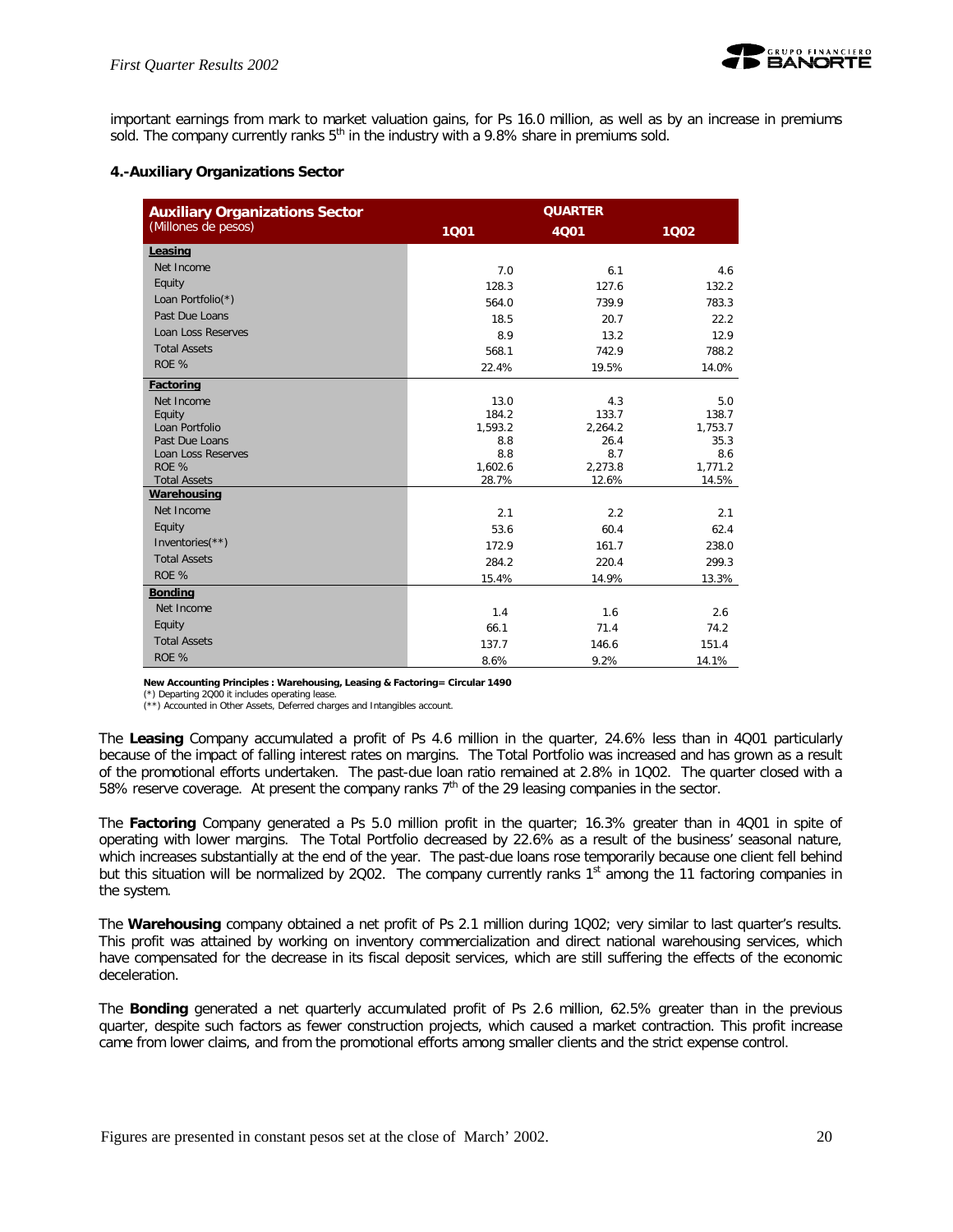important earnings from mark to market valuation gains, for Ps 16.0 million, as well as by an increase in premiums sold. The company currently ranks 5th in the industry with a 9.8% share in premiums sold.

#### 4.-Auxiliary Organizations Sector

| **Auxiliary Organizations Sector** (Millones de pesos) | QUARTER | | |
|---|---|---|---|
| | **1Q01** | **4Q01** | **1Q02** |
| **Leasing** | | | |
| Net Income | 7.0 | 6.1 | 4.6 |
| Equity | 128.3 | 127.6 | 132.2 |
| Loan Portfolio(*) | 564.0 | 739.9 | 783.3 |
| Past Due Loans | 18.5 | 20.7 | 22.2 |
| Loan Loss Reserves | 8.9 | 13.2 | 12.9 |
| Total Assets | 568.1 | 742.9 | 788.2 |
| ROE % | 22.4% | 19.5% | 14.0% |
| **Factoring** | | | |
| Net Income | 13.0 | 4.3 | 5.0 |
| Equity | 184.2 | 133.7 | 138.7 |
| Loan Portfolio | 1,593.2 | 2,264.2 | 1,753.7 |
| Past Due Loans | 8.8 | 26.4 | 35.3 |
| Loan Loss Reserves | 8.8 | 8.7 | 8.6 |
| ROE % | 1,602.6 | 2,273.8 | 1,771.2 |
| Total Assets | 28.7% | 12.6% | 14.5% |
| **Warehousing** | | | |
| Net Income | 2.1 | 2.2 | 2.1 |
| Equity | 53.6 | 60.4 | 62.4 |
| Inventories(**) | 172.9 | 161.7 | 238.0 |
| Total Assets | 284.2 | 220.4 | 299.3 |
| ROE % | 15.4% | 14.9% | 13.3% |
| **Bonding** | | | |
| Net Income | 1.4 | 1.6 | 2.6 |
| Equity | 66.1 | 71.4 | 74.2 |
| Total Assets | 137.7 | 146.6 | 151.4 |
| ROE % | 8.6% | 9.2% | 14.1% |

**New Accounting Principles : Warehousing, Leasing & Factoring= Circular 1490**
(*) Departing 2Q00 it includes operating lease.
(**) Accounted in Other Assets, Deferred charges and Intangibles account.

The **Leasing** Company accumulated a profit of Ps 4.6 million in the quarter, 24.6% less than in 4Q01 particularly because of the impact of falling interest rates on margins. The Total Portfolio was increased and has grown as a result of the promotional efforts undertaken. The past-due loan ratio remained at 2.8% in 1Q02. The quarter closed with a 58% reserve coverage. At present the company ranks 7th of the 29 leasing companies in the sector.

The **Factoring** Company generated a Ps 5.0 million profit in the quarter; 16.3% greater than in 4Q01 in spite of operating with lower margins. The Total Portfolio decreased by 22.6% as a result of the business' seasonal nature, which increases substantially at the end of the year. The past-due loans rose temporarily because one client fell behind but this situation will be normalized by 2Q02. The company currently ranks 1st among the 11 factoring companies in the system.

The **Warehousing** company obtained a net profit of Ps 2.1 million during 1Q02; very similar to last quarter's results. This profit was attained by working on inventory commercialization and direct national warehousing services, which have compensated for the decrease in its fiscal deposit services, which are still suffering the effects of the economic deceleration.

The **Bonding** generated a net quarterly accumulated profit of Ps 2.6 million, 62.5% greater than in the previous quarter, despite such factors as fewer construction projects, which caused a market contraction. This profit increase came from lower claims, and from the promotional efforts among smaller clients and the strict expense control.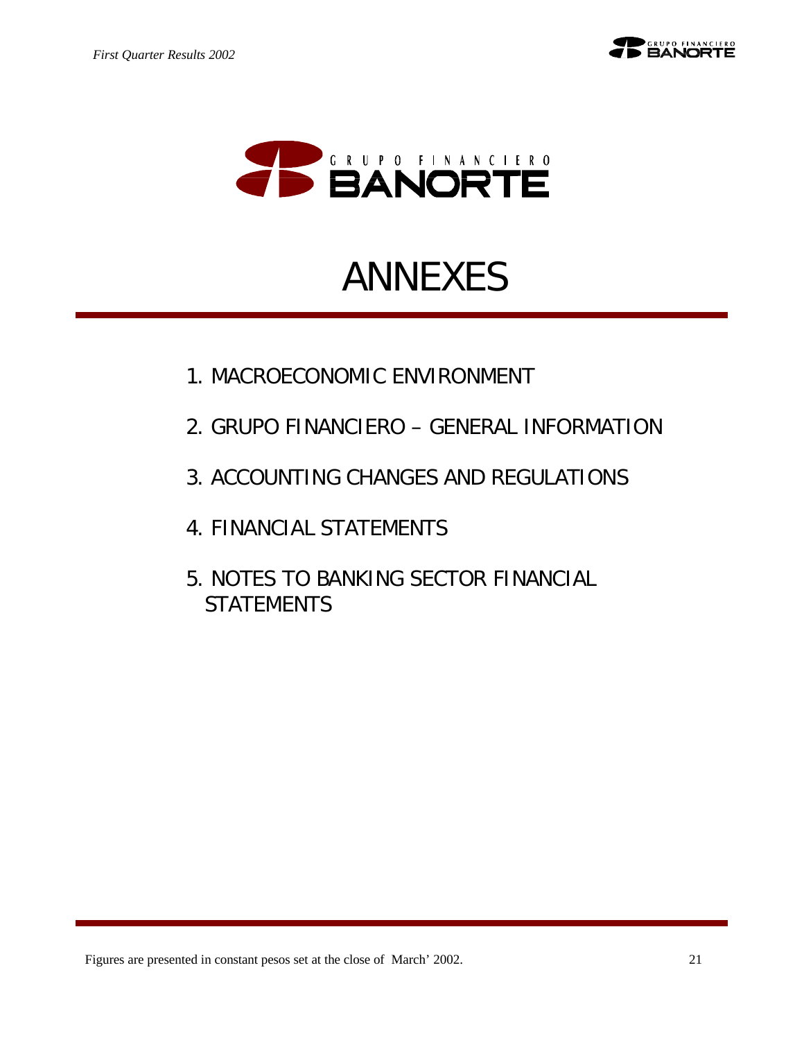# ANNEXES

1. MACROECONOMIC ENVIRONMENT
2. GRUPO FINANCIERO – GENERAL INFORMATION
3. ACCOUNTING CHANGES AND REGULATIONS
4. FINANCIAL STATEMENTS
5. NOTES TO BANKING SECTOR FINANCIAL STATEMENTS

Figures are presented in constant pesos set at the close of March' 2002.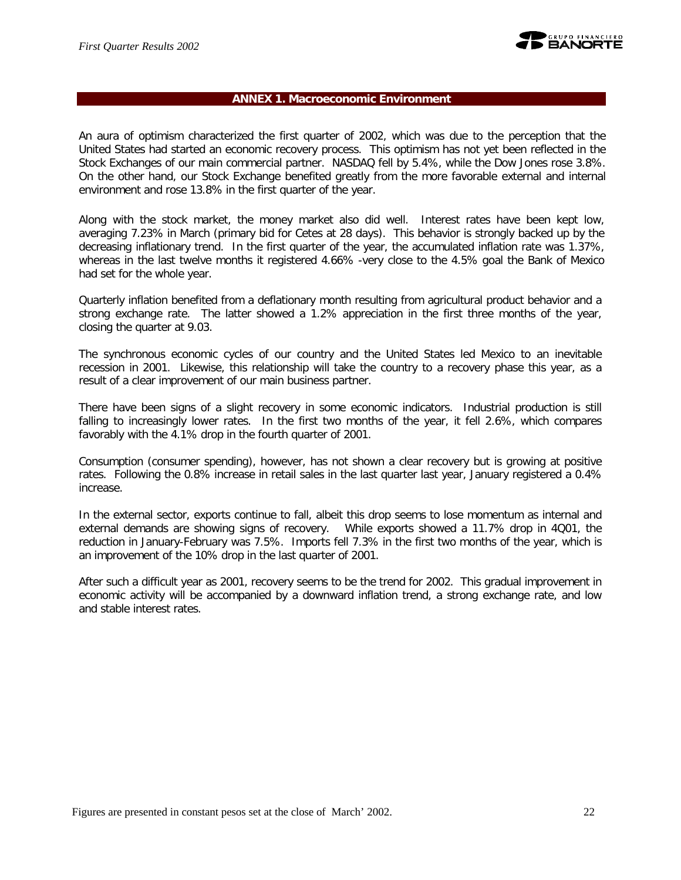## ANNEX 1. Macroeconomic Environment

An aura of optimism characterized the first quarter of 2002, which was due to the perception that the United States had started an economic recovery process. This optimism has not yet been reflected in the Stock Exchanges of our main commercial partner. NASDAQ fell by 5.4%, while the Dow Jones rose 3.8%. On the other hand, our Stock Exchange benefited greatly from the more favorable external and internal environment and rose 13.8% in the first quarter of the year.

Along with the stock market, the money market also did well. Interest rates have been kept low, averaging 7.23% in March (primary bid for Cetes at 28 days). This behavior is strongly backed up by the decreasing inflationary trend. In the first quarter of the year, the accumulated inflation rate was 1.37%, whereas in the last twelve months it registered 4.66% -very close to the 4.5% goal the Bank of Mexico had set for the whole year.

Quarterly inflation benefited from a deflationary month resulting from agricultural product behavior and a strong exchange rate. The latter showed a 1.2% appreciation in the first three months of the year, closing the quarter at 9.03.

The synchronous economic cycles of our country and the United States led Mexico to an inevitable recession in 2001. Likewise, this relationship will take the country to a recovery phase this year, as a result of a clear improvement of our main business partner.

There have been signs of a slight recovery in some economic indicators. Industrial production is still falling to increasingly lower rates. In the first two months of the year, it fell 2.6%, which compares favorably with the 4.1% drop in the fourth quarter of 2001.

Consumption (consumer spending), however, has not shown a clear recovery but is growing at positive rates. Following the 0.8% increase in retail sales in the last quarter last year, January registered a 0.4% increase.

In the external sector, exports continue to fall, albeit this drop seems to lose momentum as internal and external demands are showing signs of recovery. While exports showed a 11.7% drop in 4Q01, the reduction in January-February was 7.5%. Imports fell 7.3% in the first two months of the year, which is an improvement of the 10% drop in the last quarter of 2001.

After such a difficult year as 2001, recovery seems to be the trend for 2002. This gradual improvement in economic activity will be accompanied by a downward inflation trend, a strong exchange rate, and low and stable interest rates.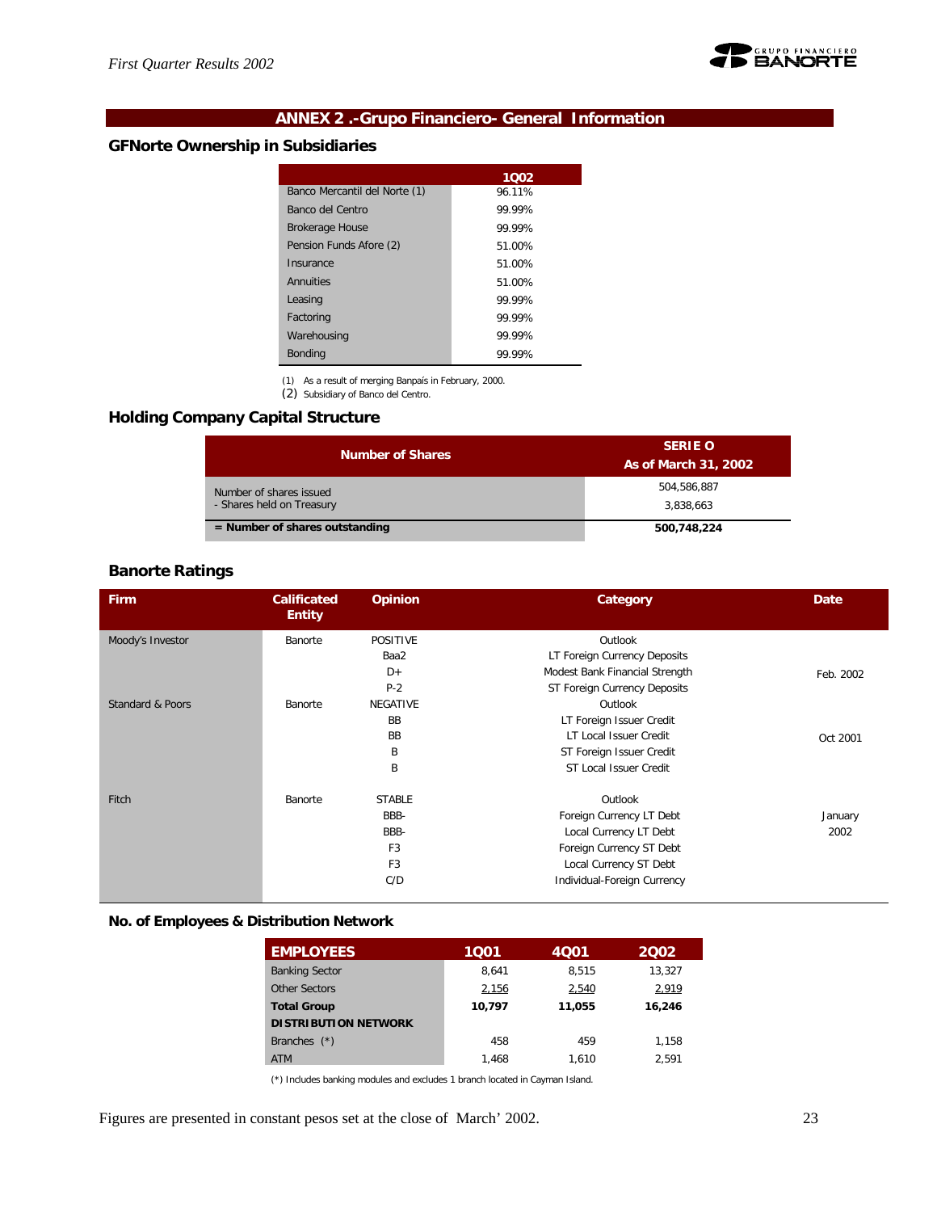## ANNEX 2 .-Grupo Financiero- General Information

### GFNorte Ownership in Subsidiaries

| | 1Q02 |
|---|---|
| Banco Mercantil del Norte (1) | 96.11% |
| Banco del Centro | 99.99% |
| Brokerage House | 99.99% |
| Pension Funds Afore (2) | 51.00% |
| Insurance | 51.00% |
| Annuities | 51.00% |
| Leasing | 99.99% |
| Factoring | 99.99% |
| Warehousing | 99.99% |
| Bonding | 99.99% |

(1) As a result of merging Banpaís in February, 2000.
(2) Subsidiary of Banco del Centro.

### Holding Company Capital Structure

| Number of Shares | SERIE O As of March 31, 2002 |
|---|---|
| Number of shares issued | 504,586,887 |
| - Shares held on Treasury | 3,838,663 |
| **= Number of shares outstanding** | **500,748,224** |

### Banorte Ratings

| Firm | Calificated Entity | Opinion | Category | Date |
|---|---|---|---|---|
| Moody's Investor | Banorte | POSITIVE | Outlook | |
| | | Baa2 | LT Foreign Currency Deposits | |
| | | D+ | Modest Bank Financial Strength | Feb. 2002 |
| | | P-2 | ST Foreign Currency Deposits | |
| Standard & Poors | Banorte | NEGATIVE | Outlook | |
| | | BB | LT Foreign Issuer Credit | |
| | | BB | LT Local Issuer Credit | Oct 2001 |
| | | B | ST Foreign Issuer Credit | |
| | | B | ST Local Issuer Credit | |
| Fitch | Banorte | STABLE | Outlook | |
| | | BBB- | Foreign Currency LT Debt | January |
| | | BBB- | Local Currency LT Debt | 2002 |
| | | F3 | Foreign Currency ST Debt | |
| | | F3 | Local Currency ST Debt | |
| | | C/D | Individual-Foreign Currency | |

### No. of Employees & Distribution Network

| EMPLOYEES | 1Q01 | 4Q01 | 2Q02 |
|---|---|---|---|
| Banking Sector | 8,641 | 8,515 | 13,327 |
| Other Sectors | 2,156 | 2,540 | 2,919 |
| **Total Group** | **10,797** | **11,055** | **16,246** |
| **DISTRIBUTION NETWORK** | | | |
| Branches (*) | 458 | 459 | 1,158 |
| ATM | 1,468 | 1,610 | 2,591 |

(*) Includes banking modules and excludes 1 branch located in Cayman Island.

Figures are presented in constant pesos set at the close of March' 2002.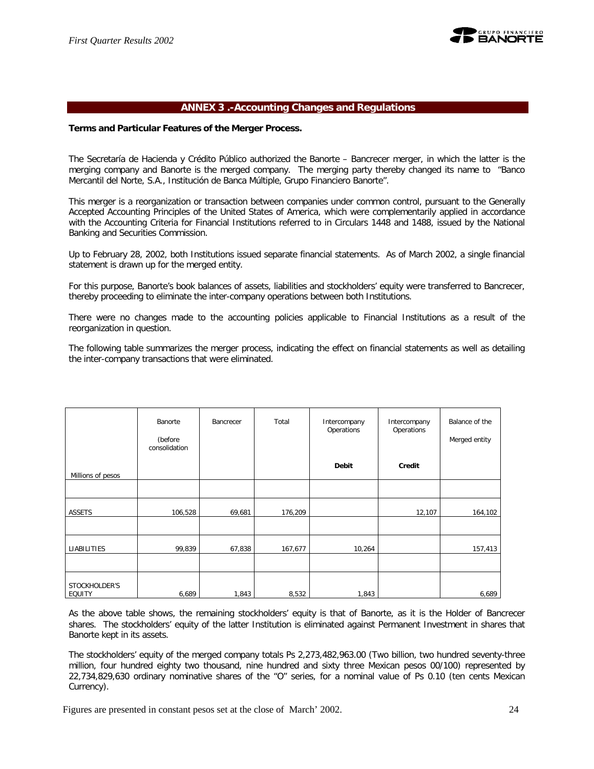## ANNEX 3 .-Accounting Changes and Regulations

**Terms and Particular Features of the Merger Process.**

The Secretaría de Hacienda y Crédito Público authorized the Banorte – Bancrecer merger, in which the latter is the merging company and Banorte is the merged company. The merging party thereby changed its name to "Banco Mercantil del Norte, S.A., Institución de Banca Múltiple, Grupo Financiero Banorte".

This merger is a reorganization or transaction between companies under common control, pursuant to the Generally Accepted Accounting Principles of the United States of America, which were complementarily applied in accordance with the Accounting Criteria for Financial Institutions referred to in Circulars 1448 and 1488, issued by the National Banking and Securities Commission.

Up to February 28, 2002, both Institutions issued separate financial statements. As of March 2002, a single financial statement is drawn up for the merged entity.

For this purpose, Banorte's book balances of assets, liabilities and stockholders' equity were transferred to Bancrecer, thereby proceeding to eliminate the inter-company operations between both Institutions.

There were no changes made to the accounting policies applicable to Financial Institutions as a result of the reorganization in question.

The following table summarizes the merger process, indicating the effect on financial statements as well as detailing the inter-company transactions that were eliminated.

| Millions of pesos | Banorte (before consolidation | Bancrecer | Total | Intercompany Operations **Debit** | Intercompany Operations **Credit** | Balance of the Merged entity |
|---|---|---|---|---|---|---|
| ASSETS | 106,528 | 69,681 | 176,209 | | 12,107 | 164,102 |
| LIABILITIES | 99,839 | 67,838 | 167,677 | 10,264 | | 157,413 |
| STOCKHOLDER'S EQUITY | 6,689 | 1,843 | 8,532 | 1,843 | | 6,689 |

As the above table shows, the remaining stockholders' equity is that of Banorte, as it is the Holder of Bancrecer shares. The stockholders' equity of the latter Institution is eliminated against Permanent Investment in shares that Banorte kept in its assets.

The stockholders' equity of the merged company totals Ps 2,273,482,963.00 (Two billion, two hundred seventy-three million, four hundred eighty two thousand, nine hundred and sixty three Mexican pesos 00/100) represented by 22,734,829,630 ordinary nominative shares of the "O" series, for a nominal value of Ps 0.10 (ten cents Mexican Currency).

Figures are presented in constant pesos set at the close of March' 2002.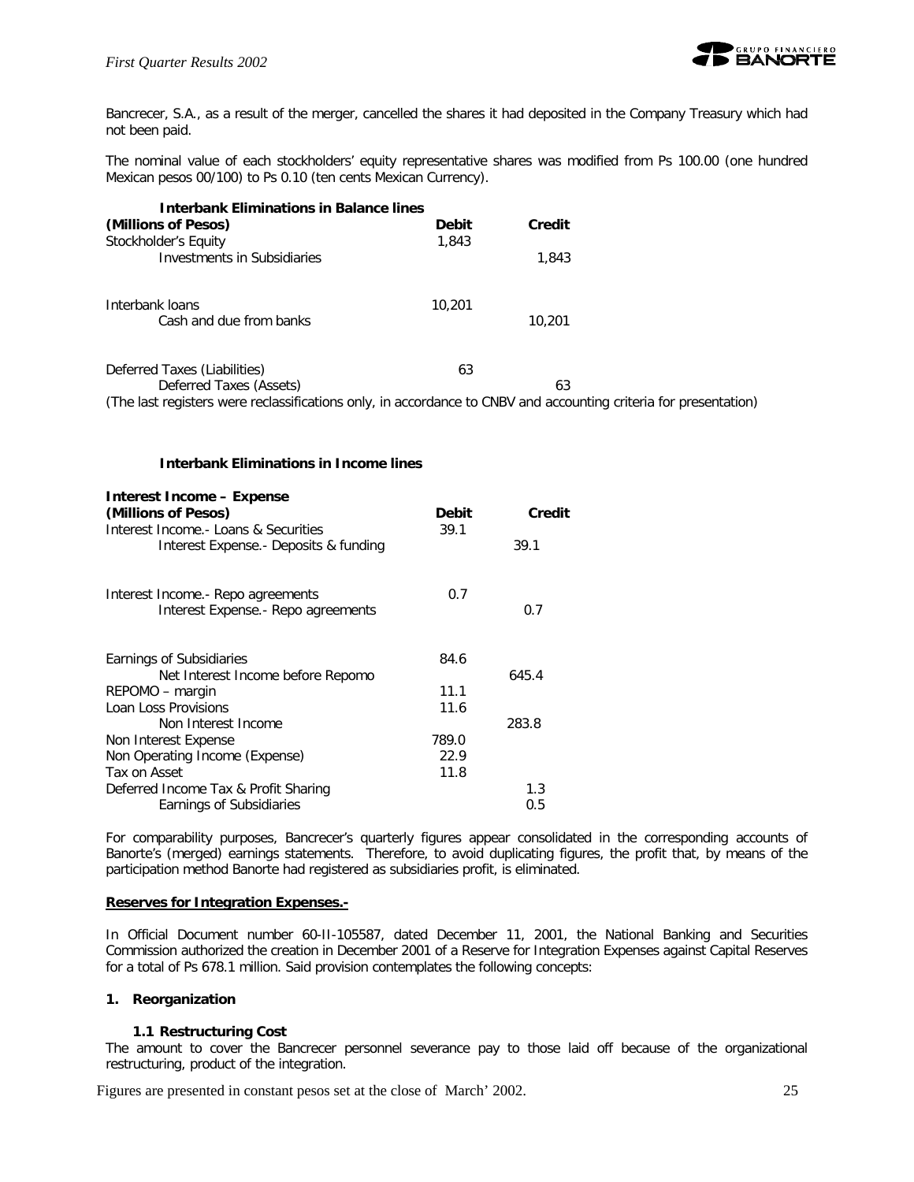Bancrecer, S.A., as a result of the merger, cancelled the shares it had deposited in the Company Treasury which had not been paid.

The nominal value of each stockholders' equity representative shares was modified from Ps 100.00 (one hundred Mexican pesos 00/100) to Ps 0.10 (ten cents Mexican Currency).

**Interbank Eliminations in Balance lines**

| **(Millions of Pesos)** | **Debit** | **Credit** |
|---|---|---|
| Stockholder's Equity | 1,843 | |
| Investments in Subsidiaries | | 1,843 |
| | | |
| Interbank loans | 10,201 | |
| Cash and due from banks | | 10,201 |
| | | |
| Deferred Taxes (Liabilities) | 63 | |
| Deferred Taxes (Assets) | | 63 |

(The last registers were reclassifications only, in accordance to CNBV and accounting criteria for presentation)

**Interbank Eliminations in Income lines**

| **Interest Income – Expense (Millions of Pesos)** | **Debit** | **Credit** |
|---|---|---|
| Interest Income.- Loans & Securities | 39.1 | |
| Interest Expense.- Deposits & funding | | 39.1 |
| | | |
| Interest Income.- Repo agreements | 0.7 | |
| Interest Expense.- Repo agreements | | 0.7 |
| | | |
| Earnings of Subsidiaries | 84.6 | |
| Net Interest Income before Repomo | | 645.4 |
| REPOMO – margin | 11.1 | |
| Loan Loss Provisions | 11.6 | |
| Non Interest Income | | 283.8 |
| Non Interest Expense | 789.0 | |
| Non Operating Income (Expense) | 22.9 | |
| Tax on Asset | 11.8 | |
| Deferred Income Tax & Profit Sharing | | 1.3 |
| Earnings of Subsidiaries | | 0.5 |

For comparability purposes, Bancrecer's quarterly figures appear consolidated in the corresponding accounts of Banorte's (merged) earnings statements. Therefore, to avoid duplicating figures, the profit that, by means of the participation method Banorte had registered as subsidiaries profit, is eliminated.

**Reserves for Integration Expenses.-**

In Official Document number 60-II-105587, dated December 11, 2001, the National Banking and Securities Commission authorized the creation in December 2001 of a Reserve for Integration Expenses against Capital Reserves for a total of Ps 678.1 million. Said provision contemplates the following concepts:

**1. Reorganization**

**1.1 Restructuring Cost**

The amount to cover the Bancrecer personnel severance pay to those laid off because of the organizational restructuring, product of the integration.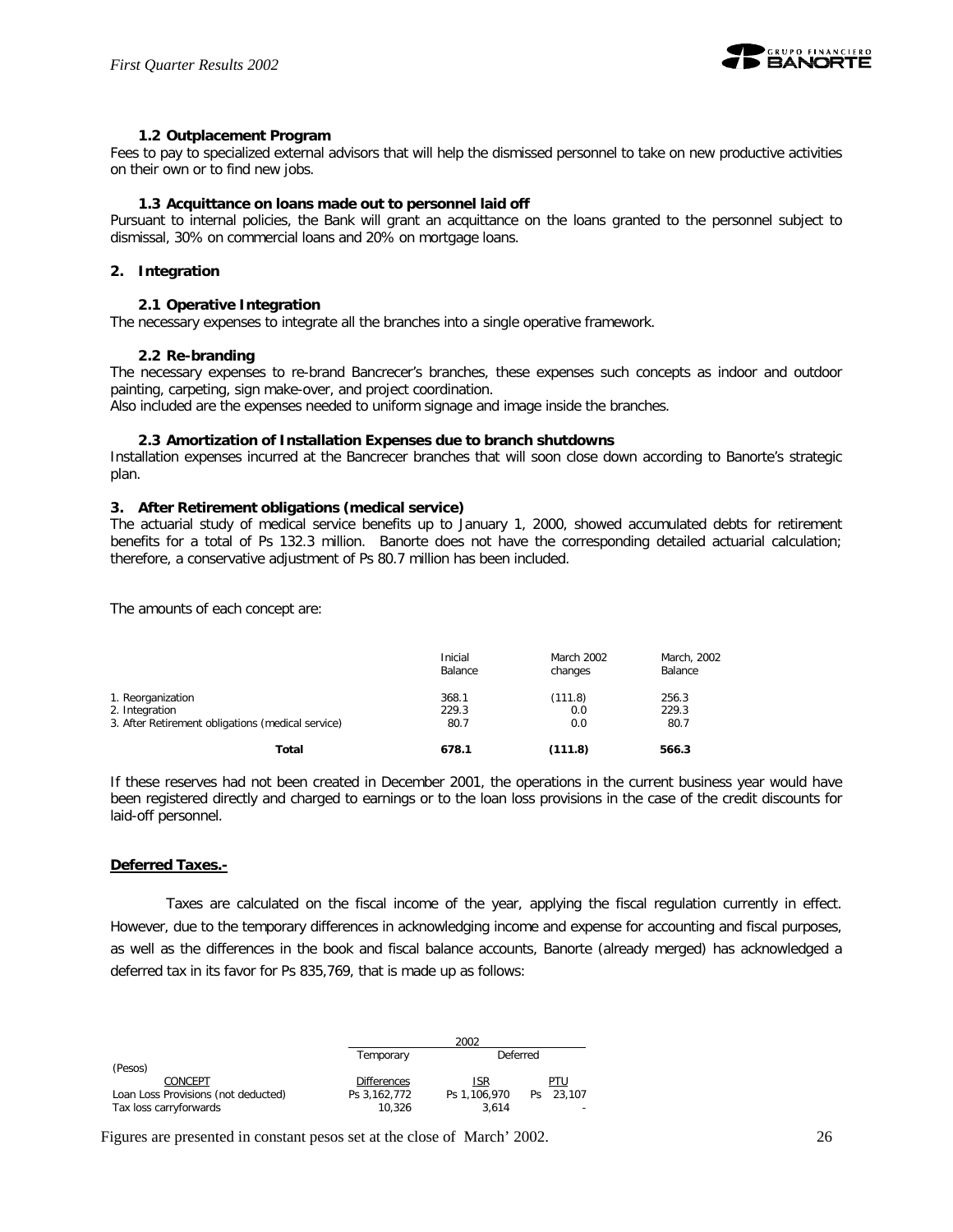### 1.2 Outplacement Program

Fees to pay to specialized external advisors that will help the dismissed personnel to take on new productive activities on their own or to find new jobs.

### 1.3 Acquittance on loans made out to personnel laid off

Pursuant to internal policies, the Bank will grant an acquittance on the loans granted to the personnel subject to dismissal, 30% on commercial loans and 20% on mortgage loans.

## 2. Integration

### 2.1 Operative Integration

The necessary expenses to integrate all the branches into a single operative framework.

### 2.2 Re-branding

The necessary expenses to re-brand Bancrecer's branches, these expenses such concepts as indoor and outdoor painting, carpeting, sign make-over, and project coordination.
Also included are the expenses needed to uniform signage and image inside the branches.

### 2.3 Amortization of Installation Expenses due to branch shutdowns

Installation expenses incurred at the Bancrecer branches that will soon close down according to Banorte's strategic plan.

## 3. After Retirement obligations (medical service)

The actuarial study of medical service benefits up to January 1, 2000, showed accumulated debts for retirement benefits for a total of Ps 132.3 million. Banorte does not have the corresponding detailed actuarial calculation; therefore, a conservative adjustment of Ps 80.7 million has been included.

The amounts of each concept are:

| | Inicial Balance | March 2002 changes | March, 2002 Balance |
|---|---|---|---|
| 1. Reorganization | 368.1 | (111.8) | 256.3 |
| 2. Integration | 229.3 | 0.0 | 229.3 |
| 3. After Retirement obligations (medical service) | 80.7 | 0.0 | 80.7 |
| **Total** | **678.1** | **(111.8)** | **566.3** |

If these reserves had not been created in December 2001, the operations in the current business year would have been registered directly and charged to earnings or to the loan loss provisions in the case of the credit discounts for laid-off personnel.

**Deferred Taxes.-**

Taxes are calculated on the fiscal income of the year, applying the fiscal regulation currently in effect. However, due to the temporary differences in acknowledging income and expense for accounting and fiscal purposes, as well as the differences in the book and fiscal balance accounts, Banorte (already merged) has acknowledged a deferred tax in its favor for Ps 835,769, that is made up as follows:

| | 2002 | | |
|---|---|---|---|
| | Temporary | Deferred | |
| (Pesos) | | | |
| CONCEPT | Differences | ISR | PTU |
| Loan Loss Provisions (not deducted) | Ps 3,162,772 | Ps 1,106,970 | Ps 23,107 |
| Tax loss carryforwards | 10,326 | 3,614 | - |

Figures are presented in constant pesos set at the close of March' 2002.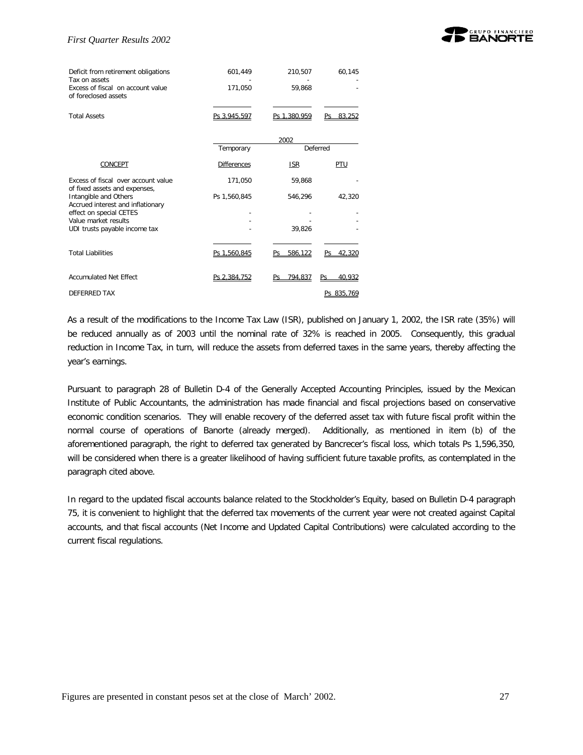| | | | |
|---|---|---|---|
| Deficit from retirement obligations | 601,449 | 210,507 | 60,145 |
| Tax on assets | - | - | - |
| Excess of fiscal on account value of foreclosed assets | 171,050 | 59,868 | - |
| Total Assets | Ps 3,945,597 | Ps 1,380,959 | Ps 83,252 |

| | 2002 | | |
|---|---|---|---|
| | Temporary | Deferred | |
| CONCEPT | Differences | ISR | PTU |
| Excess of fiscal over account value of fixed assets and expenses, | 171,050 | 59,868 | - |
| Intangible and Others | Ps 1,560,845 | 546,296 | 42,320 |
| Accrued interest and inflationary effect on special CETES | - | - | - |
| Value market results | - | - | - |
| UDI trusts payable income tax | - | 39,826 | - |
| Total Liabilities | Ps 1,560,845 | Ps 586,122 | Ps 42,320 |
| Accumulated Net Effect | Ps 2,384,752 | Ps 794,837 | Ps 40,932 |
| DEFERRED TAX | | | Ps 835,769 |

As a result of the modifications to the Income Tax Law (ISR), published on January 1, 2002, the ISR rate (35%) will be reduced annually as of 2003 until the nominal rate of 32% is reached in 2005. Consequently, this gradual reduction in Income Tax, in turn, will reduce the assets from deferred taxes in the same years, thereby affecting the year's earnings.

Pursuant to paragraph 28 of Bulletin D-4 of the Generally Accepted Accounting Principles, issued by the Mexican Institute of Public Accountants, the administration has made financial and fiscal projections based on conservative economic condition scenarios. They will enable recovery of the deferred asset tax with future fiscal profit within the normal course of operations of Banorte (already merged). Additionally, as mentioned in item (b) of the aforementioned paragraph, the right to deferred tax generated by Bancrecer's fiscal loss, which totals Ps 1,596,350, will be considered when there is a greater likelihood of having sufficient future taxable profits, as contemplated in the paragraph cited above.

In regard to the updated fiscal accounts balance related to the Stockholder's Equity, based on Bulletin D-4 paragraph 75, it is convenient to highlight that the deferred tax movements of the current year were not created against Capital accounts, and that fiscal accounts (Net Income and Updated Capital Contributions) were calculated according to the current fiscal regulations.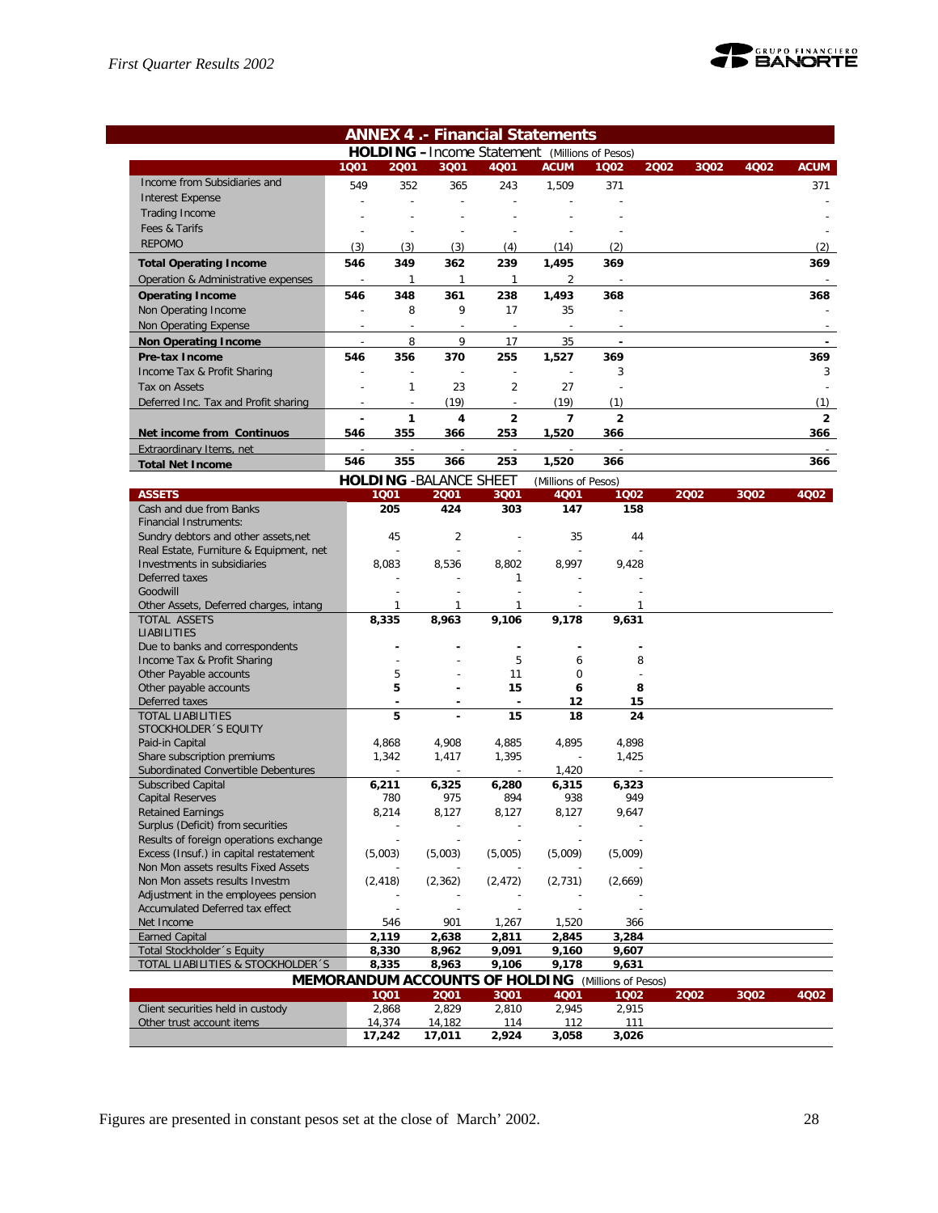## ANNEX 4 .- Financial Statements

### HOLDING – Income Statement (Millions of Pesos)

| | 1Q01 | 2Q01 | 3Q01 | 4Q01 | ACUM | 1Q02 | 2Q02 | 3Q02 | 4Q02 | ACUM |
|---|---|---|---|---|---|---|---|---|---|---|
| Income from Subsidiaries and | 549 | 352 | 365 | 243 | 1,509 | 371 | | | | 371 |
| Interest Expense | - | - | - | - | - | - | | | | - |
| Trading Income | - | - | - | - | - | - | | | | - |
| Fees & Tarifs | - | - | - | - | - | - | | | | - |
| REPOMO | (3) | (3) | (3) | (4) | (14) | (2) | | | | (2) |
| **Total Operating Income** | **546** | **349** | **362** | **239** | **1,495** | **369** | | | | **369** |
| Operation & Administrative expenses | - | 1 | 1 | 1 | 2 | - | | | | - |
| **Operating Income** | **546** | **348** | **361** | **238** | **1,493** | **368** | | | | **368** |
| Non Operating Income | - | 8 | 9 | 17 | 35 | - | | | | - |
| Non Operating Expense | - | - | - | - | - | - | | | | - |
| **Non Operating Income** | - | 8 | 9 | 17 | 35 | - | | | | - |
| **Pre-tax Income** | **546** | **356** | **370** | **255** | **1,527** | **369** | | | | **369** |
| Income Tax & Profit Sharing | - | - | - | - | - | 3 | | | | 3 |
| Tax on Assets | - | 1 | 23 | 2 | 27 | - | | | | - |
| Deferred Inc. Tax and Profit sharing | - | - | (19) | - | (19) | (1) | | | | (1) |
| | - | 1 | 4 | 2 | 7 | 2 | | | | 2 |
| **Net income from Continuos** | **546** | **355** | **366** | **253** | **1,520** | **366** | | | | **366** |
| Extraordinary Items, net | - | - | - | - | - | - | | | | - |
| **Total Net Income** | **546** | **355** | **366** | **253** | **1,520** | **366** | | | | **366** |

### HOLDING -BALANCE SHEET (Millions of Pesos)

| ASSETS | 1Q01 | 2Q01 | 3Q01 | 4Q01 | 1Q02 | 2Q02 | 3Q02 | 4Q02 |
|---|---|---|---|---|---|---|---|---|
| Cash and due from Banks | 205 | 424 | 303 | 147 | 158 | | | |
| Financial Instruments: | | | | | | | | |
| Sundry debtors and other assets,net | 45 | 2 | - | 35 | 44 | | | |
| Real Estate, Furniture & Equipment, net | - | - | - | - | - | | | |
| Investments in subsidiaries | 8,083 | 8,536 | 8,802 | 8,997 | 9,428 | | | |
| Deferred taxes | - | - | 1 | - | - | | | |
| Goodwill | - | - | - | - | - | | | |
| Other Assets, Deferred charges, intang | 1 | 1 | 1 | - | 1 | | | |
| TOTAL ASSETS | **8,335** | **8,963** | **9,106** | **9,178** | **9,631** | | | |
| LIABILITIES | | | | | | | | |
| Due to banks and correspondents | - | - | - | - | - | | | |
| Income Tax & Profit Sharing | - | - | 5 | 6 | 8 | | | |
| Other Payable accounts | 5 | - | 11 | 0 | - | | | |
| Other payable accounts | **5** | - | **15** | **6** | **8** | | | |
| Deferred taxes | - | - | - | **12** | **15** | | | |
| TOTAL LIABILITIES | **5** | - | **15** | **18** | **24** | | | |
| STOCKHOLDER´S EQUITY | | | | | | | | |
| Paid-in Capital | 4,868 | 4,908 | 4,885 | 4,895 | 4,898 | | | |
| Share subscription premiums | 1,342 | 1,417 | 1,395 | - | 1,425 | | | |
| Subordinated Convertible Debentures | - | - | - | 1,420 | - | | | |
| Subscribed Capital | **6,211** | **6,325** | **6,280** | **6,315** | **6,323** | | | |
| Capital Reserves | 780 | 975 | 894 | 938 | 949 | | | |
| Retained Earnings | 8,214 | 8,127 | 8,127 | 8,127 | 9,647 | | | |
| Surplus (Deficit) from securities | - | - | - | - | - | | | |
| Results of foreign operations exchange | - | - | - | - | - | | | |
| Excess (Insuf.) in capital restatement | (5,003) | (5,003) | (5,005) | (5,009) | (5,009) | | | |
| Non Mon assets results Fixed Assets | - | - | - | - | - | | | |
| Non Mon assets results Investm | (2,418) | (2,362) | (2,472) | (2,731) | (2,669) | | | |
| Adjustment in the employees pension | - | - | - | - | - | | | |
| Accumulated Deferred tax effect | - | - | - | - | - | | | |
| Net Income | 546 | 901 | 1,267 | 1,520 | 366 | | | |
| Earned Capital | **2,119** | **2,638** | **2,811** | **2,845** | **3,284** | | | |
| Total Stockholder´s Equity | **8,330** | **8,962** | **9,091** | **9,160** | **9,607** | | | |
| TOTAL LIABILITIES & STOCKHOLDER´S | **8,335** | **8,963** | **9,106** | **9,178** | **9,631** | | | |

### MEMORANDUM ACCOUNTS OF HOLDING (Millions of Pesos)

| | 1Q01 | 2Q01 | 3Q01 | 4Q01 | 1Q02 | 2Q02 | 3Q02 | 4Q02 |
|---|---|---|---|---|---|---|---|---|
| Client securities held in custody | 2,868 | 2,829 | 2,810 | 2,945 | 2,915 | | | |
| Other trust account items | 14,374 | 14,182 | 114 | 112 | 111 | | | |
| | **17,242** | **17,011** | **2,924** | **3,058** | **3,026** | | | |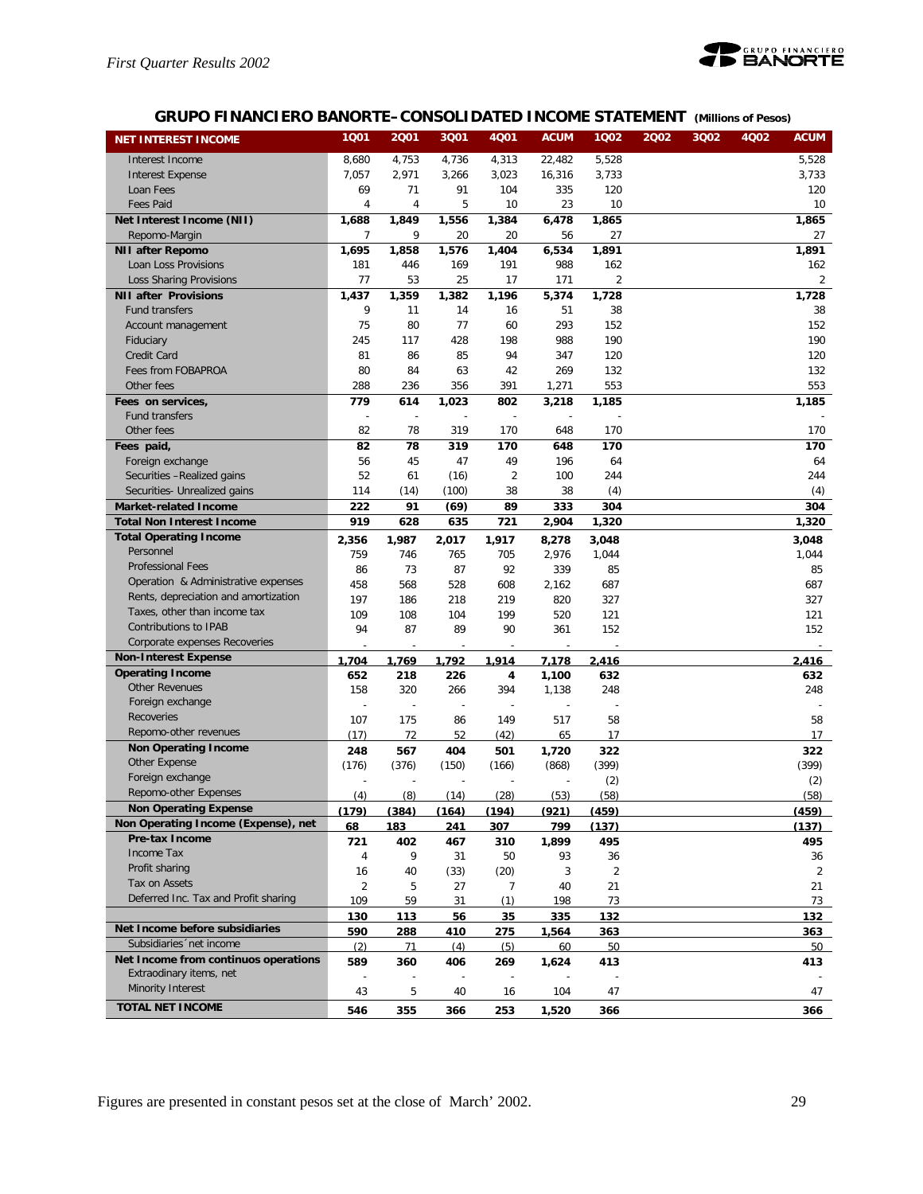## GRUPO FINANCIERO BANORTE–CONSOLIDATED INCOME STATEMENT (Millions of Pesos)

| NET INTEREST INCOME | 1Q01 | 2Q01 | 3Q01 | 4Q01 | ACUM | 1Q02 | 2Q02 | 3Q02 | 4Q02 | ACUM |
|---|---|---|---|---|---|---|---|---|---|---|
| Interest Income | 8,680 | 4,753 | 4,736 | 4,313 | 22,482 | 5,528 | | | | 5,528 |
| Interest Expense | 7,057 | 2,971 | 3,266 | 3,023 | 16,316 | 3,733 | | | | 3,733 |
| Loan Fees | 69 | 71 | 91 | 104 | 335 | 120 | | | | 120 |
| Fees Paid | 4 | 4 | 5 | 10 | 23 | 10 | | | | 10 |
| **Net Interest Income (NII)** | **1,688** | **1,849** | **1,556** | **1,384** | **6,478** | **1,865** | | | | **1,865** |
| Repomo-Margin | 7 | 9 | 20 | 20 | 56 | 27 | | | | 27 |
| **NII after Repomo** | **1,695** | **1,858** | **1,576** | **1,404** | **6,534** | **1,891** | | | | **1,891** |
| Loan Loss Provisions | 181 | 446 | 169 | 191 | 988 | 162 | | | | 162 |
| Loss Sharing Provisions | 77 | 53 | 25 | 17 | 171 | 2 | | | | 2 |
| **NII after Provisions** | **1,437** | **1,359** | **1,382** | **1,196** | **5,374** | **1,728** | | | | **1,728** |
| Fund transfers | 9 | 11 | 14 | 16 | 51 | 38 | | | | 38 |
| Account management | 75 | 80 | 77 | 60 | 293 | 152 | | | | 152 |
| Fiduciary | 245 | 117 | 428 | 198 | 988 | 190 | | | | 190 |
| Credit Card | 81 | 86 | 85 | 94 | 347 | 120 | | | | 120 |
| Fees from FOBAPROA | 80 | 84 | 63 | 42 | 269 | 132 | | | | 132 |
| Other fees | 288 | 236 | 356 | 391 | 1,271 | 553 | | | | 553 |
| **Fees on services,** | **779** | **614** | **1,023** | **802** | **3,218** | **1,185** | | | | **1,185** |
| Fund transfers | - | - | - | - | - | - | | | | - |
| Other fees | 82 | 78 | 319 | 170 | 648 | 170 | | | | 170 |
| **Fees paid,** | **82** | **78** | **319** | **170** | **648** | **170** | | | | **170** |
| Foreign exchange | 56 | 45 | 47 | 49 | 196 | 64 | | | | 64 |
| Securities –Realized gains | 52 | 61 | (16) | 2 | 100 | 244 | | | | 244 |
| Securities- Unrealized gains | 114 | (14) | (100) | 38 | 38 | (4) | | | | (4) |
| **Market-related Income** | **222** | **91** | **(69)** | **89** | **333** | **304** | | | | **304** |
| **Total Non Interest Income** | **919** | **628** | **635** | **721** | **2,904** | **1,320** | | | | **1,320** |
| **Total Operating Income** | **2,356** | **1,987** | **2,017** | **1,917** | **8,278** | **3,048** | | | | **3,048** |
| Personnel | 759 | 746 | 765 | 705 | 2,976 | 1,044 | | | | 1,044 |
| Professional Fees | 86 | 73 | 87 | 92 | 339 | 85 | | | | 85 |
| Operation & Administrative expenses | 458 | 568 | 528 | 608 | 2,162 | 687 | | | | 687 |
| Rents, depreciation and amortization | 197 | 186 | 218 | 219 | 820 | 327 | | | | 327 |
| Taxes, other than income tax | 109 | 108 | 104 | 199 | 520 | 121 | | | | 121 |
| Contributions to IPAB | 94 | 87 | 89 | 90 | 361 | 152 | | | | 152 |
| Corporate expenses Recoveries | - | - | - | - | - | - | | | | - |
| **Non-Interest Expense** | **1,704** | **1,769** | **1,792** | **1,914** | **7,178** | **2,416** | | | | **2,416** |
| **Operating Income** | **652** | **218** | **226** | **4** | **1,100** | **632** | | | | **632** |
| Other Revenues | 158 | 320 | 266 | 394 | 1,138 | 248 | | | | 248 |
| Foreign exchange | - | - | - | - | - | - | | | | - |
| Recoveries | 107 | 175 | 86 | 149 | 517 | 58 | | | | 58 |
| Repomo-other revenues | (17) | 72 | 52 | (42) | 65 | 17 | | | | 17 |
| **Non Operating Income** | **248** | **567** | **404** | **501** | **1,720** | **322** | | | | **322** |
| Other Expense | (176) | (376) | (150) | (166) | (868) | (399) | | | | (399) |
| Foreign exchange | - | - | - | - | - | (2) | | | | (2) |
| Repomo-other Expenses | (4) | (8) | (14) | (28) | (53) | (58) | | | | (58) |
| **Non Operating Expense** | **(179)** | **(384)** | **(164)** | **(194)** | **(921)** | **(459)** | | | | **(459)** |
| **Non Operating Income (Expense), net** | **68** | **183** | **241** | **307** | **799** | **(137)** | | | | **(137)** |
| **Pre-tax Income** | **721** | **402** | **467** | **310** | **1,899** | **495** | | | | **495** |
| Income Tax | 4 | 9 | 31 | 50 | 93 | 36 | | | | 36 |
| Profit sharing | 16 | 40 | (33) | (20) | 3 | 2 | | | | 2 |
| Tax on Assets | 2 | 5 | 27 | 7 | 40 | 21 | | | | 21 |
| Deferred Inc. Tax and Profit sharing | 109 | 59 | 31 | (1) | 198 | 73 | | | | 73 |
| | **130** | **113** | **56** | **35** | **335** | **132** | | | | **132** |
| **Net Income before subsidiaries** | **590** | **288** | **410** | **275** | **1,564** | **363** | | | | **363** |
| Subsidiaries´net income | (2) | 71 | (4) | (5) | 60 | 50 | | | | 50 |
| **Net Income from continuos operations** | **589** | **360** | **406** | **269** | **1,624** | **413** | | | | **413** |
| Extraordinary items, net | - | - | - | - | - | - | | | | - |
| Minority Interest | 43 | 5 | 40 | 16 | 104 | 47 | | | | 47 |
| **TOTAL NET INCOME** | **546** | **355** | **366** | **253** | **1,520** | **366** | | | | **366** |

Figures are presented in constant pesos set at the close of March' 2002.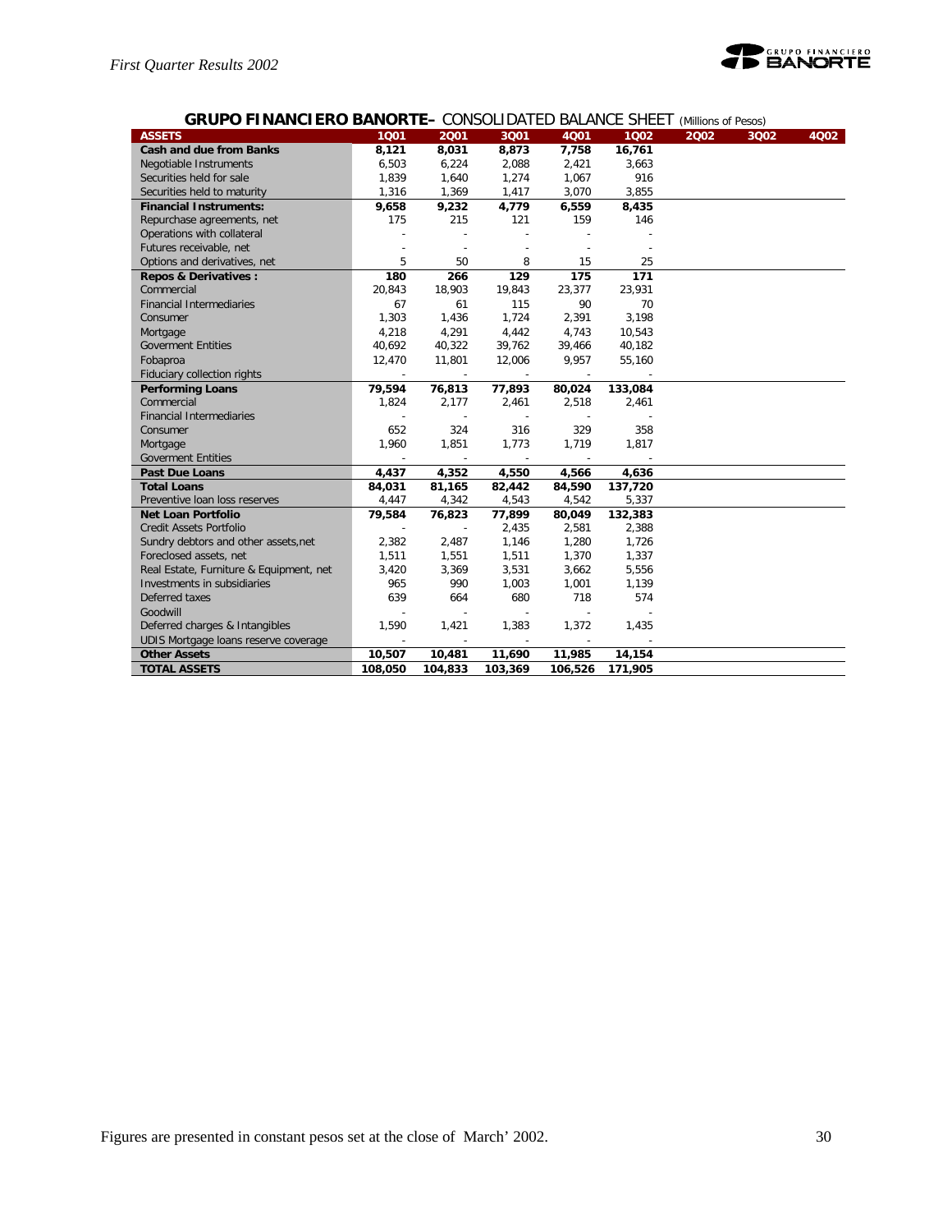## GRUPO FINANCIERO BANORTE– CONSOLIDATED BALANCE SHEET (Millions of Pesos)

| ASSETS | 1Q01 | 2Q01 | 3Q01 | 4Q01 | 1Q02 | 2Q02 | 3Q02 | 4Q02 |
|---|---|---|---|---|---|---|---|---|
| **Cash and due from Banks** | **8,121** | **8,031** | **8,873** | **7,758** | **16,761** | | | |
| Negotiable Instruments | 6,503 | 6,224 | 2,088 | 2,421 | 3,663 | | | |
| Securities held for sale | 1,839 | 1,640 | 1,274 | 1,067 | 916 | | | |
| Securities held to maturity | 1,316 | 1,369 | 1,417 | 3,070 | 3,855 | | | |
| **Financial Instruments:** | **9,658** | **9,232** | **4,779** | **6,559** | **8,435** | | | |
| Repurchase agreements, net | 175 | 215 | 121 | 159 | 146 | | | |
| Operations with collateral | - | - | - | - | - | | | |
| Futures receivable, net | - | - | - | - | - | | | |
| Options and derivatives, net | 5 | 50 | 8 | 15 | 25 | | | |
| **Repos & Derivatives :** | **180** | **266** | **129** | **175** | **171** | | | |
| Commercial | 20,843 | 18,903 | 19,843 | 23,377 | 23,931 | | | |
| Financial Intermediaries | 67 | 61 | 115 | 90 | 70 | | | |
| Consumer | 1,303 | 1,436 | 1,724 | 2,391 | 3,198 | | | |
| Mortgage | 4,218 | 4,291 | 4,442 | 4,743 | 10,543 | | | |
| Goverment Entities | 40,692 | 40,322 | 39,762 | 39,466 | 40,182 | | | |
| Fobaproa | 12,470 | 11,801 | 12,006 | 9,957 | 55,160 | | | |
| Fiduciary collection rights | - | - | - | - | - | | | |
| **Performing Loans** | **79,594** | **76,813** | **77,893** | **80,024** | **133,084** | | | |
| Commercial | 1,824 | 2,177 | 2,461 | 2,518 | 2,461 | | | |
| Financial Intermediaries | - | - | - | - | - | | | |
| Consumer | 652 | 324 | 316 | 329 | 358 | | | |
| Mortgage | 1,960 | 1,851 | 1,773 | 1,719 | 1,817 | | | |
| Goverment Entities | - | - | - | - | - | | | |
| **Past Due Loans** | **4,437** | **4,352** | **4,550** | **4,566** | **4,636** | | | |
| **Total Loans** | **84,031** | **81,165** | **82,442** | **84,590** | **137,720** | | | |
| Preventive loan loss reserves | 4,447 | 4,342 | 4,543 | 4,542 | 5,337 | | | |
| **Net Loan Portfolio** | **79,584** | **76,823** | **77,899** | **80,049** | **132,383** | | | |
| Credit Assets Portfolio | - | - | 2,435 | 2,581 | 2,388 | | | |
| Sundry debtors and other assets,net | 2,382 | 2,487 | 1,146 | 1,280 | 1,726 | | | |
| Foreclosed assets, net | 1,511 | 1,551 | 1,511 | 1,370 | 1,337 | | | |
| Real Estate, Furniture & Equipment, net | 3,420 | 3,369 | 3,531 | 3,662 | 5,556 | | | |
| Investments in subsidiaries | 965 | 990 | 1,003 | 1,001 | 1,139 | | | |
| Deferred taxes | 639 | 664 | 680 | 718 | 574 | | | |
| Goodwill | - | - | - | - | - | | | |
| Deferred charges & Intangibles | 1,590 | 1,421 | 1,383 | 1,372 | 1,435 | | | |
| UDIS Mortgage loans reserve coverage | - | - | - | - | - | | | |
| **Other Assets** | **10,507** | **10,481** | **11,690** | **11,985** | **14,154** | | | |
| **TOTAL ASSETS** | **108,050** | **104,833** | **103,369** | **106,526** | **171,905** | | | |

Figures are presented in constant pesos set at the close of March' 2002.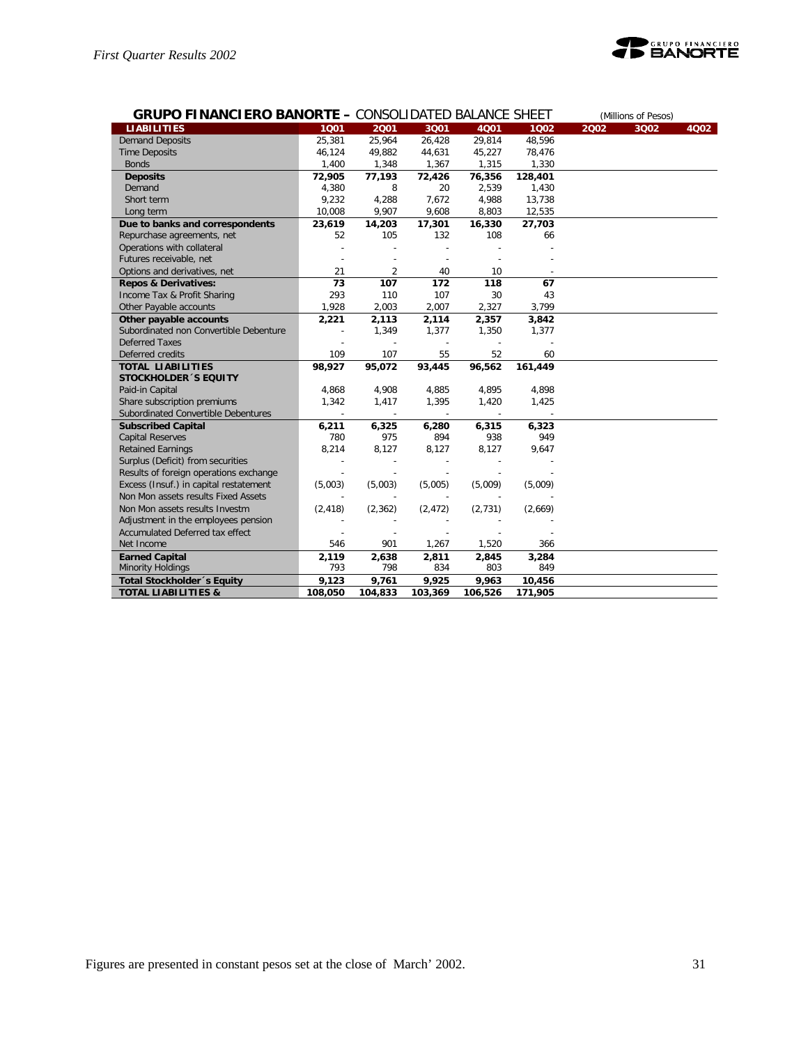## GRUPO FINANCIERO BANORTE – CONSOLIDATED BALANCE SHEET

(Millions of Pesos)

| LIABILITIES | 1Q01 | 2Q01 | 3Q01 | 4Q01 | 1Q02 | 2Q02 | 3Q02 | 4Q02 |
|---|---|---|---|---|---|---|---|---|
| Demand Deposits | 25,381 | 25,964 | 26,428 | 29,814 | 48,596 | | | |
| Time Deposits | 46,124 | 49,882 | 44,631 | 45,227 | 78,476 | | | |
| Bonds | 1,400 | 1,348 | 1,367 | 1,315 | 1,330 | | | |
| **Deposits** | **72,905** | **77,193** | **72,426** | **76,356** | **128,401** | | | |
| Demand | 4,380 | 8 | 20 | 2,539 | 1,430 | | | |
| Short term | 9,232 | 4,288 | 7,672 | 4,988 | 13,738 | | | |
| Long term | 10,008 | 9,907 | 9,608 | 8,803 | 12,535 | | | |
| **Due to banks and correspondents** | **23,619** | **14,203** | **17,301** | **16,330** | **27,703** | | | |
| Repurchase agreements, net | 52 | 105 | 132 | 108 | 66 | | | |
| Operations with collateral | - | - | - | - | - | | | |
| Futures receivable, net | - | - | - | - | - | | | |
| Options and derivatives, net | 21 | 2 | 40 | 10 | - | | | |
| **Repos & Derivatives:** | **73** | **107** | **172** | **118** | **67** | | | |
| Income Tax & Profit Sharing | 293 | 110 | 107 | 30 | 43 | | | |
| Other Payable accounts | 1,928 | 2,003 | 2,007 | 2,327 | 3,799 | | | |
| **Other payable accounts** | **2,221** | **2,113** | **2,114** | **2,357** | **3,842** | | | |
| Subordinated non Convertible Debenture | - | 1,349 | 1,377 | 1,350 | 1,377 | | | |
| Deferred Taxes | - | - | - | - | - | | | |
| Deferred credits | 109 | 107 | 55 | 52 | 60 | | | |
| **TOTAL LIABILITIES** | **98,927** | **95,072** | **93,445** | **96,562** | **161,449** | | | |
| **STOCKHOLDER´S EQUITY** | | | | | | | | |
| Paid-in Capital | 4,868 | 4,908 | 4,885 | 4,895 | 4,898 | | | |
| Share subscription premiums | 1,342 | 1,417 | 1,395 | 1,420 | 1,425 | | | |
| Subordinated Convertible Debentures | - | - | - | - | - | | | |
| **Subscribed Capital** | **6,211** | **6,325** | **6,280** | **6,315** | **6,323** | | | |
| Capital Reserves | 780 | 975 | 894 | 938 | 949 | | | |
| Retained Earnings | 8,214 | 8,127 | 8,127 | 8,127 | 9,647 | | | |
| Surplus (Deficit) from securities | - | - | - | - | - | | | |
| Results of foreign operations exchange | - | - | - | - | - | | | |
| Excess (Insuf.) in capital restatement | (5,003) | (5,003) | (5,005) | (5,009) | (5,009) | | | |
| Non Mon assets results Fixed Assets | - | - | - | - | - | | | |
| Non Mon assets results Investm | (2,418) | (2,362) | (2,472) | (2,731) | (2,669) | | | |
| Adjustment in the employees pension | - | - | - | - | - | | | |
| Accumulated Deferred tax effect | - | - | - | - | - | | | |
| Net Income | 546 | 901 | 1,267 | 1,520 | 366 | | | |
| **Earned Capital** | **2,119** | **2,638** | **2,811** | **2,845** | **3,284** | | | |
| Minority Holdings | 793 | 798 | 834 | 803 | 849 | | | |
| **Total Stockholder´s Equity** | **9,123** | **9,761** | **9,925** | **9,963** | **10,456** | | | |
| **TOTAL LIABILITIES &** | **108,050** | **104,833** | **103,369** | **106,526** | **171,905** | | | |

Figures are presented in constant pesos set at the close of March' 2002.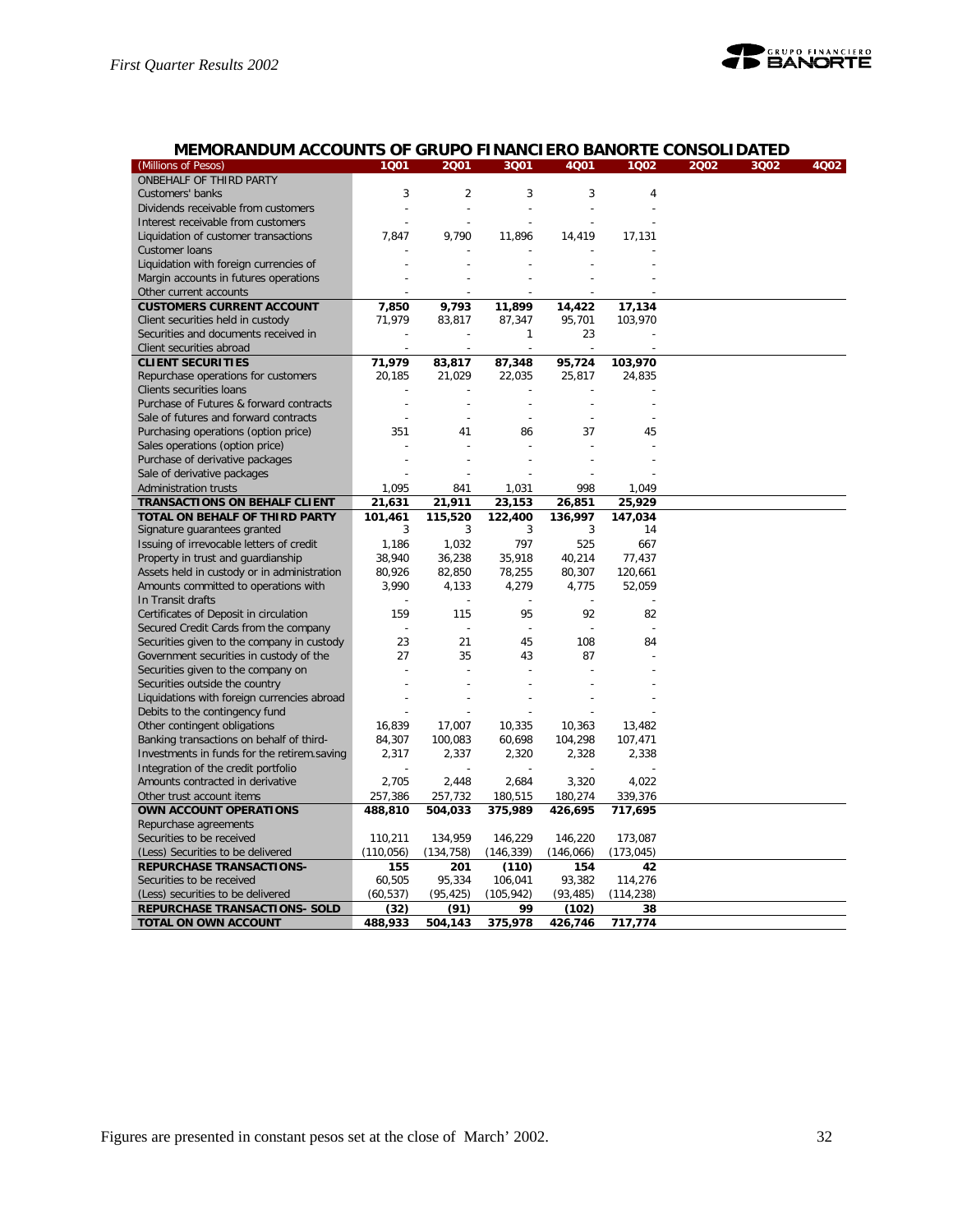## MEMORANDUM ACCOUNTS OF GRUPO FINANCIERO BANORTE CONSOLIDATED

| (Millions of Pesos) | 1Q01 | 2Q01 | 3Q01 | 4Q01 | 1Q02 | 2Q02 | 3Q02 | 4Q02 |
|---|---|---|---|---|---|---|---|---|
| ONBEHALF OF THIRD PARTY | | | | | | | | |
| Customers' banks | 3 | 2 | 3 | 3 | 4 | | | |
| Dividends receivable from customers | - | - | - | - | - | | | |
| Interest receivable from customers | - | - | - | - | - | | | |
| Liquidation of customer transactions | 7,847 | 9,790 | 11,896 | 14,419 | 17,131 | | | |
| Customer loans | - | - | - | - | - | | | |
| Liquidation with foreign currencies of | - | - | - | - | - | | | |
| Margin accounts in futures operations | - | - | - | - | - | | | |
| Other current accounts | - | - | - | - | - | | | |
| **CUSTOMERS CURRENT ACCOUNT** | **7,850** | **9,793** | **11,899** | **14,422** | **17,134** | | | |
| Client securities held in custody | 71,979 | 83,817 | 87,347 | 95,701 | 103,970 | | | |
| Securities and documents received in | - | - | 1 | 23 | - | | | |
| Client securities abroad | - | - | - | - | - | | | |
| **CLIENT SECURITIES** | **71,979** | **83,817** | **87,348** | **95,724** | **103,970** | | | |
| Repurchase operations for customers | 20,185 | 21,029 | 22,035 | 25,817 | 24,835 | | | |
| Clients securities loans | - | - | - | - | - | | | |
| Purchase of Futures & forward contracts | - | - | - | - | - | | | |
| Sale of futures and forward contracts | - | - | - | - | - | | | |
| Purchasing operations (option price) | 351 | 41 | 86 | 37 | 45 | | | |
| Sales operations (option price) | - | - | - | - | - | | | |
| Purchase of derivative packages | - | - | - | - | - | | | |
| Sale of derivative packages | - | - | - | - | - | | | |
| Administration trusts | 1,095 | 841 | 1,031 | 998 | 1,049 | | | |
| **TRANSACTIONS ON BEHALF CLIENT** | **21,631** | **21,911** | **23,153** | **26,851** | **25,929** | | | |
| **TOTAL ON BEHALF OF THIRD PARTY** | **101,461** | **115,520** | **122,400** | **136,997** | **147,034** | | | |
| Signature guarantees granted | 3 | 3 | 3 | 3 | 14 | | | |
| Issuing of irrevocable letters of credit | 1,186 | 1,032 | 797 | 525 | 667 | | | |
| Property in trust and guardianship | 38,940 | 36,238 | 35,918 | 40,214 | 77,437 | | | |
| Assets held in custody or in administration | 80,926 | 82,850 | 78,255 | 80,307 | 120,661 | | | |
| Amounts committed to operations with | 3,990 | 4,133 | 4,279 | 4,775 | 52,059 | | | |
| In Transit drafts | - | - | - | - | - | | | |
| Certificates of Deposit in circulation | 159 | 115 | 95 | 92 | 82 | | | |
| Secured Credit Cards from the company | - | - | - | - | - | | | |
| Securities given to the company in custody | 23 | 21 | 45 | 108 | 84 | | | |
| Government securities in custody of the | 27 | 35 | 43 | 87 | - | | | |
| Securities given to the company on | - | - | - | - | - | | | |
| Securities outside the country | - | - | - | - | - | | | |
| Liquidations with foreign currencies abroad | - | - | - | - | - | | | |
| Debits to the contingency fund | - | - | - | - | - | | | |
| Other contingent obligations | 16,839 | 17,007 | 10,335 | 10,363 | 13,482 | | | |
| Banking transactions on behalf of third- | 84,307 | 100,083 | 60,698 | 104,298 | 107,471 | | | |
| Investments in funds for the retirem.saving | 2,317 | 2,337 | 2,320 | 2,328 | 2,338 | | | |
| Integration of the credit portfolio | - | - | - | - | - | | | |
| Amounts contracted in derivative | 2,705 | 2,448 | 2,684 | 3,320 | 4,022 | | | |
| Other trust account items | 257,386 | 257,732 | 180,515 | 180,274 | 339,376 | | | |
| **OWN ACCOUNT OPERATIONS** | **488,810** | **504,033** | **375,989** | **426,695** | **717,695** | | | |
| Repurchase agreements | | | | | | | | |
| Securities to be received | 110,211 | 134,959 | 146,229 | 146,220 | 173,087 | | | |
| (Less) Securities to be delivered | (110,056) | (134,758) | (146,339) | (146,066) | (173,045) | | | |
| **REPURCHASE TRANSACTIONS-** | **155** | **201** | **(110)** | **154** | **42** | | | |
| Securities to be received | 60,505 | 95,334 | 106,041 | 93,382 | 114,276 | | | |
| (Less) securities to be delivered | (60,537) | (95,425) | (105,942) | (93,485) | (114,238) | | | |
| **REPURCHASE TRANSACTIONS- SOLD** | **(32)** | **(91)** | **99** | **(102)** | **38** | | | |
| **TOTAL ON OWN ACCOUNT** | **488,933** | **504,143** | **375,978** | **426,746** | **717,774** | | | |

Figures are presented in constant pesos set at the close of March' 2002.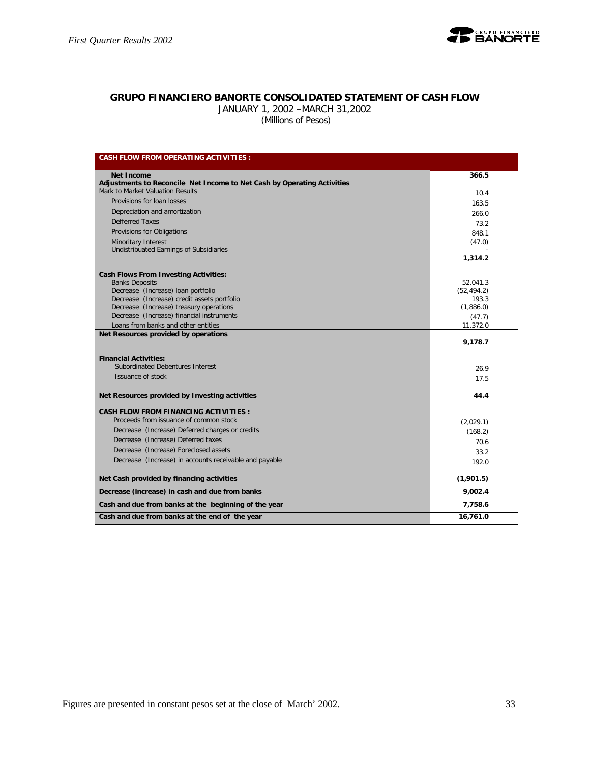## GRUPO FINANCIERO BANORTE CONSOLIDATED STATEMENT OF CASH FLOW

JANUARY 1, 2002 –MARCH 31,2002

(Millions of Pesos)

| **CASH FLOW FROM OPERATING ACTIVITIES :** | |
|---|---|
| **Net Income** | **366.5** |
| **Adjustments to Reconcile Net Income to Net Cash by Operating Activities** | |
| Mark to Market Valuation Results | 10.4 |
| Provisions for loan losses | 163.5 |
| Depreciation and amortization | 266.0 |
| Defferred Taxes | 73.2 |
| Provisions for Obligations | 848.1 |
| Minoritary Interest | (47.0) |
| Undistribuated Earnings of Subsidiaries | - |
| | **1,314.2** |
| **Cash Flows From Investing Activities:** | |
| Banks Deposits | 52,041.3 |
| Decrease (Increase) loan portfolio | (52,494.2) |
| Decrease (Increase) credit assets portfolio | 193.3 |
| Decrease (Increase) treasury operations | (1,886.0) |
| Decrease (Increase) financial instruments | (47.7) |
| Loans from banks and other entities | 11,372.0 |
| **Net Resources provided by operations** | **9,178.7** |
| **Financial Activities:** | |
| Subordinated Debentures Interest | 26.9 |
| Issuance of stock | 17.5 |
| **Net Resources provided by Investing activities** | **44.4** |
| **CASH FLOW FROM FINANCING ACTIVITIES :** | |
| Proceeds from issuance of common stock | (2,029.1) |
| Decrease (Increase) Deferred charges or credits | (168.2) |
| Decrease (Increase) Deferred taxes | 70.6 |
| Decrease (Increase) Foreclosed assets | 33.2 |
| Decrease (Increase) in accounts receivable and payable | 192.0 |
| **Net Cash provided by financing activities** | **(1,901.5)** |
| **Decrease (increase) in cash and due from banks** | **9,002.4** |
| **Cash and due from banks at the beginning of the year** | **7,758.6** |
| **Cash and due from banks at the end of the year** | **16,761.0** |

Figures are presented in constant pesos set at the close of March' 2002.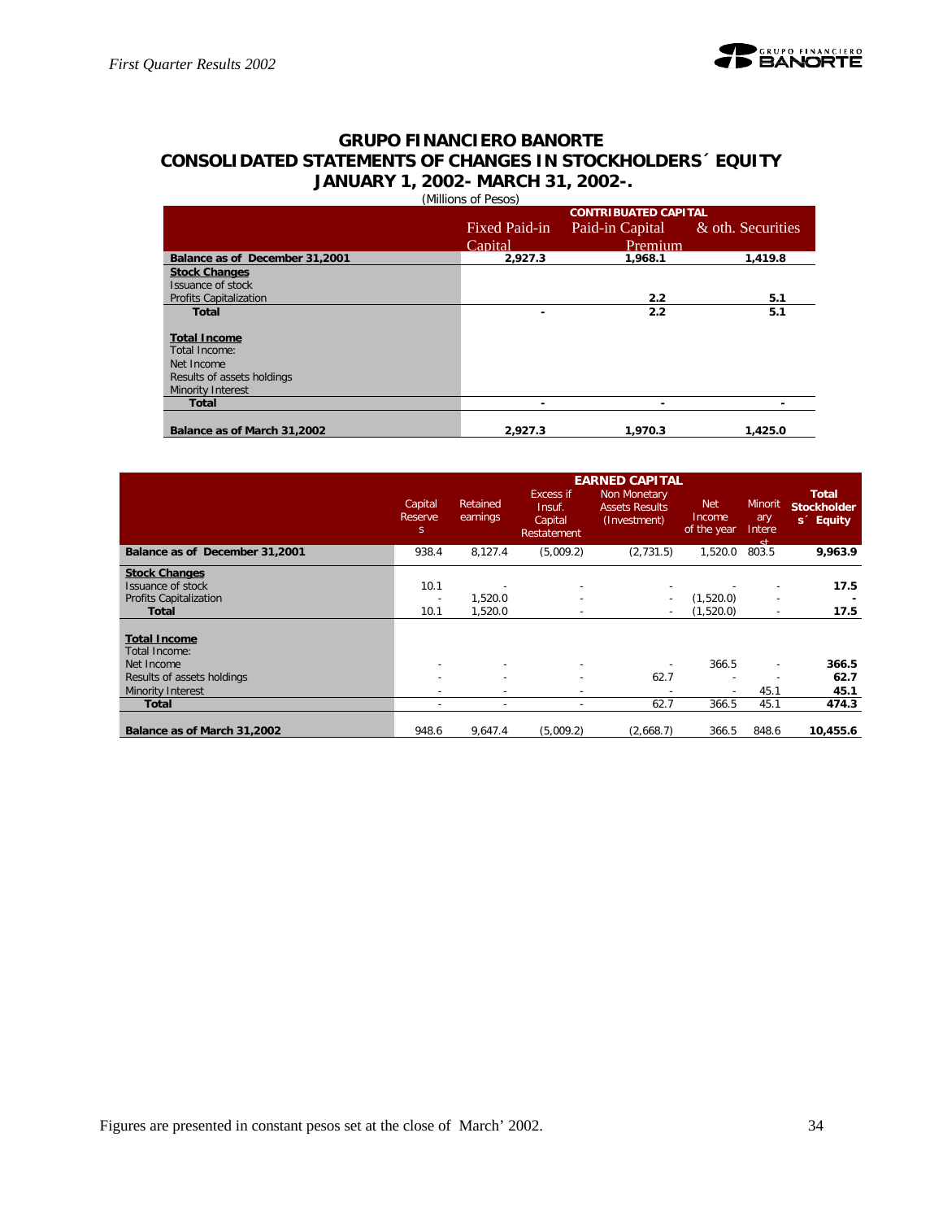# GRUPO FINANCIERO BANORTE

## CONSOLIDATED STATEMENTS OF CHANGES IN STOCKHOLDERS´ EQUITY

## JANUARY 1, 2002- MARCH 31, 2002-.

(Millions of Pesos)

| | CONTRIBUATED CAPITAL | | |
|---|---|---|---|
| | Fixed Paid-in Capital | Paid-in Capital Premium | & oth. Securities |
| **Balance as of December 31,2001** | **2,927.3** | **1,968.1** | **1,419.8** |
| **Stock Changes** | | | |
| Issuance of stock | | | |
| Profits Capitalization | | **2.2** | **5.1** |
| **Total** | **-** | **2.2** | **5.1** |
| **Total Income** | | | |
| Total Income: | | | |
| Net Income | | | |
| Results of assets holdings | | | |
| Minority Interest | | | |
| **Total** | **-** | **-** | **-** |
| **Balance as of March 31,2002** | **2,927.3** | **1,970.3** | **1,425.0** |

| | EARNED CAPITAL | | | | | | |
|---|---|---|---|---|---|---|---|
| | Capital Reserves | Retained earnings | Excess if Insuf. Capital Restatement | Non Monetary Assets Results (Investment) | Net Income of the year | Minoritary Interest | **Total Stockholders´ Equity** |
| **Balance as of December 31,2001** | 938.4 | 8,127.4 | (5,009.2) | (2,731.5) | 1,520.0 | 803.5 | **9,963.9** |
| **Stock Changes** | | | | | | | |
| Issuance of stock | 10.1 | - | - | - | - | - | **17.5** |
| Profits Capitalization | - | 1,520.0 | - | - | (1,520.0) | - | **-** |
| **Total** | 10.1 | 1,520.0 | - | - | (1,520.0) | - | **17.5** |
| **Total Income** | | | | | | | |
| Total Income: | | | | | | | |
| Net Income | - | - | - | - | 366.5 | - | **366.5** |
| Results of assets holdings | - | - | - | 62.7 | - | - | **62.7** |
| Minority Interest | - | - | - | - | - | 45.1 | **45.1** |
| **Total** | - | - | - | 62.7 | 366.5 | 45.1 | **474.3** |
| **Balance as of March 31,2002** | 948.6 | 9,647.4 | (5,009.2) | (2,668.7) | 366.5 | 848.6 | **10,455.6** |

Figures are presented in constant pesos set at the close of March' 2002.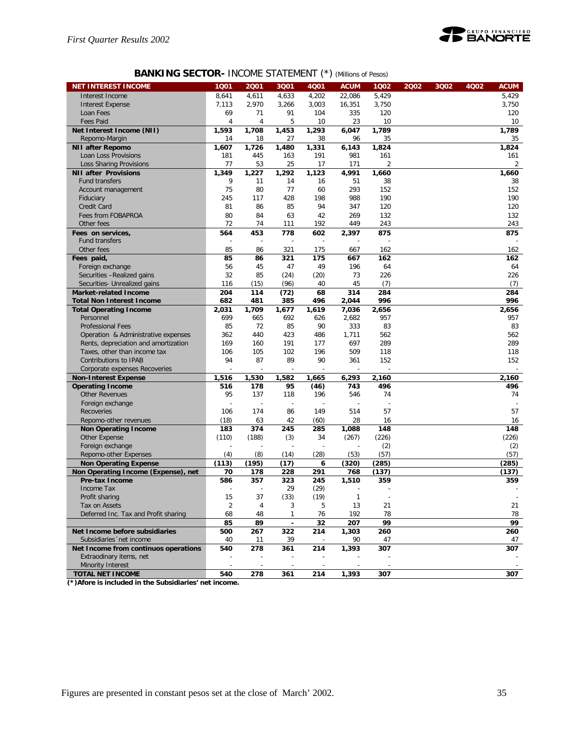## BANKING SECTOR- INCOME STATEMENT (*) (Millions of Pesos)

| NET INTEREST INCOME | 1Q01 | 2Q01 | 3Q01 | 4Q01 | ACUM | 1Q02 | 2Q02 | 3Q02 | 4Q02 | ACUM |
|---|---|---|---|---|---|---|---|---|---|---|
| Interest Income | 8,641 | 4,611 | 4,633 | 4,202 | 22,086 | 5,429 | | | | 5,429 |
| Interest Expense | 7,113 | 2,970 | 3,266 | 3,003 | 16,351 | 3,750 | | | | 3,750 |
| Loan Fees | 69 | 71 | 91 | 104 | 335 | 120 | | | | 120 |
| Fees Paid | 4 | 4 | 5 | 10 | 23 | 10 | | | | 10 |
| **Net Interest Income (NII)** | **1,593** | **1,708** | **1,453** | **1,293** | **6,047** | **1,789** | | | | **1,789** |
| Repomo-Margin | 14 | 18 | 27 | 38 | 96 | 35 | | | | 35 |
| **NII after Repomo** | **1,607** | **1,726** | **1,480** | **1,331** | **6,143** | **1,824** | | | | **1,824** |
| Loan Loss Provisions | 181 | 445 | 163 | 191 | 981 | 161 | | | | 161 |
| Loss Sharing Provisions | 77 | 53 | 25 | 17 | 171 | 2 | | | | 2 |
| **NII after Provisions** | **1,349** | **1,227** | **1,292** | **1,123** | **4,991** | **1,660** | | | | **1,660** |
| Fund transfers | 9 | 11 | 14 | 16 | 51 | 38 | | | | 38 |
| Account management | 75 | 80 | 77 | 60 | 293 | 152 | | | | 152 |
| Fiduciary | 245 | 117 | 428 | 198 | 988 | 190 | | | | 190 |
| Credit Card | 81 | 86 | 85 | 94 | 347 | 120 | | | | 120 |
| Fees from FOBAPROA | 80 | 84 | 63 | 42 | 269 | 132 | | | | 132 |
| Other fees | 72 | 74 | 111 | 192 | 449 | 243 | | | | 243 |
| **Fees on services,** | **564** | **453** | **778** | **602** | **2,397** | **875** | | | | **875** |
| Fund transfers | - | - | - | - | - | - | | | | - |
| Other fees | 85 | 86 | 321 | 175 | 667 | 162 | | | | 162 |
| **Fees paid,** | **85** | **86** | **321** | **175** | **667** | **162** | | | | **162** |
| Foreign exchange | 56 | 45 | 47 | 49 | 196 | 64 | | | | 64 |
| Securities –Realized gains | 32 | 85 | (24) | (20) | 73 | 226 | | | | 226 |
| Securities- Unrealized gains | 116 | (15) | (96) | 40 | 45 | (7) | | | | (7) |
| **Market-related Income** | **204** | **114** | **(72)** | **68** | **314** | **284** | | | | **284** |
| **Total Non Interest Income** | **682** | **481** | **385** | **496** | **2,044** | **996** | | | | **996** |
| **Total Operating Income** | **2,031** | **1,709** | **1,677** | **1,619** | **7,036** | **2,656** | | | | **2,656** |
| Personnel | 699 | 665 | 692 | 626 | 2,682 | 957 | | | | 957 |
| Professional Fees | 85 | 72 | 85 | 90 | 333 | 83 | | | | 83 |
| Operation & Administrative expenses | 362 | 440 | 423 | 486 | 1,711 | 562 | | | | 562 |
| Rents, depreciation and amortization | 169 | 160 | 191 | 177 | 697 | 289 | | | | 289 |
| Taxes, other than income tax | 106 | 105 | 102 | 196 | 509 | 118 | | | | 118 |
| Contributions to IPAB | 94 | 87 | 89 | 90 | 361 | 152 | | | | 152 |
| Corporate expenses Recoveries | - | - | - | - | - | - | | | | - |
| **Non-Interest Expense** | **1,516** | **1,530** | **1,582** | **1,665** | **6,293** | **2,160** | | | | **2,160** |
| **Operating Income** | **516** | **178** | **95** | **(46)** | **743** | **496** | | | | **496** |
| Other Revenues | 95 | 137 | 118 | 196 | 546 | 74 | | | | 74 |
| Foreign exchange | - | - | - | - | - | - | | | | - |
| Recoveries | 106 | 174 | 86 | 149 | 514 | 57 | | | | 57 |
| Repomo-other revenues | (18) | 63 | 42 | (60) | 28 | 16 | | | | 16 |
| **Non Operating Income** | **183** | **374** | **245** | **285** | **1,088** | **148** | | | | **148** |
| Other Expense | (110) | (188) | (3) | 34 | (267) | (226) | | | | (226) |
| Foreign exchange | - | - | - | - | - | (2) | | | | (2) |
| Repomo-other Expenses | (4) | (8) | (14) | (28) | (53) | (57) | | | | (57) |
| **Non Operating Expense** | **(113)** | **(195)** | **(17)** | **6** | **(320)** | **(285)** | | | | **(285)** |
| **Non Operating Income (Expense), net** | **70** | **178** | **228** | **291** | **768** | **(137)** | | | | **(137)** |
| **Pre-tax Income** | **586** | **357** | **323** | **245** | **1,510** | **359** | | | | **359** |
| Income Tax | - | - | 29 | (29) | - | - | | | | - |
| Profit sharing | 15 | 37 | (33) | (19) | 1 | - | | | | - |
| Tax on Assets | 2 | 4 | 3 | 5 | 13 | 21 | | | | 21 |
| Deferred Inc. Tax and Profit sharing | 68 | 48 | 1 | 76 | 192 | 78 | | | | 78 |
| | **85** | **89** | **-** | **32** | **207** | **99** | | | | **99** |
| **Net Income before subsidiaries** | **500** | **267** | **322** | **214** | **1,303** | **260** | | | | **260** |
| Subsidiaries´net income | 40 | 11 | 39 | - | 90 | 47 | | | | 47 |
| **Net Income from continuos operations** | **540** | **278** | **361** | **214** | **1,393** | **307** | | | | **307** |
| Extraodinary items, net | - | - | - | - | - | - | | | | - |
| Minority Interest | - | - | - | - | - | - | | | | - |
| **TOTAL NET INCOME** | **540** | **278** | **361** | **214** | **1,393** | **307** | | | | **307** |

**(*)Afore is included in the Subsidiaries' net income.**

Figures are presented in constant pesos set at the close of March' 2002.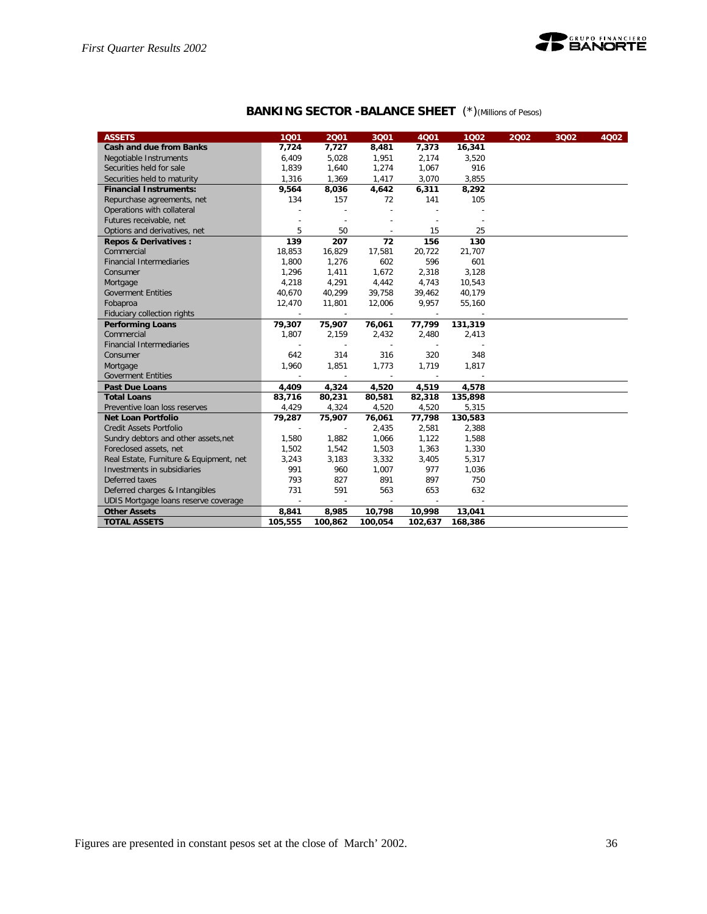## BANKING SECTOR -BALANCE SHEET (*)(Millions of Pesos)

| ASSETS | 1Q01 | 2Q01 | 3Q01 | 4Q01 | 1Q02 | 2Q02 | 3Q02 | 4Q02 |
|---|---|---|---|---|---|---|---|---|
| **Cash and due from Banks** | **7,724** | **7,727** | **8,481** | **7,373** | **16,341** | | | |
| Negotiable Instruments | 6,409 | 5,028 | 1,951 | 2,174 | 3,520 | | | |
| Securities held for sale | 1,839 | 1,640 | 1,274 | 1,067 | 916 | | | |
| Securities held to maturity | 1,316 | 1,369 | 1,417 | 3,070 | 3,855 | | | |
| **Financial Instruments:** | **9,564** | **8,036** | **4,642** | **6,311** | **8,292** | | | |
| Repurchase agreements, net | 134 | 157 | 72 | 141 | 105 | | | |
| Operations with collateral | - | - | - | - | - | | | |
| Futures receivable, net | - | - | - | - | - | | | |
| Options and derivatives, net | 5 | 50 | - | 15 | 25 | | | |
| **Repos & Derivatives :** | **139** | **207** | **72** | **156** | **130** | | | |
| Commercial | 18,853 | 16,829 | 17,581 | 20,722 | 21,707 | | | |
| Financial Intermediaries | 1,800 | 1,276 | 602 | 596 | 601 | | | |
| Consumer | 1,296 | 1,411 | 1,672 | 2,318 | 3,128 | | | |
| Mortgage | 4,218 | 4,291 | 4,442 | 4,743 | 10,543 | | | |
| Goverment Entities | 40,670 | 40,299 | 39,758 | 39,462 | 40,179 | | | |
| Fobaproa | 12,470 | 11,801 | 12,006 | 9,957 | 55,160 | | | |
| Fiduciary collection rights | - | - | - | - | - | | | |
| **Performing Loans** | **79,307** | **75,907** | **76,061** | **77,799** | **131,319** | | | |
| Commercial | 1,807 | 2,159 | 2,432 | 2,480 | 2,413 | | | |
| Financial Intermediaries | - | - | - | - | - | | | |
| Consumer | 642 | 314 | 316 | 320 | 348 | | | |
| Mortgage | 1,960 | 1,851 | 1,773 | 1,719 | 1,817 | | | |
| Goverment Entities | - | - | - | - | - | | | |
| **Past Due Loans** | **4,409** | **4,324** | **4,520** | **4,519** | **4,578** | | | |
| **Total Loans** | **83,716** | **80,231** | **80,581** | **82,318** | **135,898** | | | |
| Preventive loan loss reserves | 4,429 | 4,324 | 4,520 | 4,520 | 5,315 | | | |
| **Net Loan Portfolio** | **79,287** | **75,907** | **76,061** | **77,798** | **130,583** | | | |
| Credit Assets Portfolio | - | - | 2,435 | 2,581 | 2,388 | | | |
| Sundry debtors and other assets,net | 1,580 | 1,882 | 1,066 | 1,122 | 1,588 | | | |
| Foreclosed assets, net | 1,502 | 1,542 | 1,503 | 1,363 | 1,330 | | | |
| Real Estate, Furniture & Equipment, net | 3,243 | 3,183 | 3,332 | 3,405 | 5,317 | | | |
| Investments in subsidiaries | 991 | 960 | 1,007 | 977 | 1,036 | | | |
| Deferred taxes | 793 | 827 | 891 | 897 | 750 | | | |
| Deferred charges & Intangibles | 731 | 591 | 563 | 653 | 632 | | | |
| UDIS Mortgage loans reserve coverage | - | - | - | - | - | | | |
| **Other Assets** | **8,841** | **8,985** | **10,798** | **10,998** | **13,041** | | | |
| **TOTAL ASSETS** | **105,555** | **100,862** | **100,054** | **102,637** | **168,386** | | | |

Figures are presented in constant pesos set at the close of March' 2002.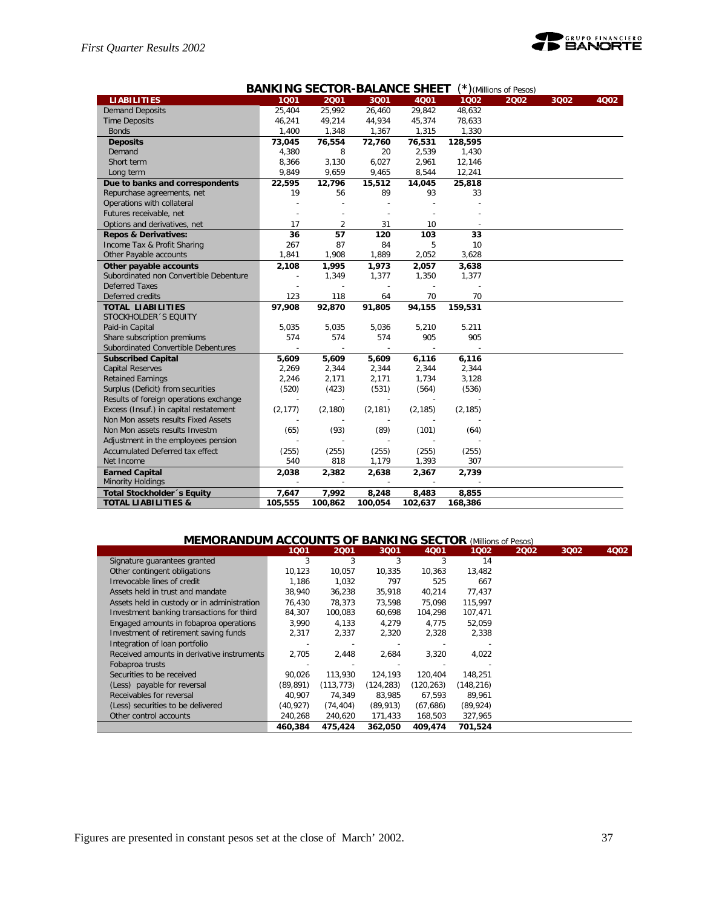## BANKING SECTOR-BALANCE SHEET (*) (Millions of Pesos)

| LIABILITIES | 1Q01 | 2Q01 | 3Q01 | 4Q01 | 1Q02 | 2Q02 | 3Q02 | 4Q02 |
|---|---|---|---|---|---|---|---|---|
| Demand Deposits | 25,404 | 25,992 | 26,460 | 29,842 | 48,632 | | | |
| Time Deposits | 46,241 | 49,214 | 44,934 | 45,374 | 78,633 | | | |
| Bonds | 1,400 | 1,348 | 1,367 | 1,315 | 1,330 | | | |
| **Deposits** | **73,045** | **76,554** | **72,760** | **76,531** | **128,595** | | | |
| Demand | 4,380 | 8 | 20 | 2,539 | 1,430 | | | |
| Short term | 8,366 | 3,130 | 6,027 | 2,961 | 12,146 | | | |
| Long term | 9,849 | 9,659 | 9,465 | 8,544 | 12,241 | | | |
| **Due to banks and correspondents** | **22,595** | **12,796** | **15,512** | **14,045** | **25,818** | | | |
| Repurchase agreements, net | 19 | 56 | 89 | 93 | 33 | | | |
| Operations with collateral | - | - | - | - | - | | | |
| Futures receivable, net | - | - | - | - | - | | | |
| Options and derivatives, net | 17 | 2 | 31 | 10 | - | | | |
| **Repos & Derivatives:** | **36** | **57** | **120** | **103** | **33** | | | |
| Income Tax & Profit Sharing | 267 | 87 | 84 | 5 | 10 | | | |
| Other Payable accounts | 1,841 | 1,908 | 1,889 | 2,052 | 3,628 | | | |
| **Other payable accounts** | **2,108** | **1,995** | **1,973** | **2,057** | **3,638** | | | |
| Subordinated non Convertible Debenture | - | 1,349 | 1,377 | 1,350 | 1,377 | | | |
| Deferred Taxes | - | - | - | - | - | | | |
| Deferred credits | 123 | 118 | 64 | 70 | 70 | | | |
| **TOTAL LIABILITIES** | **97,908** | **92,870** | **91,805** | **94,155** | **159,531** | | | |
| STOCKHOLDER´S EQUITY | | | | | | | | |
| Paid-in Capital | 5,035 | 5,035 | 5,036 | 5,210 | 5.211 | | | |
| Share subscription premiums | 574 | 574 | 574 | 905 | 905 | | | |
| Subordinated Convertible Debentures | - | - | - | - | - | | | |
| **Subscribed Capital** | **5,609** | **5,609** | **5,609** | **6,116** | **6,116** | | | |
| Capital Reserves | 2,269 | 2,344 | 2,344 | 2,344 | 2,344 | | | |
| Retained Earnings | 2,246 | 2,171 | 2,171 | 1,734 | 3,128 | | | |
| Surplus (Deficit) from securities | (520) | (423) | (531) | (564) | (536) | | | |
| Results of foreign operations exchange | - | - | - | - | - | | | |
| Excess (Insuf.) in capital restatement | (2,177) | (2,180) | (2,181) | (2,185) | (2,185) | | | |
| Non Mon assets results Fixed Assets | - | - | - | - | - | | | |
| Non Mon assets results Investm | (65) | (93) | (89) | (101) | (64) | | | |
| Adjustment in the employees pension | - | - | - | - | - | | | |
| Accumulated Deferred tax effect | (255) | (255) | (255) | (255) | (255) | | | |
| Net Income | 540 | 818 | 1,179 | 1,393 | 307 | | | |
| **Earned Capital** | **2,038** | **2,382** | **2,638** | **2,367** | **2,739** | | | |
| Minority Holdings | - | - | - | - | - | | | |
| **Total Stockholder´s Equity** | **7,647** | **7,992** | **8,248** | **8,483** | **8,855** | | | |
| **TOTAL LIABILITIES &** | **105,555** | **100,862** | **100,054** | **102,637** | **168,386** | | | |

## MEMORANDUM ACCOUNTS OF BANKING SECTOR (Millions of Pesos)

| | 1Q01 | 2Q01 | 3Q01 | 4Q01 | 1Q02 | 2Q02 | 3Q02 | 4Q02 |
|---|---|---|---|---|---|---|---|---|
| Signature guarantees granted | 3 | 3 | 3 | 3 | 14 | | | |
| Other contingent obligations | 10,123 | 10,057 | 10,335 | 10,363 | 13,482 | | | |
| Irrevocable lines of credit | 1,186 | 1,032 | 797 | 525 | 667 | | | |
| Assets held in trust and mandate | 38,940 | 36,238 | 35,918 | 40,214 | 77,437 | | | |
| Assets held in custody or in administration | 76,430 | 78,373 | 73,598 | 75,098 | 115,997 | | | |
| Investment banking transactions for third | 84,307 | 100,083 | 60,698 | 104,298 | 107,471 | | | |
| Engaged amounts in fobaproa operations | 3,990 | 4,133 | 4,279 | 4,775 | 52,059 | | | |
| Investment of retirement saving funds | 2,317 | 2,337 | 2,320 | 2,328 | 2,338 | | | |
| Integration of loan portfolio | - | - | - | - | - | | | |
| Received amounts in derivative instruments | 2,705 | 2,448 | 2,684 | 3,320 | 4,022 | | | |
| Fobaproa trusts | - | - | - | - | - | | | |
| Securities to be received | 90,026 | 113,930 | 124,193 | 120,404 | 148,251 | | | |
| (Less) payable for reversal | (89,891) | (113,773) | (124,283) | (120,263) | (148,216) | | | |
| Receivables for reversal | 40,907 | 74,349 | 83,985 | 67,593 | 89,961 | | | |
| (Less) securities to be delivered | (40,927) | (74,404) | (89,913) | (67,686) | (89,924) | | | |
| Other control accounts | 240,268 | 240,620 | 171,433 | 168,503 | 327,965 | | | |
| | **460,384** | **475,424** | **362,050** | **409,474** | **701,524** | | | |

Figures are presented in constant pesos set at the close of March' 2002.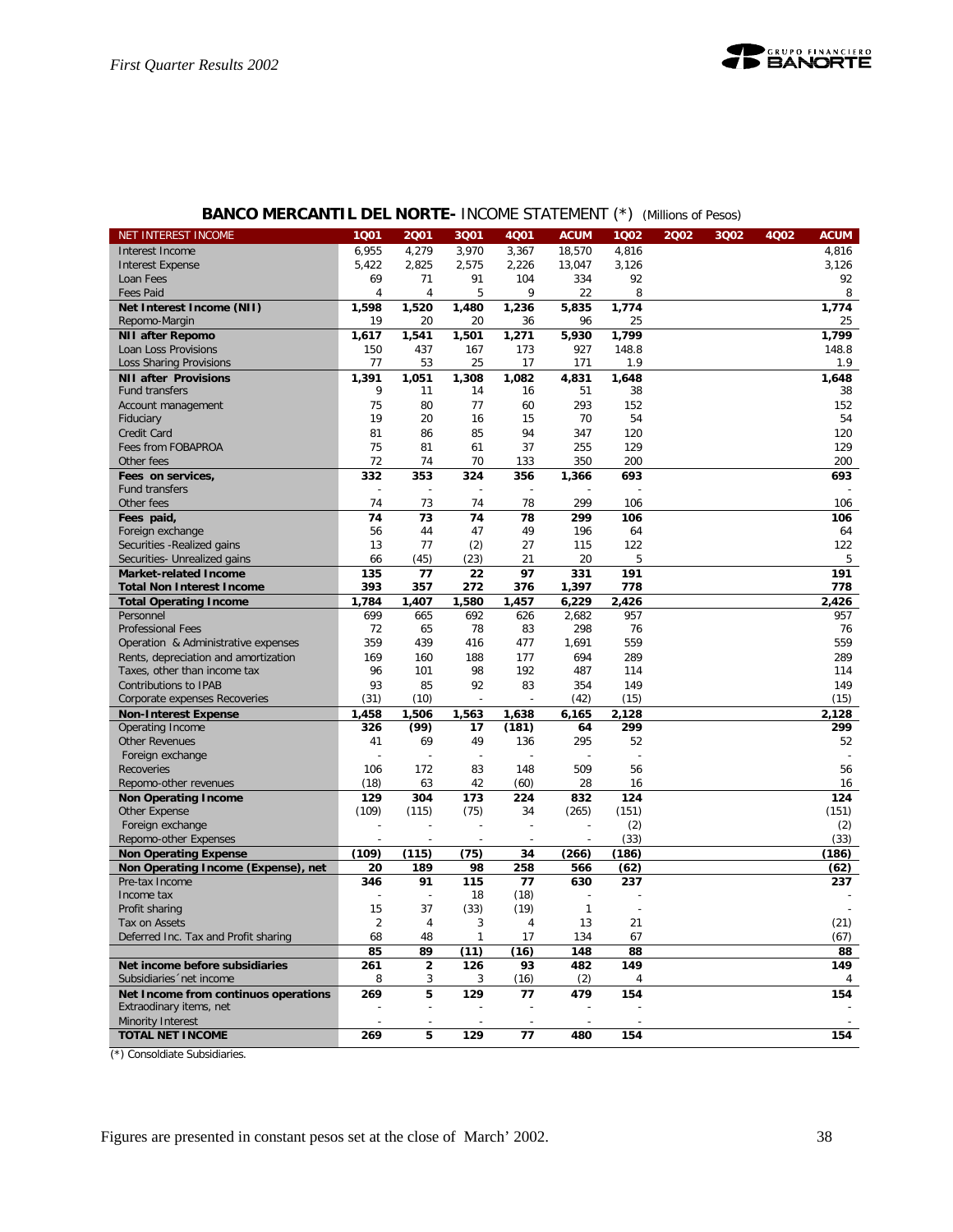## BANCO MERCANTIL DEL NORTE- INCOME STATEMENT (*) (Millions of Pesos)

| NET INTEREST INCOME | 1Q01 | 2Q01 | 3Q01 | 4Q01 | ACUM | 1Q02 | 2Q02 | 3Q02 | 4Q02 | ACUM |
|---|---|---|---|---|---|---|---|---|---|---|
| Interest Income | 6,955 | 4,279 | 3,970 | 3,367 | 18,570 | 4,816 | | | | 4,816 |
| Interest Expense | 5,422 | 2,825 | 2,575 | 2,226 | 13,047 | 3,126 | | | | 3,126 |
| Loan Fees | 69 | 71 | 91 | 104 | 334 | 92 | | | | 92 |
| Fees Paid | 4 | 4 | 5 | 9 | 22 | 8 | | | | 8 |
| **Net Interest Income (NII)** | **1,598** | **1,520** | **1,480** | **1,236** | **5,835** | **1,774** | | | | **1,774** |
| Repomo-Margin | 19 | 20 | 20 | 36 | 96 | 25 | | | | 25 |
| **NII after Repomo** | **1,617** | **1,541** | **1,501** | **1,271** | **5,930** | **1,799** | | | | **1,799** |
| Loan Loss Provisions | 150 | 437 | 167 | 173 | 927 | 148.8 | | | | 148.8 |
| Loss Sharing Provisions | 77 | 53 | 25 | 17 | 171 | 1.9 | | | | 1.9 |
| **NII after Provisions** | **1,391** | **1,051** | **1,308** | **1,082** | **4,831** | **1,648** | | | | **1,648** |
| Fund transfers | 9 | 11 | 14 | 16 | 51 | 38 | | | | 38 |
| Account management | 75 | 80 | 77 | 60 | 293 | 152 | | | | 152 |
| Fiduciary | 19 | 20 | 16 | 15 | 70 | 54 | | | | 54 |
| Credit Card | 81 | 86 | 85 | 94 | 347 | 120 | | | | 120 |
| Fees from FOBAPROA | 75 | 81 | 61 | 37 | 255 | 129 | | | | 129 |
| Other fees | 72 | 74 | 70 | 133 | 350 | 200 | | | | 200 |
| **Fees on services,** | **332** | **353** | **324** | **356** | **1,366** | **693** | | | | **693** |
| Fund transfers | - | - | - | - | - | - | | | | - |
| Other fees | 74 | 73 | 74 | 78 | 299 | 106 | | | | 106 |
| **Fees paid,** | **74** | **73** | **74** | **78** | **299** | **106** | | | | **106** |
| Foreign exchange | 56 | 44 | 47 | 49 | 196 | 64 | | | | 64 |
| Securities -Realized gains | 13 | 77 | (2) | 27 | 115 | 122 | | | | 122 |
| Securities- Unrealized gains | 66 | (45) | (23) | 21 | 20 | 5 | | | | 5 |
| **Market-related Income** | **135** | **77** | **22** | **97** | **331** | **191** | | | | **191** |
| **Total Non Interest Income** | **393** | **357** | **272** | **376** | **1,397** | **778** | | | | **778** |
| **Total Operating Income** | **1,784** | **1,407** | **1,580** | **1,457** | **6,229** | **2,426** | | | | **2,426** |
| Personnel | 699 | 665 | 692 | 626 | 2,682 | 957 | | | | 957 |
| Professional Fees | 72 | 65 | 78 | 83 | 298 | 76 | | | | 76 |
| Operation & Administrative expenses | 359 | 439 | 416 | 477 | 1,691 | 559 | | | | 559 |
| Rents, depreciation and amortization | 169 | 160 | 188 | 177 | 694 | 289 | | | | 289 |
| Taxes, other than income tax | 96 | 101 | 98 | 192 | 487 | 114 | | | | 114 |
| Contributions to IPAB | 93 | 85 | 92 | 83 | 354 | 149 | | | | 149 |
| Corporate expenses Recoveries | (31) | (10) | - | - | (42) | (15) | | | | (15) |
| **Non-Interest Expense** | **1,458** | **1,506** | **1,563** | **1,638** | **6,165** | **2,128** | | | | **2,128** |
| **Operating Income** | **326** | **(99)** | **17** | **(181)** | **64** | **299** | | | | **299** |
| Other Revenues | 41 | 69 | 49 | 136 | 295 | 52 | | | | 52 |
| Foreign exchange | - | - | - | - | - | - | | | | - |
| Recoveries | 106 | 172 | 83 | 148 | 509 | 56 | | | | 56 |
| Repomo-other revenues | (18) | 63 | 42 | (60) | 28 | 16 | | | | 16 |
| **Non Operating Income** | **129** | **304** | **173** | **224** | **832** | **124** | | | | **124** |
| Other Expense | (109) | (115) | (75) | 34 | (265) | (151) | | | | (151) |
| Foreign exchange | - | - | - | - | - | (2) | | | | (2) |
| Repomo-other Expenses | - | - | - | - | - | (33) | | | | (33) |
| **Non Operating Expense** | **(109)** | **(115)** | **(75)** | **34** | **(266)** | **(186)** | | | | **(186)** |
| **Non Operating Income (Expense), net** | **20** | **189** | **98** | **258** | **566** | **(62)** | | | | **(62)** |
| **Pre-tax Income** | **346** | **91** | **115** | **77** | **630** | **237** | | | | **237** |
| Income tax | - | - | 18 | (18) | - | - | | | | - |
| Profit sharing | 15 | 37 | (33) | (19) | 1 | - | | | | - |
| Tax on Assets | 2 | 4 | 3 | 4 | 13 | 21 | | | | (21) |
| Deferred Inc. Tax and Profit sharing | 68 | 48 | 1 | 17 | 134 | 67 | | | | (67) |
| | **85** | **89** | **(11)** | **(16)** | **148** | **88** | | | | **88** |
| **Net income before subsidiaries** | **261** | **2** | **126** | **93** | **482** | **149** | | | | **149** |
| Subsidiaries´net income | 8 | 3 | 3 | (16) | (2) | 4 | | | | 4 |
| **Net Income from continuos operations** | **269** | **5** | **129** | **77** | **479** | **154** | | | | **154** |
| Extraordinary items, net | - | - | - | - | - | - | | | | - |
| Minority Interest | - | - | - | - | - | - | | | | - |
| **TOTAL NET INCOME** | **269** | **5** | **129** | **77** | **480** | **154** | | | | **154** |

(*) Consoldiate Subsidiaries.

Figures are presented in constant pesos set at the close of March' 2002.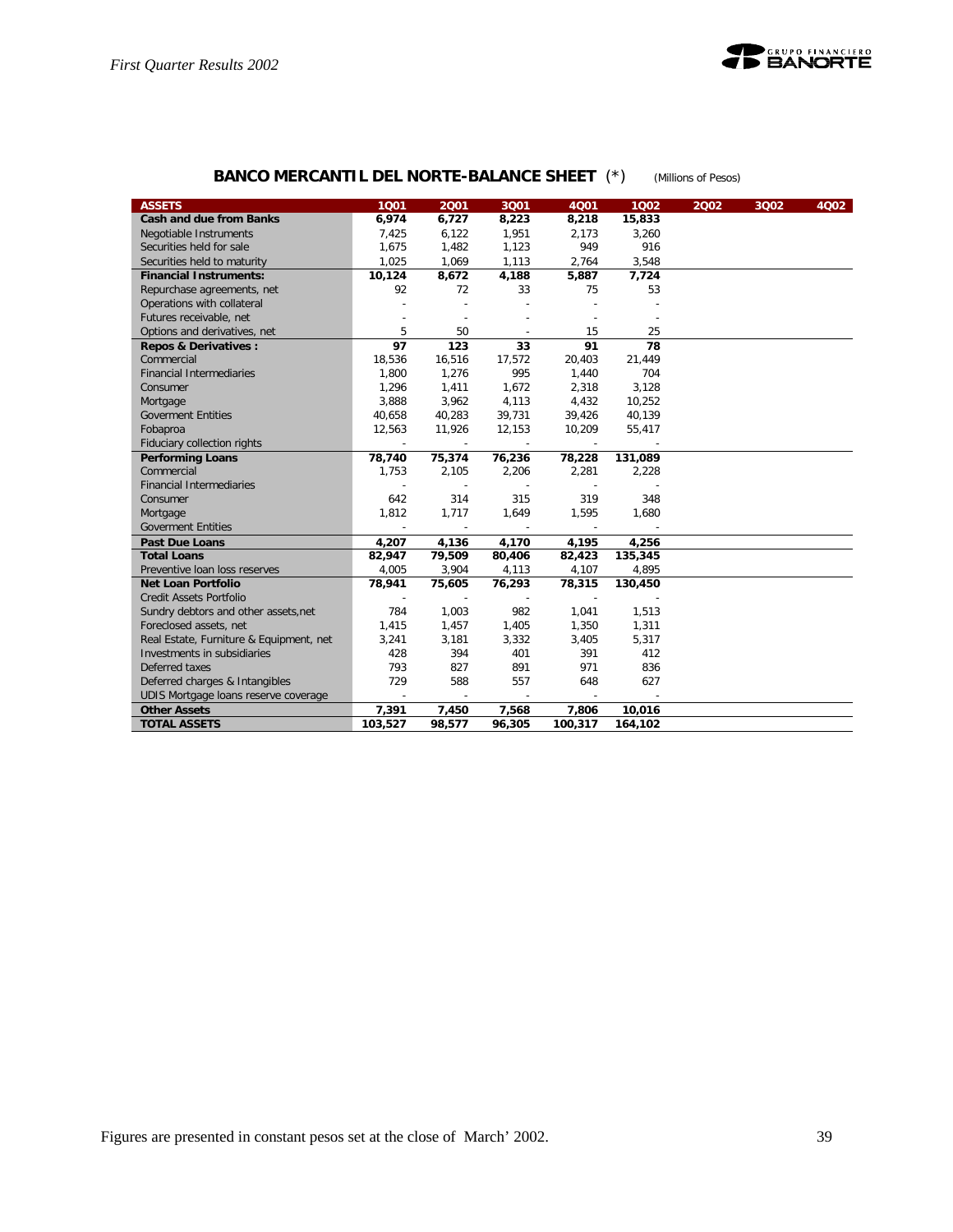## BANCO MERCANTIL DEL NORTE-BALANCE SHEET (*) (Millions of Pesos)

| ASSETS | 1Q01 | 2Q01 | 3Q01 | 4Q01 | 1Q02 | 2Q02 | 3Q02 | 4Q02 |
|---|---|---|---|---|---|---|---|---|
| **Cash and due from Banks** | **6,974** | **6,727** | **8,223** | **8,218** | **15,833** | | | |
| Negotiable Instruments | 7,425 | 6,122 | 1,951 | 2,173 | 3,260 | | | |
| Securities held for sale | 1,675 | 1,482 | 1,123 | 949 | 916 | | | |
| Securities held to maturity | 1,025 | 1,069 | 1,113 | 2,764 | 3,548 | | | |
| **Financial Instruments:** | **10,124** | **8,672** | **4,188** | **5,887** | **7,724** | | | |
| Repurchase agreements, net | 92 | 72 | 33 | 75 | 53 | | | |
| Operations with collateral | - | - | - | - | - | | | |
| Futures receivable, net | - | - | - | - | - | | | |
| Options and derivatives, net | 5 | 50 | - | 15 | 25 | | | |
| **Repos & Derivatives :** | **97** | **123** | **33** | **91** | **78** | | | |
| Commercial | 18,536 | 16,516 | 17,572 | 20,403 | 21,449 | | | |
| Financial Intermediaries | 1,800 | 1,276 | 995 | 1,440 | 704 | | | |
| Consumer | 1,296 | 1,411 | 1,672 | 2,318 | 3,128 | | | |
| Mortgage | 3,888 | 3,962 | 4,113 | 4,432 | 10,252 | | | |
| Goverment Entities | 40,658 | 40,283 | 39,731 | 39,426 | 40,139 | | | |
| Fobaproa | 12,563 | 11,926 | 12,153 | 10,209 | 55,417 | | | |
| Fiduciary collection rights | - | - | - | - | - | | | |
| **Performing Loans** | **78,740** | **75,374** | **76,236** | **78,228** | **131,089** | | | |
| Commercial | 1,753 | 2,105 | 2,206 | 2,281 | 2,228 | | | |
| Financial Intermediaries | - | - | - | - | - | | | |
| Consumer | 642 | 314 | 315 | 319 | 348 | | | |
| Mortgage | 1,812 | 1,717 | 1,649 | 1,595 | 1,680 | | | |
| Goverment Entities | - | - | - | - | - | | | |
| **Past Due Loans** | **4,207** | **4,136** | **4,170** | **4,195** | **4,256** | | | |
| **Total Loans** | **82,947** | **79,509** | **80,406** | **82,423** | **135,345** | | | |
| Preventive loan loss reserves | 4,005 | 3,904 | 4,113 | 4,107 | 4,895 | | | |
| **Net Loan Portfolio** | **78,941** | **75,605** | **76,293** | **78,315** | **130,450** | | | |
| Credit Assets Portfolio | - | - | - | - | - | | | |
| Sundry debtors and other assets,net | 784 | 1,003 | 982 | 1,041 | 1,513 | | | |
| Foreclosed assets, net | 1,415 | 1,457 | 1,405 | 1,350 | 1,311 | | | |
| Real Estate, Furniture & Equipment, net | 3,241 | 3,181 | 3,332 | 3,405 | 5,317 | | | |
| Investments in subsidiaries | 428 | 394 | 401 | 391 | 412 | | | |
| Deferred taxes | 793 | 827 | 891 | 971 | 836 | | | |
| Deferred charges & Intangibles | 729 | 588 | 557 | 648 | 627 | | | |
| UDIS Mortgage loans reserve coverage | - | - | - | - | - | | | |
| **Other Assets** | **7,391** | **7,450** | **7,568** | **7,806** | **10,016** | | | |
| **TOTAL ASSETS** | **103,527** | **98,577** | **96,305** | **100,317** | **164,102** | | | |

Figures are presented in constant pesos set at the close of March' 2002.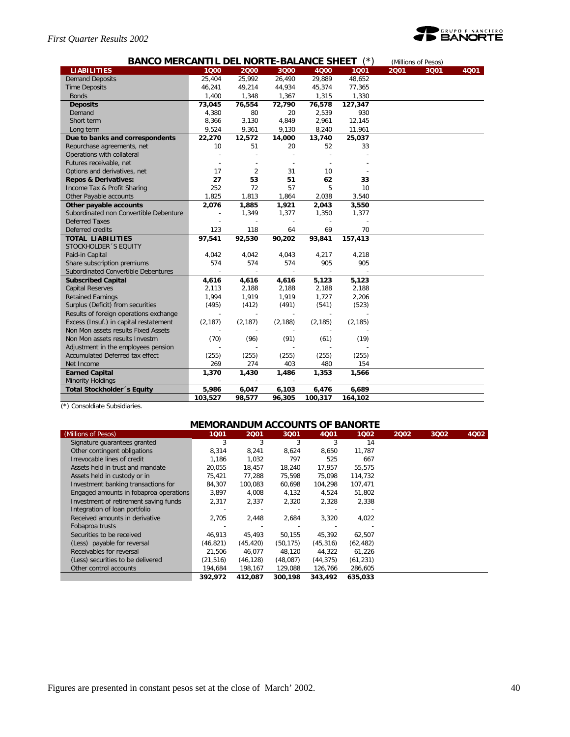## BANCO MERCANTIL DEL NORTE-BALANCE SHEET (*)

(Millions of Pesos)

| LIABILITIES | 1Q00 | 2Q00 | 3Q00 | 4Q00 | 1Q01 | 2Q01 | 3Q01 | 4Q01 |
|---|---|---|---|---|---|---|---|---|
| Demand Deposits | 25,404 | 25,992 | 26,490 | 29,889 | 48,652 | | | |
| Time Deposits | 46,241 | 49,214 | 44,934 | 45,374 | 77,365 | | | |
| Bonds | 1,400 | 1,348 | 1,367 | 1,315 | 1,330 | | | |
| **Deposits** | **73,045** | **76,554** | **72,790** | **76,578** | **127,347** | | | |
| Demand | 4,380 | 80 | 20 | 2,539 | 930 | | | |
| Short term | 8,366 | 3,130 | 4,849 | 2,961 | 12,145 | | | |
| Long term | 9,524 | 9,361 | 9,130 | 8,240 | 11,961 | | | |
| **Due to banks and correspondents** | **22,270** | **12,572** | **14,000** | **13,740** | **25,037** | | | |
| Repurchase agreements, net | 10 | 51 | 20 | 52 | 33 | | | |
| Operations with collateral | - | - | - | - | - | | | |
| Futures receivable, net | - | - | - | - | - | | | |
| Options and derivatives, net | 17 | 2 | 31 | 10 | - | | | |
| **Repos & Derivatives:** | **27** | **53** | **51** | **62** | **33** | | | |
| Income Tax & Profit Sharing | 252 | 72 | 57 | 5 | 10 | | | |
| Other Payable accounts | 1,825 | 1,813 | 1,864 | 2,038 | 3,540 | | | |
| **Other payable accounts** | **2,076** | **1,885** | **1,921** | **2,043** | **3,550** | | | |
| Subordinated non Convertible Debenture | - | 1,349 | 1,377 | 1,350 | 1,377 | | | |
| Deferred Taxes | - | - | - | - | - | | | |
| Deferred credits | 123 | 118 | 64 | 69 | 70 | | | |
| **TOTAL LIABILITIES** | **97,541** | **92,530** | **90,202** | **93,841** | **157,413** | | | |
| STOCKHOLDER´S EQUITY | | | | | | | | |
| Paid-in Capital | 4,042 | 4,042 | 4,043 | 4,217 | 4,218 | | | |
| Share subscription premiums | 574 | 574 | 574 | 905 | 905 | | | |
| Subordinated Convertible Debentures | - | - | - | - | - | | | |
| **Subscribed Capital** | **4,616** | **4,616** | **4,616** | **5,123** | **5,123** | | | |
| Capital Reserves | 2,113 | 2,188 | 2,188 | 2,188 | 2,188 | | | |
| Retained Earnings | 1,994 | 1,919 | 1,919 | 1,727 | 2,206 | | | |
| Surplus (Deficit) from securities | (495) | (412) | (491) | (541) | (523) | | | |
| Results of foreign operations exchange | - | - | - | - | - | | | |
| Excess (Insuf.) in capital restatement | (2,187) | (2,187) | (2,188) | (2,185) | (2,185) | | | |
| Non Mon assets results Fixed Assets | - | - | - | - | - | | | |
| Non Mon assets results Investm | (70) | (96) | (91) | (61) | (19) | | | |
| Adjustment in the employees pension | - | - | - | - | - | | | |
| Accumulated Deferred tax effect | (255) | (255) | (255) | (255) | (255) | | | |
| Net Income | 269 | 274 | 403 | 480 | 154 | | | |
| **Earned Capital** | **1,370** | **1,430** | **1,486** | **1,353** | **1,566** | | | |
| Minority Holdings | - | - | - | - | - | | | |
| **Total Stockholder´s Equity** | **5,986** | **6,047** | **6,103** | **6,476** | **6,689** | | | |
| | **103,527** | **98,577** | **96,305** | **100,317** | **164,102** | | | |

(*) Consoldiate Subsidiaries.

## MEMORANDUM ACCOUNTS OF BANORTE

| (Millions of Pesos) | 1Q01 | 2Q01 | 3Q01 | 4Q01 | 1Q02 | 2Q02 | 3Q02 | 4Q02 |
|---|---|---|---|---|---|---|---|---|
| Signature guarantees granted | 3 | 3 | 3 | 3 | 14 | | | |
| Other contingent obligations | 8,314 | 8,241 | 8,624 | 8,650 | 11,787 | | | |
| Irrevocable lines of credit | 1,186 | 1,032 | 797 | 525 | 667 | | | |
| Assets held in trust and mandate | 20,055 | 18,457 | 18,240 | 17,957 | 55,575 | | | |
| Assets held in custody or in | 75,421 | 77,288 | 75,598 | 75,098 | 114,732 | | | |
| Investment banking transactions for | 84,307 | 100,083 | 60,698 | 104,298 | 107,471 | | | |
| Engaged amounts in fobaproa operations | 3,897 | 4,008 | 4,132 | 4,524 | 51,802 | | | |
| Investment of retirement saving funds | 2,317 | 2,337 | 2,320 | 2,328 | 2,338 | | | |
| Integration of loan portfolio | - | - | - | - | - | | | |
| Received amounts in derivative | 2,705 | 2,448 | 2,684 | 3,320 | 4,022 | | | |
| Fobaproa trusts | - | - | - | - | - | | | |
| Securities to be received | 46,913 | 45,493 | 50,155 | 45,392 | 62,507 | | | |
| (Less) payable for reversal | (46,821) | (45,420) | (50,175) | (45,316) | (62,482) | | | |
| Receivables for reversal | 21,506 | 46,077 | 48,120 | 44,322 | 61,226 | | | |
| (Less) securities to be delivered | (21,516) | (46,128) | (48,087) | (44,375) | (61,231) | | | |
| Other control accounts | 194,684 | 198,167 | 129,088 | 126,766 | 286,605 | | | |
| | **392,972** | **412,087** | **300,198** | **343,492** | **635,033** | | | |

Figures are presented in constant pesos set at the close of March' 2002.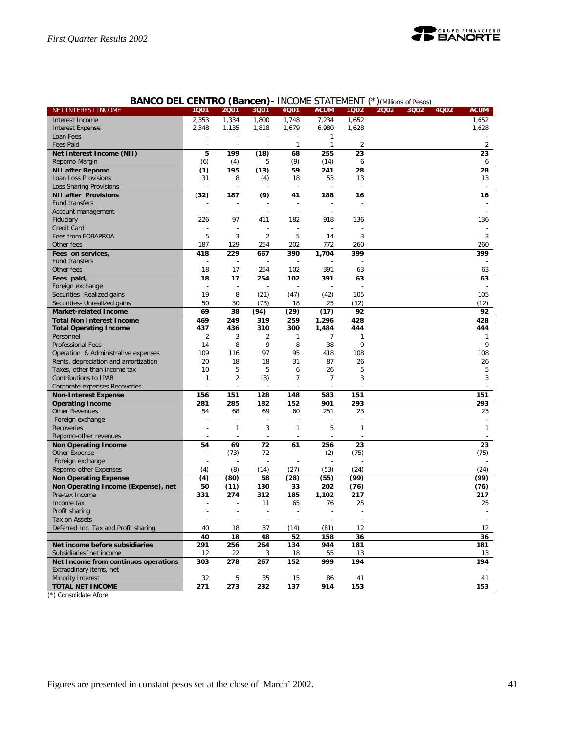## BANCO DEL CENTRO (Bancen)- INCOME STATEMENT (*)(Millions of Pesos)

| NET INTEREST INCOME | 1Q01 | 2Q01 | 3Q01 | 4Q01 | ACUM | 1Q02 | 2Q02 | 3Q02 | 4Q02 | ACUM |
|---|---|---|---|---|---|---|---|---|---|---|
| Interest Income | 2,353 | 1,334 | 1,800 | 1,748 | 7,234 | 1,652 | | | | 1,652 |
| Interest Expense | 2,348 | 1,135 | 1,818 | 1,679 | 6,980 | 1,628 | | | | 1,628 |
| Loan Fees | - | - | - | - | 1 | - | | | | - |
| Fees Paid | - | - | - | 1 | 1 | 2 | | | | 2 |
| **Net Interest Income (NII)** | **5** | **199** | **(18)** | **68** | **255** | **23** | | | | **23** |
| Repomo-Margin | (6) | (4) | 5 | (9) | (14) | 6 | | | | 6 |
| **NII after Repomo** | **(1)** | **195** | **(13)** | **59** | **241** | **28** | | | | **28** |
| Loan Loss Provisions | 31 | 8 | (4) | 18 | 53 | 13 | | | | 13 |
| Loss Sharing Provisions | - | - | - | - | - | - | | | | - |
| **NII after Provisions** | **(32)** | **187** | **(9)** | **41** | **188** | **16** | | | | **16** |
| Fund transfers | - | - | - | - | - | - | | | | - |
| Account management | - | - | - | - | - | - | | | | - |
| Fiduciary | 226 | 97 | 411 | 182 | 918 | 136 | | | | 136 |
| Credit Card | - | - | - | - | - | - | | | | - |
| Fees from FOBAPROA | 5 | 3 | 2 | 5 | 14 | 3 | | | | 3 |
| Other fees | 187 | 129 | 254 | 202 | 772 | 260 | | | | 260 |
| **Fees on services,** | **418** | **229** | **667** | **390** | **1,704** | **399** | | | | **399** |
| Fund transfers | - | - | - | - | - | - | | | | - |
| Other fees | 18 | 17 | 254 | 102 | 391 | 63 | | | | 63 |
| **Fees paid,** | **18** | **17** | **254** | **102** | **391** | **63** | | | | **63** |
| Foreign exchange | - | - | - | - | - | - | | | | - |
| Securities -Realized gains | 19 | 8 | (21) | (47) | (42) | 105 | | | | 105 |
| Securities- Unrealized gains | 50 | 30 | (73) | 18 | 25 | (12) | | | | (12) |
| **Market-related Income** | **69** | **38** | **(94)** | **(29)** | **(17)** | **92** | | | | **92** |
| **Total Non Interest Income** | **469** | **249** | **319** | **259** | **1,296** | **428** | | | | **428** |
| **Total Operating Income** | **437** | **436** | **310** | **300** | **1,484** | **444** | | | | **444** |
| Personnel | 2 | 3 | 2 | 1 | 7 | 1 | | | | 1 |
| Professional Fees | 14 | 8 | 9 | 8 | 38 | 9 | | | | 9 |
| Operation & Administrative expenses | 109 | 116 | 97 | 95 | 418 | 108 | | | | 108 |
| Rents, depreciation and amortization | 20 | 18 | 18 | 31 | 87 | 26 | | | | 26 |
| Taxes, other than income tax | 10 | 5 | 5 | 6 | 26 | 5 | | | | 5 |
| Contributions to IPAB | 1 | 2 | (3) | 7 | 7 | 3 | | | | 3 |
| Corporate expenses Recoveries | - | - | - | - | - | - | | | | - |
| **Non-Interest Expense** | **156** | **151** | **128** | **148** | **583** | **151** | | | | **151** |
| **Operating Income** | **281** | **285** | **182** | **152** | **901** | **293** | | | | **293** |
| Other Revenues | 54 | 68 | 69 | 60 | 251 | 23 | | | | 23 |
| Foreign exchange | - | - | - | - | - | - | | | | - |
| Recoveries | - | 1 | 3 | 1 | 5 | 1 | | | | 1 |
| Repomo-other revenues | - | - | - | - | - | - | | | | - |
| **Non Operating Income** | **54** | **69** | **72** | **61** | **256** | **23** | | | | **23** |
| Other Expense | - | (73) | 72 | - | (2) | (75) | | | | (75) |
| Foreign exchange | - | - | - | - | - | - | | | | - |
| Repomo-other Expenses | (4) | (8) | (14) | (27) | (53) | (24) | | | | (24) |
| **Non Operating Expense** | **(4)** | **(80)** | **58** | **(28)** | **(55)** | **(99)** | | | | **(99)** |
| **Non Operating Income (Expense), net** | **50** | **(11)** | **130** | **33** | **202** | **(76)** | | | | **(76)** |
| Pre-tax Income | 331 | 274 | 312 | 185 | 1,102 | 217 | | | | 217 |
| Income tax | - | - | 11 | 65 | 76 | 25 | | | | 25 |
| Profit sharing | - | - | - | - | - | - | | | | - |
| Tax on Assets | - | - | - | - | - | - | | | | - |
| Deferred Inc. Tax and Profit sharing | 40 | 18 | 37 | (14) | (81) | 12 | | | | 12 |
| | **40** | **18** | **48** | **52** | **158** | **36** | | | | **36** |
| **Net income before subsidiaries** | **291** | **256** | **264** | **134** | **944** | **181** | | | | **181** |
| Subsidiaries´net income | 12 | 22 | 3 | 18 | 55 | 13 | | | | 13 |
| **Net Income from continuos operations** | **303** | **278** | **267** | **152** | **999** | **194** | | | | **194** |
| Extraordinary items, net | - | - | - | - | - | - | | | | - |
| Minority Interest | 32 | 5 | 35 | 15 | 86 | 41 | | | | 41 |
| **TOTAL NET INCOME** | **271** | **273** | **232** | **137** | **914** | **153** | | | | **153** |

(*) Consolidate Afore

Figures are presented in constant pesos set at the close of March' 2002.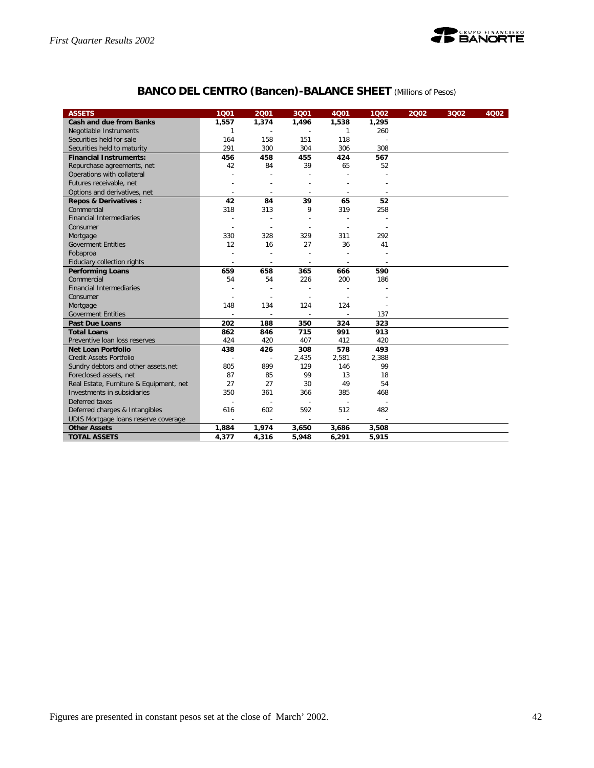## BANCO DEL CENTRO (Bancen)-BALANCE SHEET (Millions of Pesos)

| ASSETS | 1Q01 | 2Q01 | 3Q01 | 4Q01 | 1Q02 | 2Q02 | 3Q02 | 4Q02 |
|---|---|---|---|---|---|---|---|---|
| **Cash and due from Banks** | **1,557** | **1,374** | **1,496** | **1,538** | **1,295** | | | |
| Negotiable Instruments | 1 | - | - | 1 | 260 | | | |
| Securities held for sale | 164 | 158 | 151 | 118 | - | | | |
| Securities held to maturity | 291 | 300 | 304 | 306 | 308 | | | |
| **Financial Instruments:** | **456** | **458** | **455** | **424** | **567** | | | |
| Repurchase agreements, net | 42 | 84 | 39 | 65 | 52 | | | |
| Operations with collateral | - | - | - | - | - | | | |
| Futures receivable, net | - | - | - | - | - | | | |
| Options and derivatives, net | - | - | - | - | - | | | |
| **Repos & Derivatives :** | **42** | **84** | **39** | **65** | **52** | | | |
| Commercial | 318 | 313 | 9 | 319 | 258 | | | |
| Financial Intermediaries | - | - | - | - | - | | | |
| Consumer | - | - | - | - | - | | | |
| Mortgage | 330 | 328 | 329 | 311 | 292 | | | |
| Goverment Entities | 12 | 16 | 27 | 36 | 41 | | | |
| Fobaproa | - | - | - | - | - | | | |
| Fiduciary collection rights | - | - | - | - | - | | | |
| **Performing Loans** | **659** | **658** | **365** | **666** | **590** | | | |
| Commercial | 54 | 54 | 226 | 200 | 186 | | | |
| Financial Intermediaries | - | - | - | - | - | | | |
| Consumer | - | - | - | - | - | | | |
| Mortgage | 148 | 134 | 124 | 124 | - | | | |
| Goverment Entities | - | - | - | - | 137 | | | |
| **Past Due Loans** | **202** | **188** | **350** | **324** | **323** | | | |
| **Total Loans** | **862** | **846** | **715** | **991** | **913** | | | |
| Preventive loan loss reserves | 424 | 420 | 407 | 412 | 420 | | | |
| **Net Loan Portfolio** | **438** | **426** | **308** | **578** | **493** | | | |
| Credit Assets Portfolio | - | - | 2,435 | 2,581 | 2,388 | | | |
| Sundry debtors and other assets,net | 805 | 899 | 129 | 146 | 99 | | | |
| Foreclosed assets, net | 87 | 85 | 99 | 13 | 18 | | | |
| Real Estate, Furniture & Equipment, net | 27 | 27 | 30 | 49 | 54 | | | |
| Investments in subsidiaries | 350 | 361 | 366 | 385 | 468 | | | |
| Deferred taxes | - | - | - | - | - | | | |
| Deferred charges & Intangibles | 616 | 602 | 592 | 512 | 482 | | | |
| UDIS Mortgage loans reserve coverage | - | - | - | - | - | | | |
| **Other Assets** | **1,884** | **1,974** | **3,650** | **3,686** | **3,508** | | | |
| **TOTAL ASSETS** | **4,377** | **4,316** | **5,948** | **6,291** | **5,915** | | | |

Figures are presented in constant pesos set at the close of March' 2002.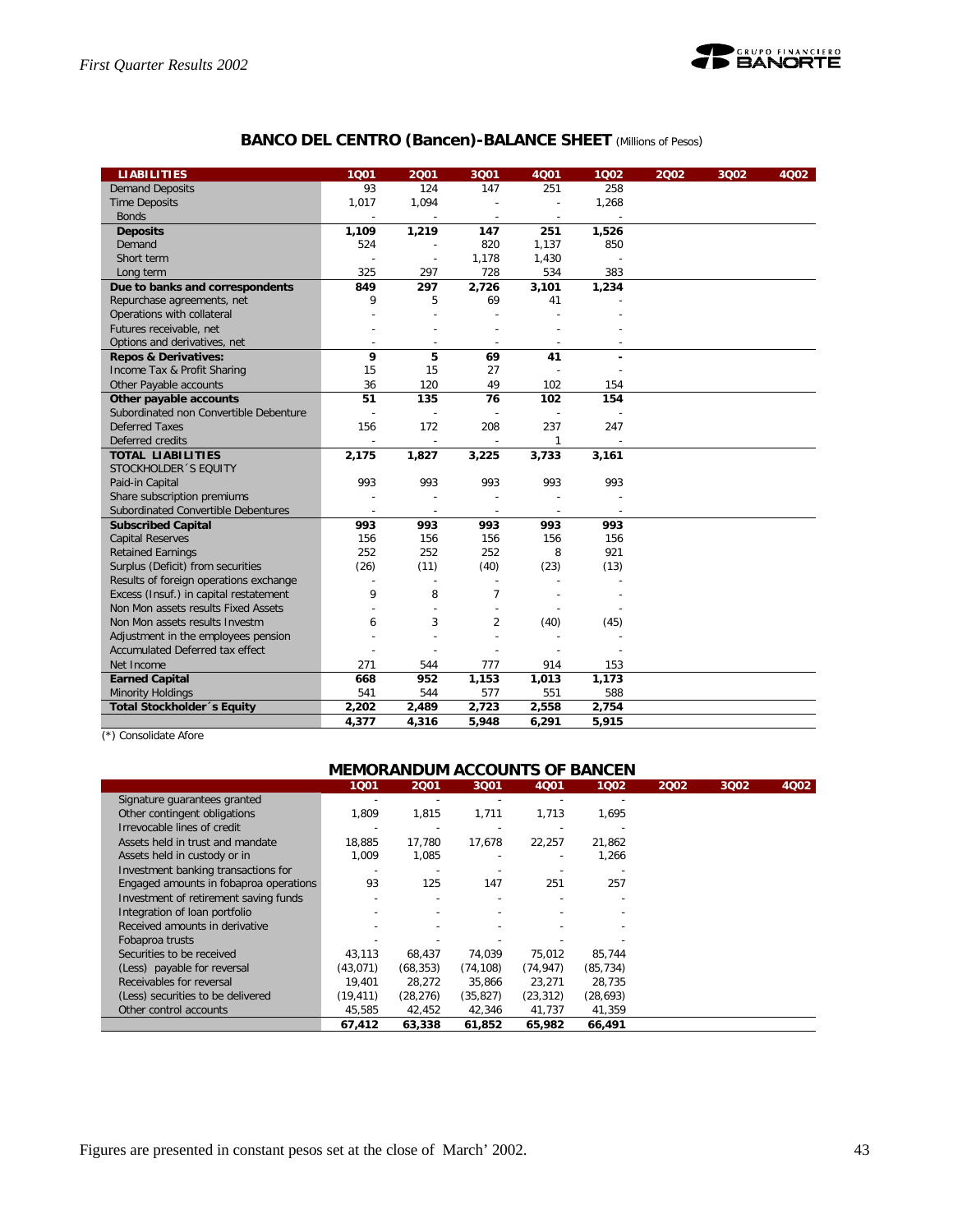## BANCO DEL CENTRO (Bancen)-BALANCE SHEET (Millions of Pesos)

| LIABILITIES | 1Q01 | 2Q01 | 3Q01 | 4Q01 | 1Q02 | 2Q02 | 3Q02 | 4Q02 |
|---|---|---|---|---|---|---|---|---|
| Demand Deposits | 93 | 124 | 147 | 251 | 258 | | | |
| Time Deposits | 1,017 | 1,094 | - | - | 1,268 | | | |
| Bonds | - | - | - | - | - | | | |
| **Deposits** | **1,109** | **1,219** | **147** | **251** | **1,526** | | | |
| Demand | 524 | - | 820 | 1,137 | 850 | | | |
| Short term | - | - | 1,178 | 1,430 | - | | | |
| Long term | 325 | 297 | 728 | 534 | 383 | | | |
| **Due to banks and correspondents** | **849** | **297** | **2,726** | **3,101** | **1,234** | | | |
| Repurchase agreements, net | 9 | 5 | 69 | 41 | - | | | |
| Operations with collateral | - | - | - | - | - | | | |
| Futures receivable, net | - | - | - | - | - | | | |
| Options and derivatives, net | - | - | - | - | - | | | |
| **Repos & Derivatives:** | **9** | **5** | **69** | **41** | **-** | | | |
| Income Tax & Profit Sharing | 15 | 15 | 27 | - | - | | | |
| Other Payable accounts | 36 | 120 | 49 | 102 | 154 | | | |
| **Other payable accounts** | **51** | **135** | **76** | **102** | **154** | | | |
| Subordinated non Convertible Debenture | - | - | - | - | - | | | |
| Deferred Taxes | 156 | 172 | 208 | 237 | 247 | | | |
| Deferred credits | - | - | - | 1 | - | | | |
| **TOTAL LIABILITIES** | **2,175** | **1,827** | **3,225** | **3,733** | **3,161** | | | |
| STOCKHOLDER´S EQUITY | | | | | | | | |
| Paid-in Capital | 993 | 993 | 993 | 993 | 993 | | | |
| Share subscription premiums | - | - | - | - | - | | | |
| Subordinated Convertible Debentures | - | - | - | - | - | | | |
| **Subscribed Capital** | **993** | **993** | **993** | **993** | **993** | | | |
| Capital Reserves | 156 | 156 | 156 | 156 | 156 | | | |
| Retained Earnings | 252 | 252 | 252 | 8 | 921 | | | |
| Surplus (Deficit) from securities | (26) | (11) | (40) | (23) | (13) | | | |
| Results of foreign operations exchange | - | - | - | - | - | | | |
| Excess (Insuf.) in capital restatement | 9 | 8 | 7 | - | - | | | |
| Non Mon assets results Fixed Assets | - | - | - | - | - | | | |
| Non Mon assets results Investm | 6 | 3 | 2 | (40) | (45) | | | |
| Adjustment in the employees pension | - | - | - | - | - | | | |
| Accumulated Deferred tax effect | - | - | - | - | - | | | |
| Net Income | 271 | 544 | 777 | 914 | 153 | | | |
| **Earned Capital** | **668** | **952** | **1,153** | **1,013** | **1,173** | | | |
| Minority Holdings | 541 | 544 | 577 | 551 | 588 | | | |
| **Total Stockholder´s Equity** | **2,202** | **2,489** | **2,723** | **2,558** | **2,754** | | | |
| | **4,377** | **4,316** | **5,948** | **6,291** | **5,915** | | | |

(*) Consolidate Afore

## MEMORANDUM ACCOUNTS OF BANCEN

| | 1Q01 | 2Q01 | 3Q01 | 4Q01 | 1Q02 | 2Q02 | 3Q02 | 4Q02 |
|---|---|---|---|---|---|---|---|---|
| Signature guarantees granted | - | - | - | - | - | | | |
| Other contingent obligations | 1,809 | 1,815 | 1,711 | 1,713 | 1,695 | | | |
| Irrevocable lines of credit | - | - | - | - | - | | | |
| Assets held in trust and mandate | 18,885 | 17,780 | 17,678 | 22,257 | 21,862 | | | |
| Assets held in custody or in | 1,009 | 1,085 | - | - | 1,266 | | | |
| Investment banking transactions for | - | - | - | - | - | | | |
| Engaged amounts in fobaproa operations | 93 | 125 | 147 | 251 | 257 | | | |
| Investment of retirement saving funds | - | - | - | - | - | | | |
| Integration of loan portfolio | - | - | - | - | - | | | |
| Received amounts in derivative | - | - | - | - | - | | | |
| Fobaproa trusts | - | - | - | - | - | | | |
| Securities to be received | 43,113 | 68,437 | 74,039 | 75,012 | 85,744 | | | |
| (Less) payable for reversal | (43,071) | (68,353) | (74,108) | (74,947) | (85,734) | | | |
| Receivables for reversal | 19,401 | 28,272 | 35,866 | 23,271 | 28,735 | | | |
| (Less) securities to be delivered | (19,411) | (28,276) | (35,827) | (23,312) | (28,693) | | | |
| Other control accounts | 45,585 | 42,452 | 42,346 | 41,737 | 41,359 | | | |
| | **67,412** | **63,338** | **61,852** | **65,982** | **66,491** | | | |

Figures are presented in constant pesos set at the close of March' 2002.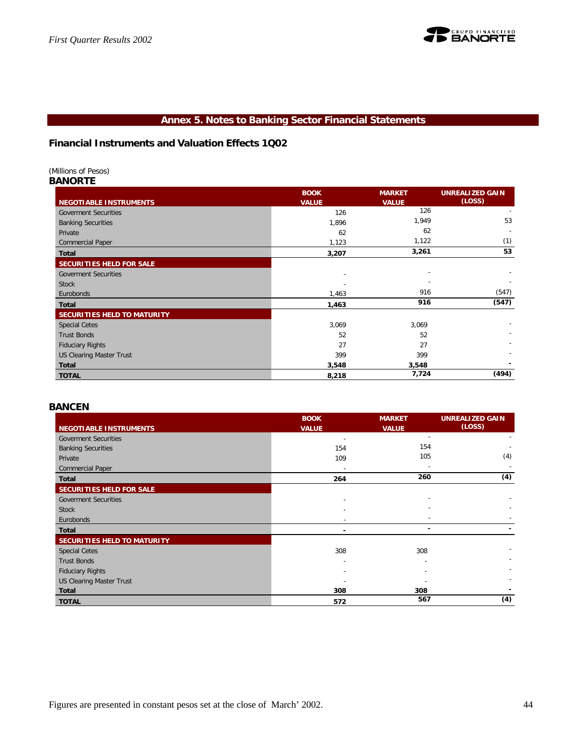## Annex 5. Notes to Banking Sector Financial Statements

### Financial Instruments and Valuation Effects 1Q02

(Millions of Pesos)

**BANORTE**

| NEGOTIABLE INSTRUMENTS | BOOK VALUE | MARKET VALUE | UNREALIZED GAIN (LOSS) |
|---|---|---|---|
| Goverment Securities | 126 | 126 | - |
| Banking Securities | 1,896 | 1,949 | 53 |
| Private | 62 | 62 | - |
| Commercial Paper | 1,123 | 1,122 | (1) |
| **Total** | **3,207** | **3,261** | **53** |
| **SECURITIES HELD FOR SALE** | | | |
| Goverment Securities | - | - | - |
| Stock | - | - | - |
| Eurobonds | 1,463 | 916 | (547) |
| **Total** | **1,463** | **916** | **(547)** |
| **SECURITIES HELD TO MATURITY** | | | |
| Special Cetes | 3,069 | 3,069 | - |
| Trust Bonds | 52 | 52 | - |
| Fiduciary Rights | 27 | 27 | - |
| US Clearing Master Trust | 399 | 399 | - |
| **Total** | **3,548** | **3,548** | **-** |
| **TOTAL** | **8,218** | **7,724** | **(494)** |

**BANCEN**

| NEGOTIABLE INSTRUMENTS | BOOK VALUE | MARKET VALUE | UNREALIZED GAIN (LOSS) |
|---|---|---|---|
| Goverment Securities | - | - | - |
| Banking Securities | 154 | 154 | - |
| Private | 109 | 105 | (4) |
| Commercial Paper | - | - | - |
| **Total** | **264** | **260** | **(4)** |
| **SECURITIES HELD FOR SALE** | | | |
| Goverment Securities | - | - | - |
| Stock | - | - | - |
| Eurobonds | - | - | - |
| **Total** | **-** | **-** | **-** |
| **SECURITIES HELD TO MATURITY** | | | |
| Special Cetes | 308 | 308 | - |
| Trust Bonds | - | - | - |
| Fiduciary Rights | - | - | - |
| US Clearing Master Trust | - | - | - |
| **Total** | **308** | **308** | **-** |
| **TOTAL** | **572** | **567** | **(4)** |

Figures are presented in constant pesos set at the close of March' 2002.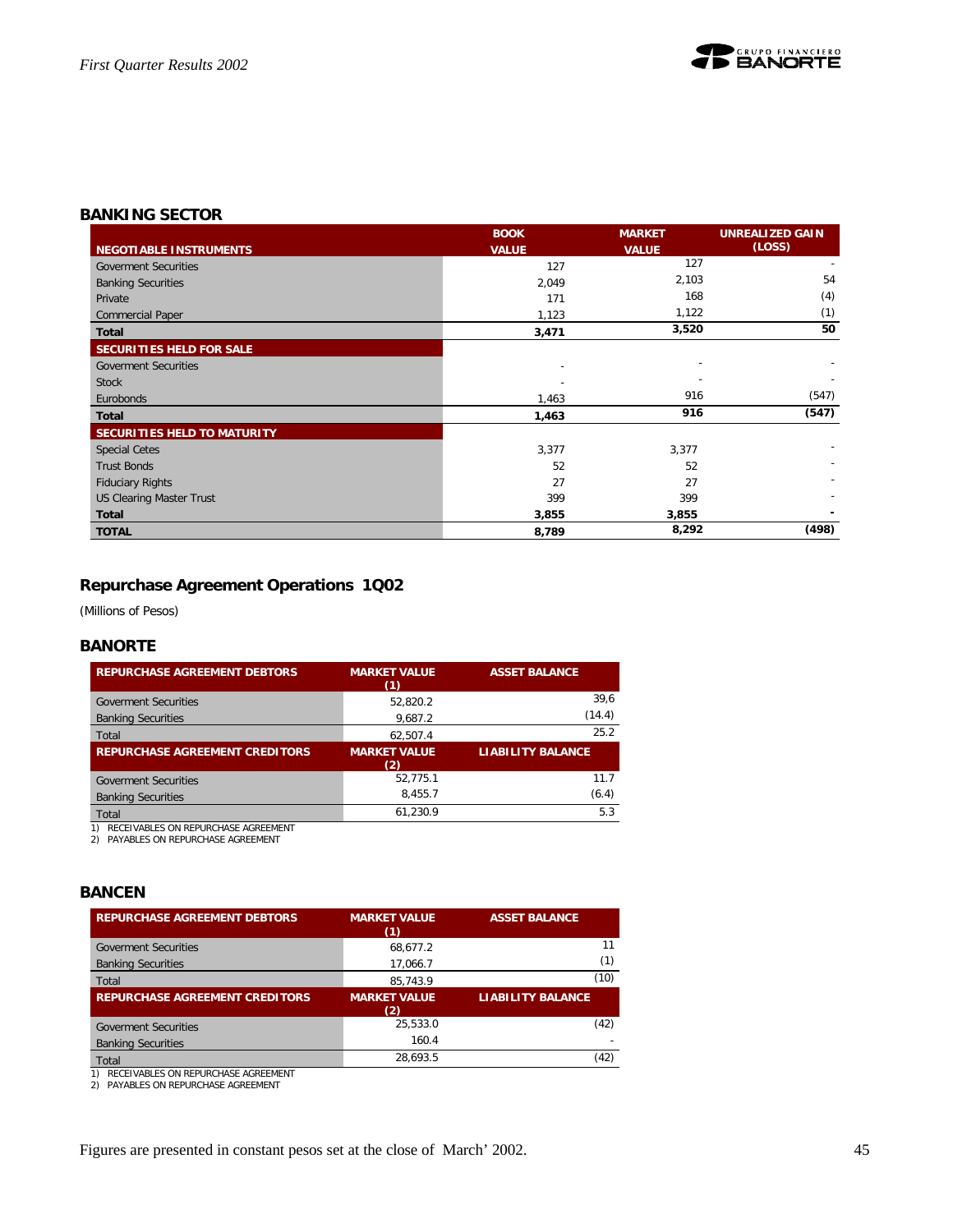## BANKING SECTOR

| NEGOTIABLE INSTRUMENTS | BOOK VALUE | MARKET VALUE | UNREALIZED GAIN (LOSS) |
|---|---|---|---|
| Goverment Securities | 127 | 127 | - |
| Banking Securities | 2,049 | 2,103 | 54 |
| Private | 171 | 168 | (4) |
| Commercial Paper | 1,123 | 1,122 | (1) |
| **Total** | **3,471** | **3,520** | **50** |
| **SECURITIES HELD FOR SALE** | | | |
| Goverment Securities | - | - | - |
| Stock | - | - | - |
| Eurobonds | 1,463 | 916 | (547) |
| **Total** | **1,463** | **916** | **(547)** |
| **SECURITIES HELD TO MATURITY** | | | |
| Special Cetes | 3,377 | 3,377 | - |
| Trust Bonds | 52 | 52 | - |
| Fiduciary Rights | 27 | 27 | - |
| US Clearing Master Trust | 399 | 399 | - |
| **Total** | **3,855** | **3,855** | **-** |
| **TOTAL** | **8,789** | **8,292** | **(498)** |

## Repurchase Agreement Operations 1Q02

(Millions of Pesos)

### BANORTE

| REPURCHASE AGREEMENT DEBTORS | MARKET VALUE (1) | ASSET BALANCE |
|---|---|---|
| Goverment Securities | 52,820.2 | 39,6 |
| Banking Securities | 9,687.2 | (14.4) |
| Total | 62,507.4 | 25.2 |
| **REPURCHASE AGREEMENT CREDITORS** | **MARKET VALUE (2)** | **LIABILITY BALANCE** |
| Goverment Securities | 52,775.1 | 11.7 |
| Banking Securities | 8,455.7 | (6.4) |
| Total | 61,230.9 | 5.3 |

1) RECEIVABLES ON REPURCHASE AGREEMENT
2) PAYABLES ON REPURCHASE AGREEMENT

### BANCEN

| REPURCHASE AGREEMENT DEBTORS | MARKET VALUE (1) | ASSET BALANCE |
|---|---|---|
| Goverment Securities | 68,677.2 | 11 |
| Banking Securities | 17,066.7 | (1) |
| Total | 85,743.9 | (10) |
| **REPURCHASE AGREEMENT CREDITORS** | **MARKET VALUE (2)** | **LIABILITY BALANCE** |
| Goverment Securities | 25,533.0 | (42) |
| Banking Securities | 160.4 | - |
| Total | 28,693.5 | (42) |

1) RECEIVABLES ON REPURCHASE AGREEMENT
2) PAYABLES ON REPURCHASE AGREEMENT

Figures are presented in constant pesos set at the close of March' 2002.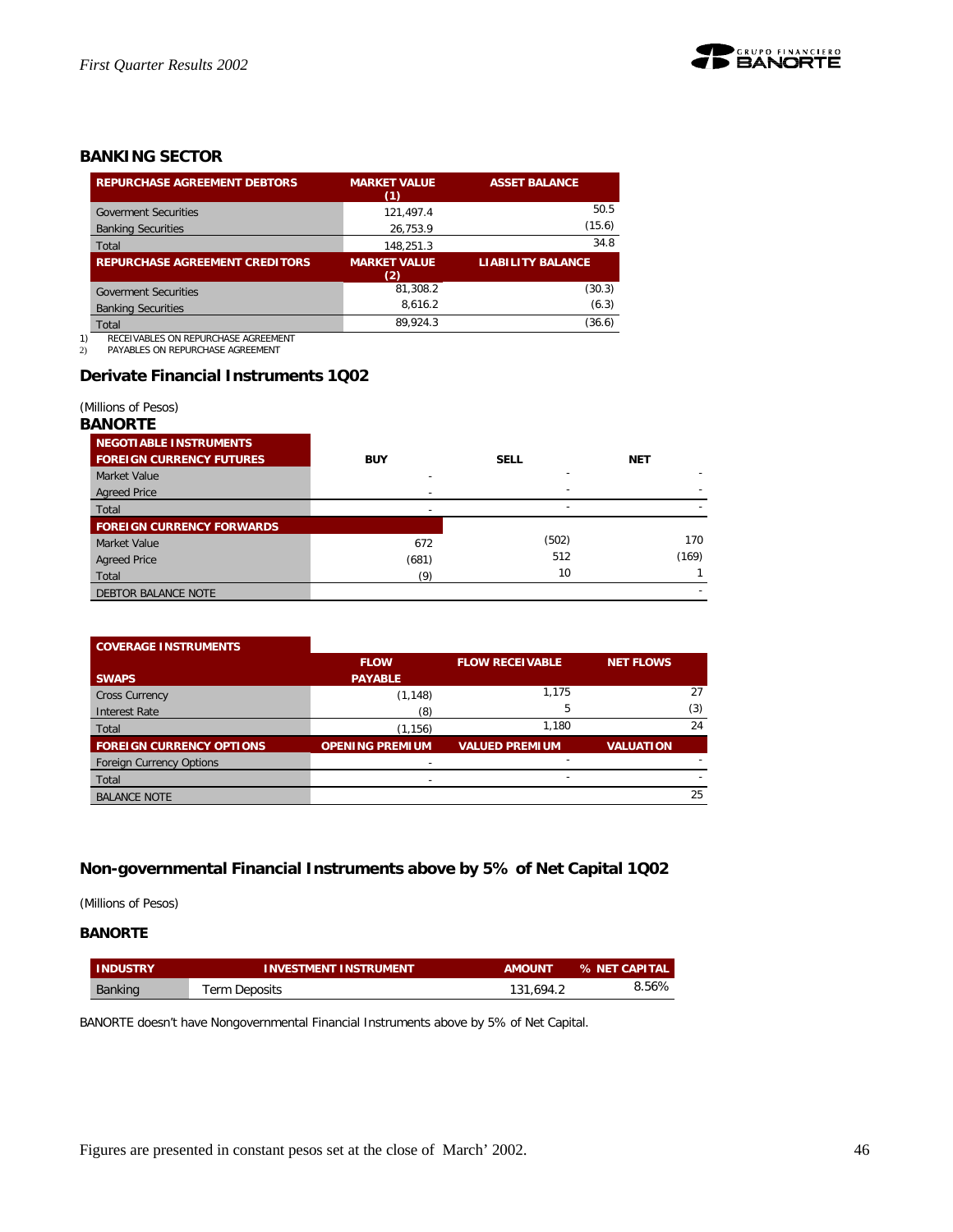## BANKING SECTOR

| REPURCHASE AGREEMENT DEBTORS | MARKET VALUE (1) | ASSET BALANCE |
|---|---|---|
| Goverment Securities | 121,497.4 | 50.5 |
| Banking Securities | 26,753.9 | (15.6) |
| Total | 148,251.3 | 34.8 |
| **REPURCHASE AGREEMENT CREDITORS** | **MARKET VALUE (2)** | **LIABILITY BALANCE** |
| Goverment Securities | 81,308.2 | (30.3) |
| Banking Securities | 8,616.2 | (6.3) |
| Total | 89,924.3 | (36.6) |

1) RECEIVABLES ON REPURCHASE AGREEMENT
2) PAYABLES ON REPURCHASE AGREEMENT

## Derivate Financial Instruments 1Q02

(Millions of Pesos)

**BANORTE**

| NEGOTIABLE INSTRUMENTS FOREIGN CURRENCY FUTURES | BUY | SELL | NET |
|---|---|---|---|
| Market Value | - | - | - |
| Agreed Price | - | - | - |
| Total | - | - | - |
| **FOREIGN CURRENCY FORWARDS** | | | |
| Market Value | 672 | (502) | 170 |
| Agreed Price | (681) | 512 | (169) |
| Total | (9) | 10 | 1 |
| DEBTOR BALANCE NOTE | | | - |

| COVERAGE INSTRUMENTS SWAPS | FLOW PAYABLE | FLOW RECEIVABLE | NET FLOWS |
|---|---|---|---|
| Cross Currency | (1,148) | 1,175 | 27 |
| Interest Rate | (8) | 5 | (3) |
| Total | (1,156) | 1,180 | 24 |
| **FOREIGN CURRENCY OPTIONS** | **OPENING PREMIUM** | **VALUED PREMIUM** | **VALUATION** |
| Foreign Currency Options | - | - | - |
| Total | - | - | - |
| BALANCE NOTE | | | 25 |

## Non-governmental Financial Instruments above by 5% of Net Capital 1Q02

(Millions of Pesos)

**BANORTE**

| INDUSTRY | INVESTMENT INSTRUMENT | AMOUNT | % NET CAPITAL |
|---|---|---|---|
| Banking | Term Deposits | 131,694.2 | 8.56% |

BANORTE doesn't have Nongovernmental Financial Instruments above by 5% of Net Capital.

Figures are presented in constant pesos set at the close of March' 2002.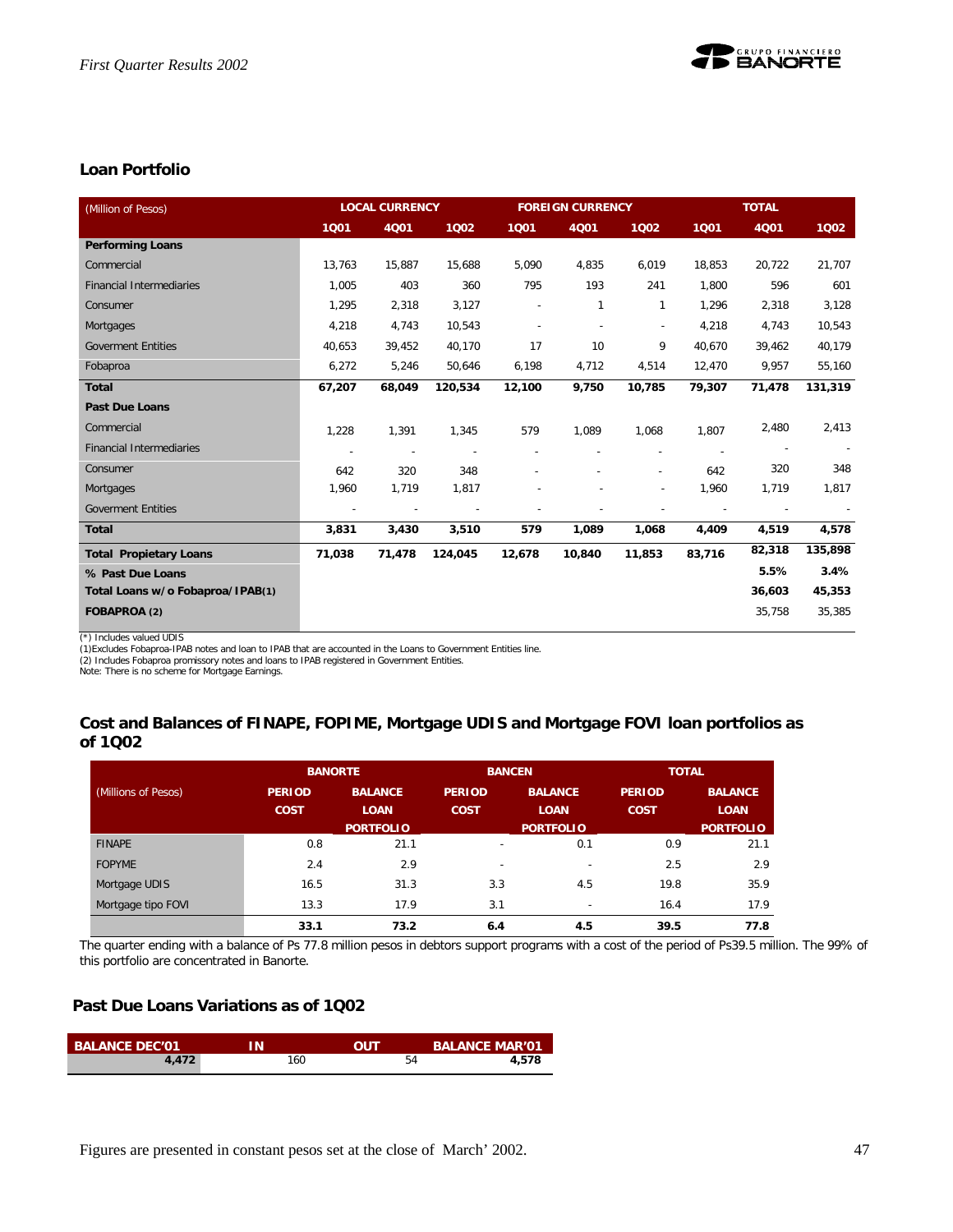## Loan Portfolio

| (Million of Pesos) | LOCAL CURRENCY | | | FOREIGN CURRENCY | | | TOTAL | | |
|---|---|---|---|---|---|---|---|---|---|
| | 1Q01 | 4Q01 | 1Q02 | 1Q01 | 4Q01 | 1Q02 | 1Q01 | 4Q01 | 1Q02 |
| **Performing Loans** | | | | | | | | | |
| Commercial | 13,763 | 15,887 | 15,688 | 5,090 | 4,835 | 6,019 | 18,853 | 20,722 | 21,707 |
| Financial Intermediaries | 1,005 | 403 | 360 | 795 | 193 | 241 | 1,800 | 596 | 601 |
| Consumer | 1,295 | 2,318 | 3,127 | - | 1 | 1 | 1,296 | 2,318 | 3,128 |
| Mortgages | 4,218 | 4,743 | 10,543 | - | - | - | 4,218 | 4,743 | 10,543 |
| Goverment Entities | 40,653 | 39,452 | 40,170 | 17 | 10 | 9 | 40,670 | 39,462 | 40,179 |
| Fobaproa | 6,272 | 5,246 | 50,646 | 6,198 | 4,712 | 4,514 | 12,470 | 9,957 | 55,160 |
| **Total** | **67,207** | **68,049** | **120,534** | **12,100** | **9,750** | **10,785** | **79,307** | **71,478** | **131,319** |
| **Past Due Loans** | | | | | | | | | |
| Commercial | 1,228 | 1,391 | 1,345 | 579 | 1,089 | 1,068 | 1,807 | 2,480 | 2,413 |
| Financial Intermediaries | - | - | - | - | - | - | - | - | - |
| Consumer | 642 | 320 | 348 | - | - | - | 642 | 320 | 348 |
| Mortgages | 1,960 | 1,719 | 1,817 | - | - | - | 1,960 | 1,719 | 1,817 |
| Goverment Entities | - | - | - | - | - | - | - | - | - |
| **Total** | **3,831** | **3,430** | **3,510** | **579** | **1,089** | **1,068** | **4,409** | **4,519** | **4,578** |
| **Total Propietary Loans** | **71,038** | **71,478** | **124,045** | **12,678** | **10,840** | **11,853** | **83,716** | **82,318** | **135,898** |
| **% Past Due Loans** | | | | | | | | **5.5%** | **3.4%** |
| **Total Loans w/o Fobaproa/IPAB(1)** | | | | | | | | **36,603** | **45,353** |
| **FOBAPROA (2)** | | | | | | | | 35,758 | 35,385 |

(*) Includes valued UDIS
(1)Excludes Fobaproa-IPAB notes and loan to IPAB that are accounted in the Loans to Government Entities line.
(2) Includes Fobaproa promissory notes and loans to IPAB registered in Government Entities.
Note: There is no scheme for Mortgage Earnings.

## Cost and Balances of FINAPE, FOPIME, Mortgage UDIS and Mortgage FOVI loan portfolios as of 1Q02

| (Millions of Pesos) | BANORTE | | BANCEN | | TOTAL | |
|---|---|---|---|---|---|---|
| | PERIOD COST | BALANCE LOAN PORTFOLIO | PERIOD COST | BALANCE LOAN PORTFOLIO | PERIOD COST | BALANCE LOAN PORTFOLIO |
| FINAPE | 0.8 | 21.1 | - | 0.1 | 0.9 | 21.1 |
| FOPYME | 2.4 | 2.9 | - | - | 2.5 | 2.9 |
| Mortgage UDIS | 16.5 | 31.3 | 3.3 | 4.5 | 19.8 | 35.9 |
| Mortgage tipo FOVI | 13.3 | 17.9 | 3.1 | - | 16.4 | 17.9 |
| | **33.1** | **73.2** | **6.4** | **4.5** | **39.5** | **77.8** |

The quarter ending with a balance of Ps 77.8 million pesos in debtors support programs with a cost of the period of Ps39.5 million. The 99% of this portfolio are concentrated in Banorte.

## Past Due Loans Variations as of 1Q02

| BALANCE DEC'01 | IN | OUT | BALANCE MAR'01 |
|---|---|---|---|
| 4,472 | 160 | 54 | 4,578 |

Figures are presented in constant pesos set at the close of March' 2002.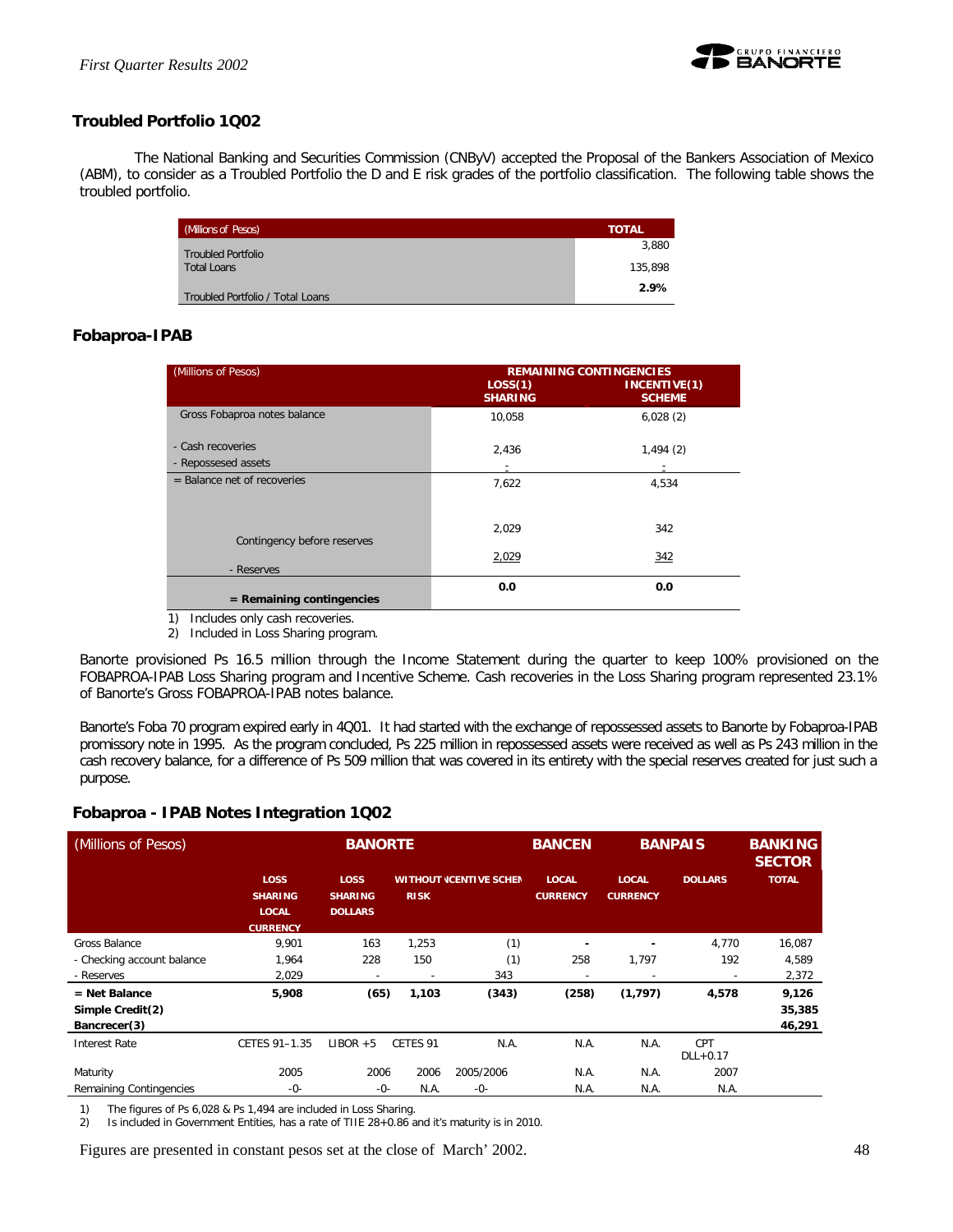## Troubled Portfolio 1Q02

The National Banking and Securities Commission (CNByV) accepted the Proposal of the Bankers Association of Mexico (ABM), to consider as a Troubled Portfolio the D and E risk grades of the portfolio classification. The following table shows the troubled portfolio.

| (Millions of Pesos) | TOTAL |
|---|---|
| Troubled Portfolio | 3,880 |
| Total Loans | 135,898 |
| Troubled Portfolio / Total Loans | **2.9%** |

## Fobaproa-IPAB

| (Millions of Pesos) | REMAINING CONTINGENCIES | |
|---|---|---|
| | LOSS(1) SHARING | INCENTIVE(1) SCHEME |
| Gross Fobaproa notes balance | 10,058 | 6,028 (2) |
| - Cash recoveries | 2,436 | 1,494 (2) |
| - Repossessed assets | - | - |
| = Balance net of recoveries | 7,622 | 4,534 |
| Contingency before reserves | 2,029 | 342 |
| - Reserves | 2,029 | 342 |
| **= Remaining contingencies** | **0.0** | **0.0** |

1) Includes only cash recoveries.
2) Included in Loss Sharing program.

Banorte provisioned Ps 16.5 million through the Income Statement during the quarter to keep 100% provisioned on the FOBAPROA-IPAB Loss Sharing program and Incentive Scheme. Cash recoveries in the Loss Sharing program represented 23.1% of Banorte's Gross FOBAPROA-IPAB notes balance.

Banorte's Foba 70 program expired early in 4Q01. It had started with the exchange of repossessed assets to Banorte by Fobaproa-IPAB promissory note in 1995. As the program concluded, Ps 225 million in repossessed assets were received as well as Ps 243 million in the cash recovery balance, for a difference of Ps 509 million that was covered in its entirety with the special reserves created for just such a purpose.

## Fobaproa - IPAB Notes Integration 1Q02

| (Millions of Pesos) | BANORTE | | | | BANCEN | BANPAIS | | BANKING SECTOR |
|---|---|---|---|---|---|---|---|---|
| | LOSS SHARING LOCAL CURRENCY | LOSS SHARING DOLLARS | WITHOUT RISK | INCENTIVE SCHEME | LOCAL CURRENCY | LOCAL CURRENCY | DOLLARS | TOTAL |
| Gross Balance | 9,901 | 163 | 1,253 | (1) | - | - | 4,770 | 16,087 |
| - Checking account balance | 1,964 | 228 | 150 | (1) | 258 | 1,797 | 192 | 4,589 |
| - Reserves | 2,029 | - | - | 343 | - | - | - | 2,372 |
| **= Net Balance** | **5,908** | **(65)** | **1,103** | **(343)** | **(258)** | **(1,797)** | **4,578** | **9,126** |
| **Simple Credit(2)** | | | | | | | | **35,385** |
| **Bancrecer(3)** | | | | | | | | **46,291** |
| Interest Rate | CETES 91–1.35 | LIBOR +5 | CETES 91 | N.A. | N.A. | N.A. | CPT DLL+0.17 | |
| Maturity | 2005 | 2006 | 2006 | 2005/2006 | N.A. | N.A. | 2007 | |
| Remaining Contingencies | -0- | -0- | N.A. | -0- | N.A. | N.A. | N.A. | |

1) The figures of Ps 6,028 & Ps 1,494 are included in Loss Sharing.
2) Is included in Government Entities, has a rate of TIIE 28+0.86 and it's maturity is in 2010.

Figures are presented in constant pesos set at the close of March' 2002.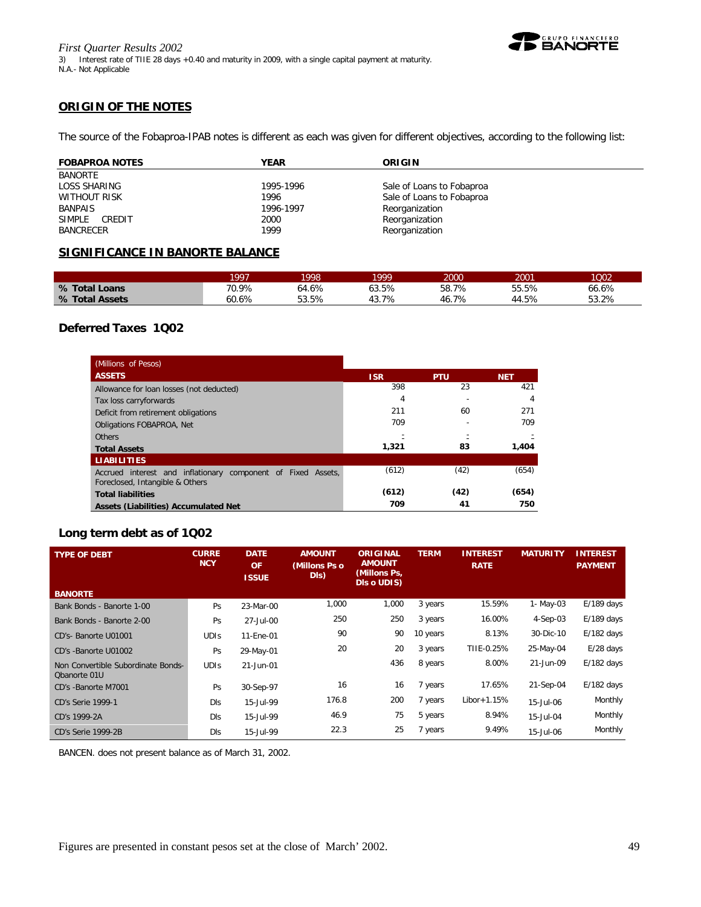3) Interest rate of TIIE 28 days +0.40 and maturity in 2009, with a single capital payment at maturity.
N.A.- Not Applicable

## ORIGIN OF THE NOTES

The source of the Fobaproa-IPAB notes is different as each was given for different objectives, according to the following list:

| FOBAPROA NOTES | YEAR | ORIGIN |
|---|---|---|
| BANORTE | | |
| LOSS SHARING | 1995-1996 | Sale of Loans to Fobaproa |
| WITHOUT RISK | 1996 | Sale of Loans to Fobaproa |
| BANPAIS | 1996-1997 | Reorganization |
| SIMPLE CREDIT | 2000 | Reorganization |
| BANCRECER | 1999 | Reorganization |

## SIGNIFICANCE IN BANORTE BALANCE

| | 1997 | 1998 | 1999 | 2000 | 2001 | 1Q02 |
|---|---|---|---|---|---|---|
| **% Total Loans** | 70.9% | 64.6% | 63.5% | 58.7% | 55.5% | 66.6% |
| **% Total Assets** | 60.6% | 53.5% | 43.7% | 46.7% | 44.5% | 53.2% |

## Deferred Taxes 1Q02

| (Millions of Pesos) | | | |
|---|---|---|---|
| **ASSETS** | **ISR** | **PTU** | **NET** |
| Allowance for loan losses (not deducted) | 398 | 23 | 421 |
| Tax loss carryforwards | 4 | - | 4 |
| Deficit from retirement obligations | 211 | 60 | 271 |
| Obligations FOBAPROA, Net | 709 | - | 709 |
| Others | - | - | - |
| **Total Assets** | **1,321** | **83** | **1,404** |
| **LIABILITIES** | | | |
| Accrued interest and inflationary component of Fixed Assets, Foreclosed, Intangible & Others | (612) | (42) | (654) |
| **Total liabilities** | **(612)** | **(42)** | **(654)** |
| **Assets (Liabilities) Accumulated Net** | **709** | **41** | **750** |

## Long term debt as of 1Q02

| TYPE OF DEBT | CURRENCY | DATE OF ISSUE | AMOUNT (Millons Ps o Dls) | ORIGINAL AMOUNT (Millons Ps, Dls o UDIS) | TERM | INTEREST RATE | MATURITY | INTEREST PAYMENT |
|---|---|---|---|---|---|---|---|---|
| **BANORTE** | | | | | | | | |
| Bank Bonds - Banorte 1-00 | Ps | 23-Mar-00 | 1,000 | 1,000 | 3 years | 15.59% | 1- May-03 | E/189 days |
| Bank Bonds - Banorte 2-00 | Ps | 27-Jul-00 | 250 | 250 | 3 years | 16.00% | 4-Sep-03 | E/189 days |
| CD's- Banorte U01001 | UDIs | 11-Ene-01 | 90 | 90 | 10 years | 8.13% | 30-Dic-10 | E/182 days |
| CD's -Banorte U01002 | Ps | 29-May-01 | 20 | 20 | 3 years | TIIE-0.25% | 25-May-04 | E/28 days |
| Non Convertible Subordinate Bonds-Qbanorte 01U | UDIs | 21-Jun-01 | | 436 | 8 years | 8.00% | 21-Jun-09 | E/182 days |
| CD's -Banorte M7001 | Ps | 30-Sep-97 | 16 | 16 | 7 years | 17.65% | 21-Sep-04 | E/182 days |
| CD's Serie 1999-1 | Dls | 15-Jul-99 | 176.8 | 200 | 7 years | Libor+1.15% | 15-Jul-06 | Monthly |
| CD's 1999-2A | Dls | 15-Jul-99 | 46.9 | 75 | 5 years | 8.94% | 15-Jul-04 | Monthly |
| CD's Serie 1999-2B | Dls | 15-Jul-99 | 22.3 | 25 | 7 years | 9.49% | 15-Jul-06 | Monthly |

BANCEN. does not present balance as of March 31, 2002.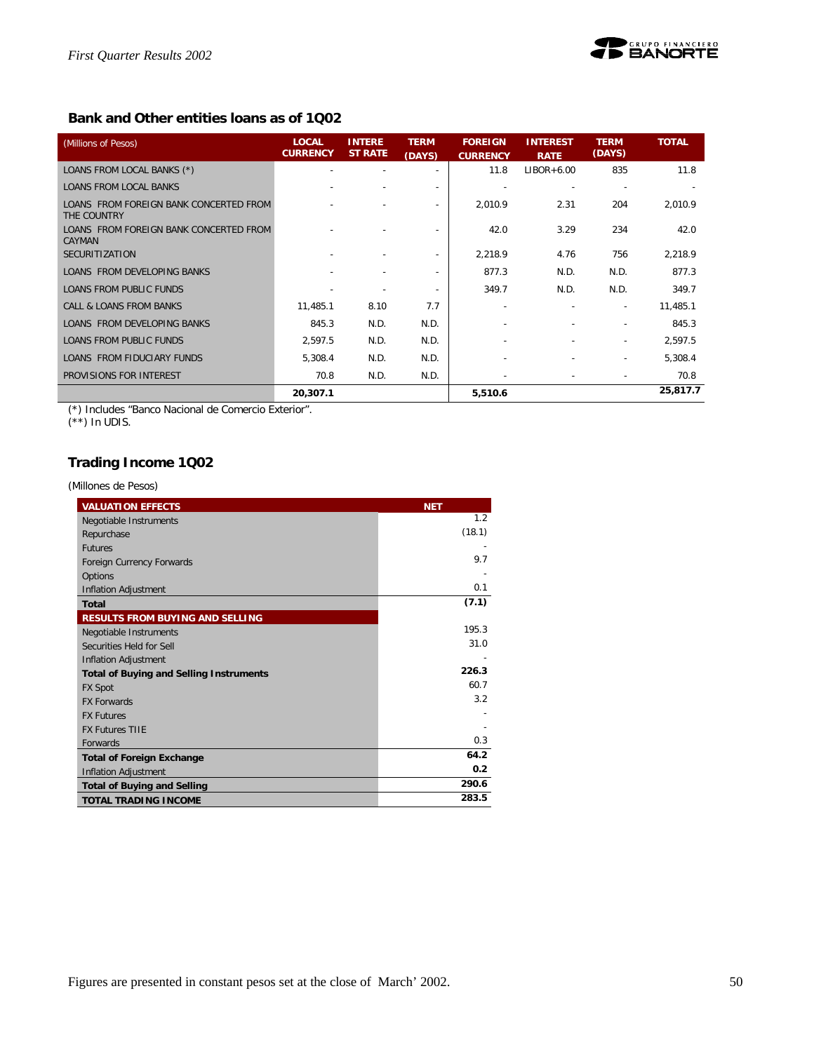## Bank and Other entities loans as of 1Q02

| (Millions of Pesos) | LOCAL CURRENCY | INTEREST RATE | TERM (DAYS) | FOREIGN CURRENCY | INTEREST RATE | TERM (DAYS) | TOTAL |
|---|---|---|---|---|---|---|---|
| LOANS FROM LOCAL BANKS (*) | - | - | - | 11.8 | LIBOR+6.00 | 835 | 11.8 |
| LOANS FROM LOCAL BANKS | - | - | - | - | - | - | - |
| LOANS FROM FOREIGN BANK CONCERTED FROM THE COUNTRY | - | - | - | 2,010.9 | 2.31 | 204 | 2,010.9 |
| LOANS FROM FOREIGN BANK CONCERTED FROM CAYMAN | - | - | - | 42.0 | 3.29 | 234 | 42.0 |
| SECURITIZATION | - | - | - | 2,218.9 | 4.76 | 756 | 2,218.9 |
| LOANS FROM DEVELOPING BANKS | - | - | - | 877.3 | N.D. | N.D. | 877.3 |
| LOANS FROM PUBLIC FUNDS | - | - | - | 349.7 | N.D. | N.D. | 349.7 |
| CALL & LOANS FROM BANKS | 11,485.1 | 8.10 | 7.7 | - | - | - | 11,485.1 |
| LOANS FROM DEVELOPING BANKS | 845.3 | N.D. | N.D. | - | - | - | 845.3 |
| LOANS FROM PUBLIC FUNDS | 2,597.5 | N.D. | N.D. | - | - | - | 2,597.5 |
| LOANS FROM FIDUCIARY FUNDS | 5,308.4 | N.D. | N.D. | - | - | - | 5,308.4 |
| PROVISIONS FOR INTEREST | 70.8 | N.D. | N.D. | - | - | - | 70.8 |
| | **20,307.1** | | | **5,510.6** | | | **25,817.7** |

(*) Includes "Banco Nacional de Comercio Exterior".
(**) In UDIS.

## Trading Income 1Q02

(Millones de Pesos)

| VALUATION EFFECTS | NET |
|---|---|
| Negotiable Instruments | 1.2 |
| Repurchase | (18.1) |
| Futures | - |
| Foreign Currency Forwards | 9.7 |
| Options | - |
| Inflation Adjustment | 0.1 |
| **Total** | **(7.1)** |
| **RESULTS FROM BUYING AND SELLING** | |
| Negotiable Instruments | 195.3 |
| Securities Held for Sell | 31.0 |
| Inflation Adjustment | - |
| **Total of Buying and Selling Instruments** | **226.3** |
| FX Spot | 60.7 |
| FX Forwards | 3.2 |
| FX Futures | - |
| FX Futures TIIE | - |
| Forwards | 0.3 |
| **Total of Foreign Exchange** | **64.2** |
| Inflation Adjustment | **0.2** |
| **Total of Buying and Selling** | **290.6** |
| **TOTAL TRADING INCOME** | **283.5** |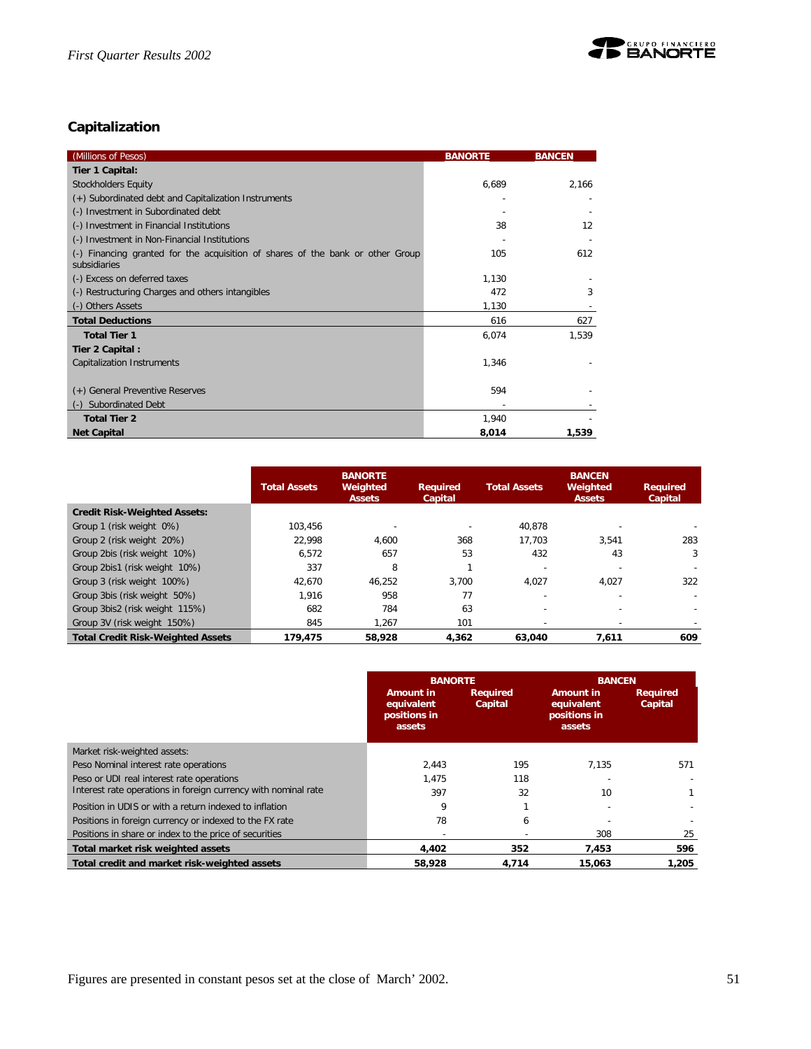## Capitalization

| (Millions of Pesos) | BANORTE | BANCEN |
|---|---|---|
| **Tier 1 Capital:** | | |
| Stockholders Equity | 6,689 | 2,166 |
| (+) Subordinated debt and Capitalization Instruments | - | - |
| (-) Investment in Subordinated debt | - | - |
| (-) Investment in Financial Institutions | 38 | 12 |
| (-) Investment in Non-Financial Institutions | - | - |
| (-) Financing granted for the acquisition of shares of the bank or other Group subsidiaries | 105 | 612 |
| (-) Excess on deferred taxes | 1,130 | - |
| (-) Restructuring Charges and others intangibles | 472 | 3 |
| (-) Others Assets | 1,130 | - |
| **Total Deductions** | 616 | 627 |
| **Total Tier 1** | 6,074 | 1,539 |
| **Tier 2 Capital :** | | |
| Capitalization Instruments | 1,346 | - |
| (+) General Preventive Reserves | 594 | - |
| (-) Subordinated Debt | - | - |
| **Total Tier 2** | 1,940 | - |
| **Net Capital** | **8,014** | **1,539** |

| | Total Assets | BANORTE Weighted Assets | Required Capital | Total Assets | BANCEN Weighted Assets | Required Capital |
|---|---|---|---|---|---|---|
| **Credit Risk-Weighted Assets:** | | | | | | |
| Group 1 (risk weight 0%) | 103,456 | - | - | 40,878 | - | - |
| Group 2 (risk weight 20%) | 22,998 | 4,600 | 368 | 17,703 | 3,541 | 283 |
| Group 2bis (risk weight 10%) | 6,572 | 657 | 53 | 432 | 43 | 3 |
| Group 2bis1 (risk weight 10%) | 337 | 8 | 1 | - | - | - |
| Group 3 (risk weight 100%) | 42,670 | 46,252 | 3,700 | 4,027 | 4,027 | 322 |
| Group 3bis (risk weight 50%) | 1,916 | 958 | 77 | - | - | - |
| Group 3bis2 (risk weight 115%) | 682 | 784 | 63 | - | - | - |
| Group 3V (risk weight 150%) | 845 | 1,267 | 101 | - | - | - |
| **Total Credit Risk-Weighted Assets** | **179,475** | **58,928** | **4,362** | **63,040** | **7,611** | **609** |

| | BANORTE | | BANCEN | |
|---|---|---|---|---|
| | Amount in equivalent positions in assets | Required Capital | Amount in equivalent positions in assets | Required Capital |
| Market risk-weighted assets: | | | | |
| Peso Nominal interest rate operations | 2,443 | 195 | 7,135 | 571 |
| Peso or UDI real interest rate operations | 1,475 | 118 | - | - |
| Interest rate operations in foreign currency with nominal rate | 397 | 32 | 10 | 1 |
| Position in UDIS or with a return indexed to inflation | 9 | 1 | - | - |
| Positions in foreign currency or indexed to the FX rate | 78 | 6 | - | - |
| Positions in share or index to the price of securities | - | - | 308 | 25 |
| **Total market risk weighted assets** | **4,402** | **352** | **7,453** | **596** |
| **Total credit and market risk-weighted assets** | **58,928** | **4,714** | **15,063** | **1,205** |

Figures are presented in constant pesos set at the close of March' 2002.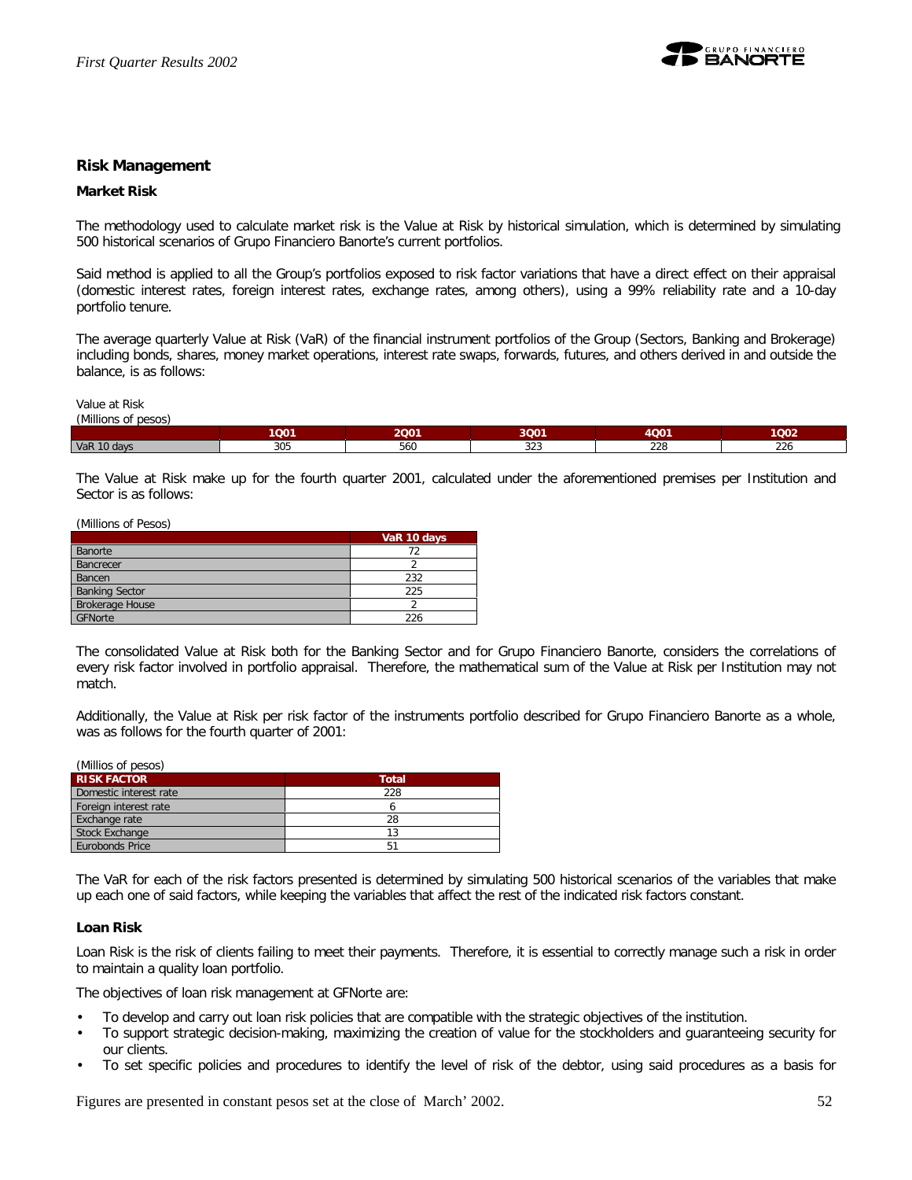## Risk Management

### Market Risk

The methodology used to calculate market risk is the Value at Risk by historical simulation, which is determined by simulating 500 historical scenarios of Grupo Financiero Banorte's current portfolios.

Said method is applied to all the Group's portfolios exposed to risk factor variations that have a direct effect on their appraisal (domestic interest rates, foreign interest rates, exchange rates, among others), using a 99% reliability rate and a 10-day portfolio tenure.

The average quarterly Value at Risk (VaR) of the financial instrument portfolios of the Group (Sectors, Banking and Brokerage) including bonds, shares, money market operations, interest rate swaps, forwards, futures, and others derived in and outside the balance, is as follows:

Value at Risk
(Millions of pesos)

| | 1Q01 | 2Q01 | 3Q01 | 4Q01 | 1Q02 |
|---|---|---|---|---|---|
| VaR 10 days | 305 | 560 | 323 | 228 | 226 |

The Value at Risk make up for the fourth quarter 2001, calculated under the aforementioned premises per Institution and Sector is as follows:

(Millions of Pesos)

| | VaR 10 days |
|---|---|
| Banorte | 72 |
| Bancrecer | 2 |
| Bancen | 232 |
| Banking Sector | 225 |
| Brokerage House | 2 |
| GFNorte | 226 |

The consolidated Value at Risk both for the Banking Sector and for Grupo Financiero Banorte, considers the correlations of every risk factor involved in portfolio appraisal. Therefore, the mathematical sum of the Value at Risk per Institution may not match.

Additionally, the Value at Risk per risk factor of the instruments portfolio described for Grupo Financiero Banorte as a whole, was as follows for the fourth quarter of 2001:

(Millios of pesos)

| RISK FACTOR | Total |
|---|---|
| Domestic interest rate | 228 |
| Foreign interest rate | 6 |
| Exchange rate | 28 |
| Stock Exchange | 13 |
| Eurobonds Price | 51 |

The VaR for each of the risk factors presented is determined by simulating 500 historical scenarios of the variables that make up each one of said factors, while keeping the variables that affect the rest of the indicated risk factors constant.

### Loan Risk

Loan Risk is the risk of clients failing to meet their payments. Therefore, it is essential to correctly manage such a risk in order to maintain a quality loan portfolio.

The objectives of loan risk management at GFNorte are:

- To develop and carry out loan risk policies that are compatible with the strategic objectives of the institution.
- To support strategic decision-making, maximizing the creation of value for the stockholders and guaranteeing security for our clients.
- To set specific policies and procedures to identify the level of risk of the debtor, using said procedures as a basis for

Figures are presented in constant pesos set at the close of March' 2002.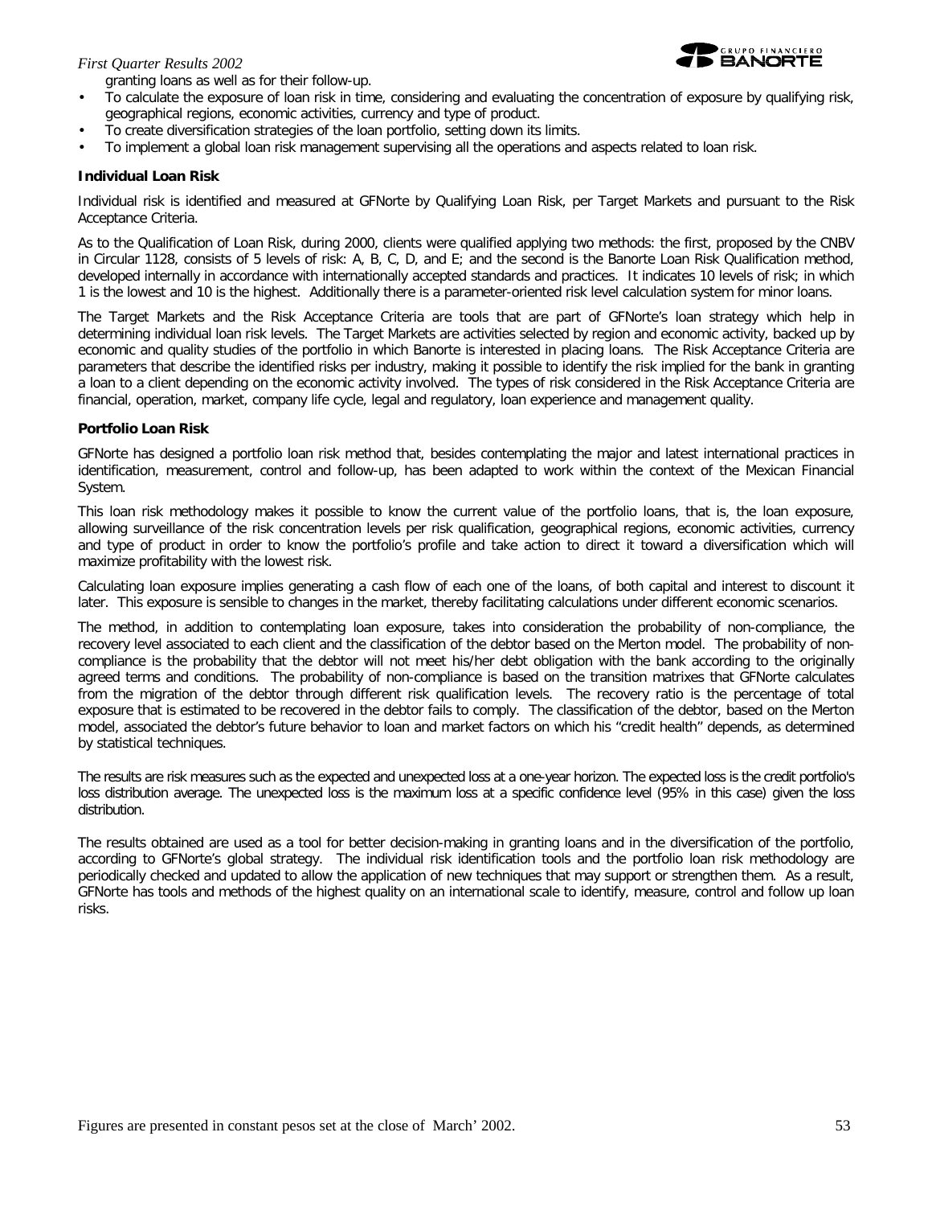granting loans as well as for their follow-up.

- To calculate the exposure of loan risk in time, considering and evaluating the concentration of exposure by qualifying risk, geographical regions, economic activities, currency and type of product.
- To create diversification strategies of the loan portfolio, setting down its limits.
- To implement a global loan risk management supervising all the operations and aspects related to loan risk.

**Individual Loan Risk**

Individual risk is identified and measured at GFNorte by Qualifying Loan Risk, per Target Markets and pursuant to the Risk Acceptance Criteria.

As to the Qualification of Loan Risk, during 2000, clients were qualified applying two methods: the first, proposed by the CNBV in Circular 1128, consists of 5 levels of risk: A, B, C, D, and E; and the second is the Banorte Loan Risk Qualification method, developed internally in accordance with internationally accepted standards and practices. It indicates 10 levels of risk; in which 1 is the lowest and 10 is the highest. Additionally there is a parameter-oriented risk level calculation system for minor loans.

The Target Markets and the Risk Acceptance Criteria are tools that are part of GFNorte's loan strategy which help in determining individual loan risk levels. The Target Markets are activities selected by region and economic activity, backed up by economic and quality studies of the portfolio in which Banorte is interested in placing loans. The Risk Acceptance Criteria are parameters that describe the identified risks per industry, making it possible to identify the risk implied for the bank in granting a loan to a client depending on the economic activity involved. The types of risk considered in the Risk Acceptance Criteria are financial, operation, market, company life cycle, legal and regulatory, loan experience and management quality.

**Portfolio Loan Risk**

GFNorte has designed a portfolio loan risk method that, besides contemplating the major and latest international practices in identification, measurement, control and follow-up, has been adapted to work within the context of the Mexican Financial System.

This loan risk methodology makes it possible to know the current value of the portfolio loans, that is, the loan exposure, allowing surveillance of the risk concentration levels per risk qualification, geographical regions, economic activities, currency and type of product in order to know the portfolio's profile and take action to direct it toward a diversification which will maximize profitability with the lowest risk.

Calculating loan exposure implies generating a cash flow of each one of the loans, of both capital and interest to discount it later. This exposure is sensible to changes in the market, thereby facilitating calculations under different economic scenarios.

The method, in addition to contemplating loan exposure, takes into consideration the probability of non-compliance, the recovery level associated to each client and the classification of the debtor based on the Merton model. The probability of non-compliance is the probability that the debtor will not meet his/her debt obligation with the bank according to the originally agreed terms and conditions. The probability of non-compliance is based on the transition matrixes that GFNorte calculates from the migration of the debtor through different risk qualification levels. The recovery ratio is the percentage of total exposure that is estimated to be recovered in the debtor fails to comply. The classification of the debtor, based on the Merton model, associated the debtor's future behavior to loan and market factors on which his "credit health" depends, as determined by statistical techniques.

The results are risk measures such as the expected and unexpected loss at a one-year horizon. The expected loss is the credit portfolio's loss distribution average. The unexpected loss is the maximum loss at a specific confidence level (95% in this case) given the loss distribution.

The results obtained are used as a tool for better decision-making in granting loans and in the diversification of the portfolio, according to GFNorte's global strategy. The individual risk identification tools and the portfolio loan risk methodology are periodically checked and updated to allow the application of new techniques that may support or strengthen them. As a result, GFNorte has tools and methods of the highest quality on an international scale to identify, measure, control and follow up loan risks.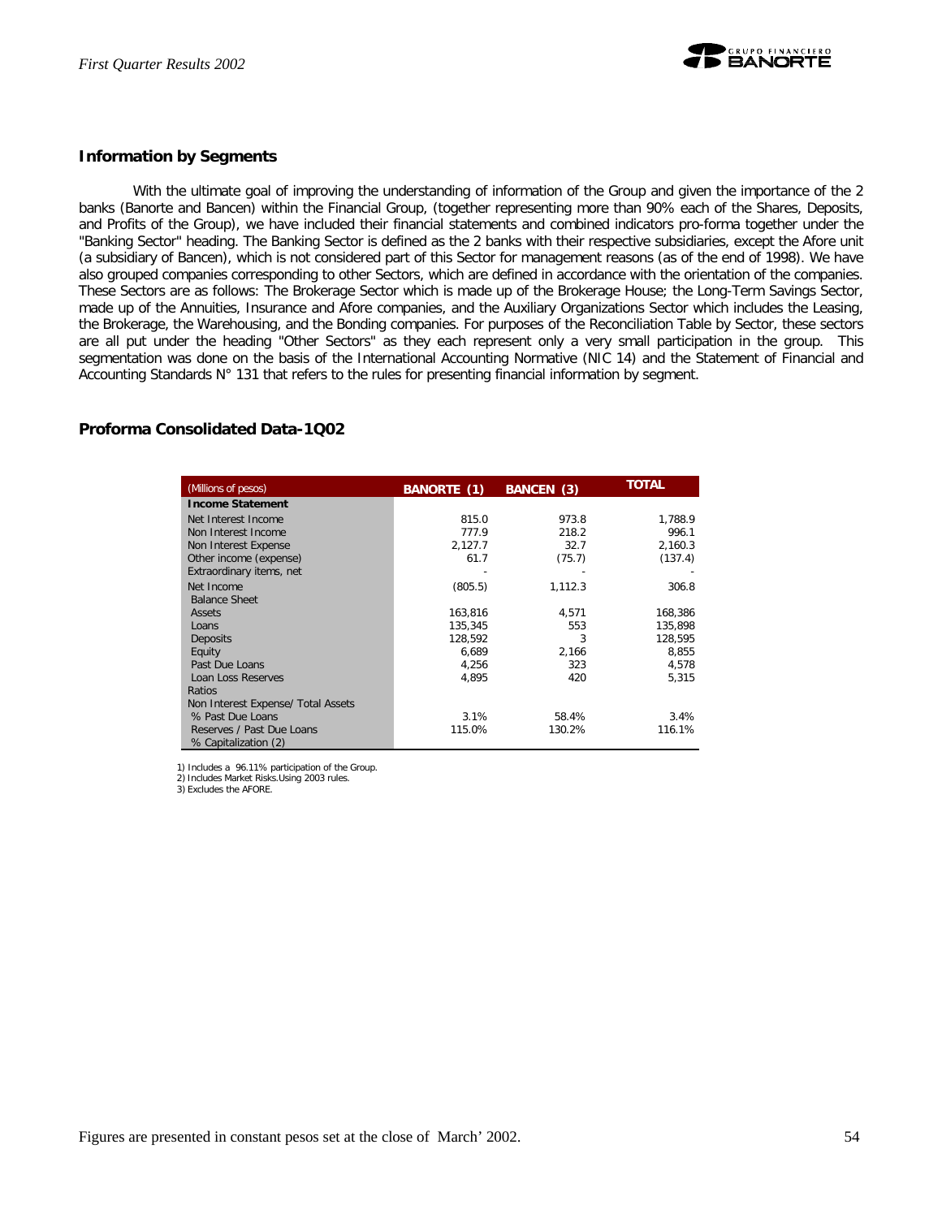## Information by Segments

With the ultimate goal of improving the understanding of information of the Group and given the importance of the 2 banks (Banorte and Bancen) within the Financial Group, (together representing more than 90% each of the Shares, Deposits, and Profits of the Group), we have included their financial statements and combined indicators pro-forma together under the "Banking Sector" heading. The Banking Sector is defined as the 2 banks with their respective subsidiaries, except the Afore unit (a subsidiary of Bancen), which is not considered part of this Sector for management reasons (as of the end of 1998). We have also grouped companies corresponding to other Sectors, which are defined in accordance with the orientation of the companies. These Sectors are as follows: The Brokerage Sector which is made up of the Brokerage House; the Long-Term Savings Sector, made up of the Annuities, Insurance and Afore companies, and the Auxiliary Organizations Sector which includes the Leasing, the Brokerage, the Warehousing, and the Bonding companies. For purposes of the Reconciliation Table by Sector, these sectors are all put under the heading "Other Sectors" as they each represent only a very small participation in the group. This segmentation was done on the basis of the International Accounting Normative (NIC 14) and the Statement of Financial and Accounting Standards N° 131 that refers to the rules for presenting financial information by segment.

## Proforma Consolidated Data-1Q02

| (Millions of pesos) | BANORTE (1) | BANCEN (3) | TOTAL |
|---|---|---|---|
| **Income Statement** | | | |
| Net Interest Income | 815.0 | 973.8 | 1,788.9 |
| Non Interest Income | 777.9 | 218.2 | 996.1 |
| Non Interest Expense | 2,127.7 | 32.7 | 2,160.3 |
| Other income (expense) | 61.7 | (75.7) | (137.4) |
| Extraordinary items, net | - | - | - |
| Net Income | (805.5) | 1,112.3 | 306.8 |
| Balance Sheet | | | |
| Assets | 163,816 | 4,571 | 168,386 |
| Loans | 135,345 | 553 | 135,898 |
| Deposits | 128,592 | 3 | 128,595 |
| Equity | 6,689 | 2,166 | 8,855 |
| Past Due Loans | 4,256 | 323 | 4,578 |
| Loan Loss Reserves | 4,895 | 420 | 5,315 |
| Ratios | | | |
| Non Interest Expense/ Total Assets | | | |
| % Past Due Loans | 3.1% | 58.4% | 3.4% |
| Reserves / Past Due Loans | 115.0% | 130.2% | 116.1% |
| % Capitalization (2) | | | |

1) Includes a 96.11% participation of the Group.
2) Includes Market Risks.Using 2003 rules.
3) Excludes the AFORE.

Figures are presented in constant pesos set at the close of March' 2002.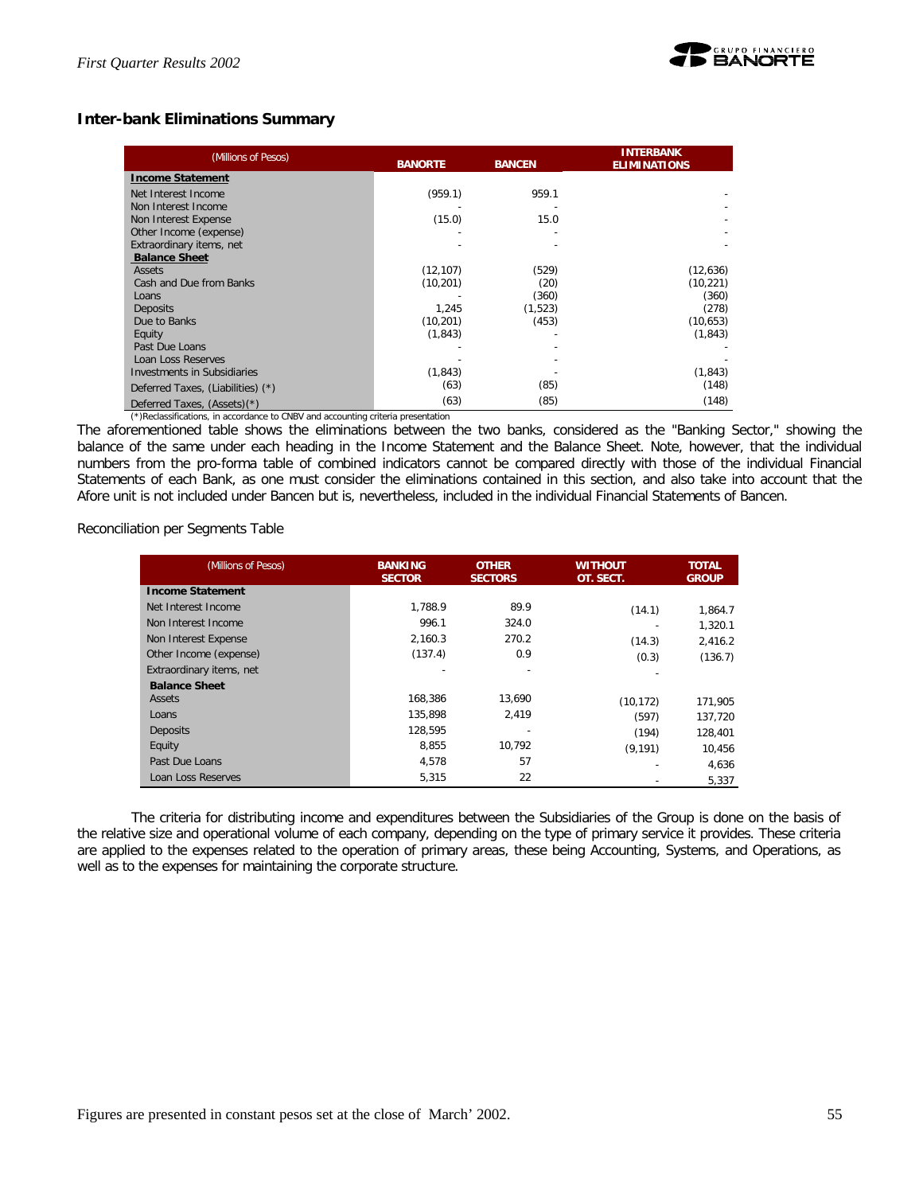## Inter-bank Eliminations Summary

| (Millions of Pesos) | BANORTE | BANCEN | INTERBANK ELIMINATIONS |
|---|---|---|---|
| **Income Statement** | | | |
| Net Interest Income | (959.1) | 959.1 | - |
| Non Interest Income | - | - | - |
| Non Interest Expense | (15.0) | 15.0 | - |
| Other Income (expense) | - | - | - |
| Extraordinary items, net | - | - | - |
| **Balance Sheet** | | | |
| Assets | (12,107) | (529) | (12,636) |
| Cash and Due from Banks | (10,201) | (20) | (10,221) |
| Loans | - | (360) | (360) |
| Deposits | 1,245 | (1,523) | (278) |
| Due to Banks | (10,201) | (453) | (10,653) |
| Equity | (1,843) | - | (1,843) |
| Past Due Loans | - | - | - |
| Loan Loss Reserves | - | - | - |
| Investments in Subsidiaries | (1,843) | - | (1,843) |
| Deferred Taxes, (Liabilities) (*) | (63) | (85) | (148) |
| Deferred Taxes, (Assets)(*) | (63) | (85) | (148) |

(*)Reclassifications, in accordance to CNBV and accounting criteria presentation

The aforementioned table shows the eliminations between the two banks, considered as the "Banking Sector," showing the balance of the same under each heading in the Income Statement and the Balance Sheet. Note, however, that the individual numbers from the pro-forma table of combined indicators cannot be compared directly with those of the individual Financial Statements of each Bank, as one must consider the eliminations contained in this section, and also take into account that the Afore unit is not included under Bancen but is, nevertheless, included in the individual Financial Statements of Bancen.

Reconciliation per Segments Table

| (Millions of Pesos) | BANKING SECTOR | OTHER SECTORS | WITHOUT OT. SECT. | TOTAL GROUP |
|---|---|---|---|---|
| **Income Statement** | | | | |
| Net Interest Income | 1,788.9 | 89.9 | (14.1) | 1,864.7 |
| Non Interest Income | 996.1 | 324.0 | - | 1,320.1 |
| Non Interest Expense | 2,160.3 | 270.2 | (14.3) | 2,416.2 |
| Other Income (expense) | (137.4) | 0.9 | (0.3) | (136.7) |
| Extraordinary items, net | - | - | - | |
| **Balance Sheet** | | | | |
| Assets | 168,386 | 13,690 | (10,172) | 171,905 |
| Loans | 135,898 | 2,419 | (597) | 137,720 |
| Deposits | 128,595 | - | (194) | 128,401 |
| Equity | 8,855 | 10,792 | (9,191) | 10,456 |
| Past Due Loans | 4,578 | 57 | - | 4,636 |
| Loan Loss Reserves | 5,315 | 22 | - | 5,337 |

The criteria for distributing income and expenditures between the Subsidiaries of the Group is done on the basis of the relative size and operational volume of each company, depending on the type of primary service it provides. These criteria are applied to the expenses related to the operation of primary areas, these being Accounting, Systems, and Operations, as well as to the expenses for maintaining the corporate structure.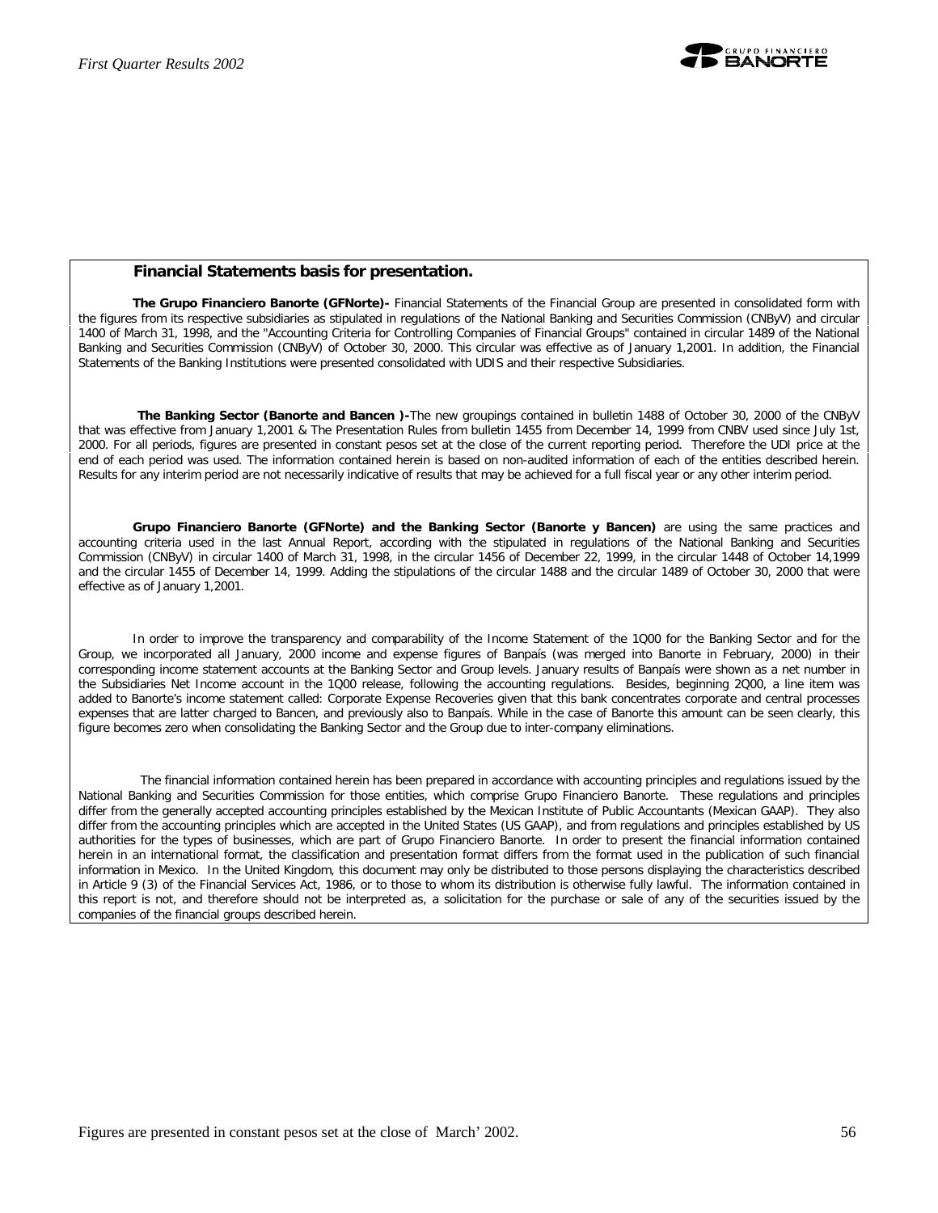## Financial Statements basis for presentation.

**The Grupo Financiero Banorte (GFNorte)-** Financial Statements of the Financial Group are presented in consolidated form with the figures from its respective subsidiaries as stipulated in regulations of the National Banking and Securities Commission (CNByV) and circular 1400 of March 31, 1998, and the "Accounting Criteria for Controlling Companies of Financial Groups" contained in circular 1489 of the National Banking and Securities Commission (CNByV) of October 30, 2000. This circular was effective as of January 1,2001. In addition, the Financial Statements of the Banking Institutions were presented consolidated with UDIS and their respective Subsidiaries.

**The Banking Sector (Banorte and Bancen )-**The new groupings contained in bulletin 1488 of October 30, 2000 of the CNByV that was effective from January 1,2001 & The Presentation Rules from bulletin 1455 from December 14, 1999 from CNBV used since July 1st, 2000. For all periods, figures are presented in constant pesos set at the close of the current reporting period. Therefore the UDI price at the end of each period was used. The information contained herein is based on non-audited information of each of the entities described herein. Results for any interim period are not necessarily indicative of results that may be achieved for a full fiscal year or any other interim period.

**Grupo Financiero Banorte (GFNorte) and the Banking Sector (Banorte y Bancen)** are using the same practices and accounting criteria used in the last Annual Report, according with the stipulated in regulations of the National Banking and Securities Commission (CNByV) in circular 1400 of March 31, 1998, in the circular 1456 of December 22, 1999, in the circular 1448 of October 14,1999 and the circular 1455 of December 14, 1999. Adding the stipulations of the circular 1488 and the circular 1489 of October 30, 2000 that were effective as of January 1,2001.

In order to improve the transparency and comparability of the Income Statement of the 1Q00 for the Banking Sector and for the Group, we incorporated all January, 2000 income and expense figures of Banpaís (was merged into Banorte in February, 2000) in their corresponding income statement accounts at the Banking Sector and Group levels. January results of Banpaís were shown as a net number in the Subsidiaries Net Income account in the 1Q00 release, following the accounting regulations. Besides, beginning 2Q00, a line item was added to Banorte's income statement called: Corporate Expense Recoveries given that this bank concentrates corporate and central processes expenses that are latter charged to Bancen, and previously also to Banpaís. While in the case of Banorte this amount can be seen clearly, this figure becomes zero when consolidating the Banking Sector and the Group due to inter-company eliminations.

The financial information contained herein has been prepared in accordance with accounting principles and regulations issued by the National Banking and Securities Commission for those entities, which comprise Grupo Financiero Banorte. These regulations and principles differ from the generally accepted accounting principles established by the Mexican Institute of Public Accountants (Mexican GAAP). They also differ from the accounting principles which are accepted in the United States (US GAAP), and from regulations and principles established by US authorities for the types of businesses, which are part of Grupo Financiero Banorte. In order to present the financial information contained herein in an international format, the classification and presentation format differs from the format used in the publication of such financial information in Mexico. In the United Kingdom, this document may only be distributed to those persons displaying the characteristics described in Article 9 (3) of the Financial Services Act, 1986, or to those to whom its distribution is otherwise fully lawful. The information contained in this report is not, and therefore should not be interpreted as, a solicitation for the purchase or sale of any of the securities issued by the companies of the financial groups described herein.